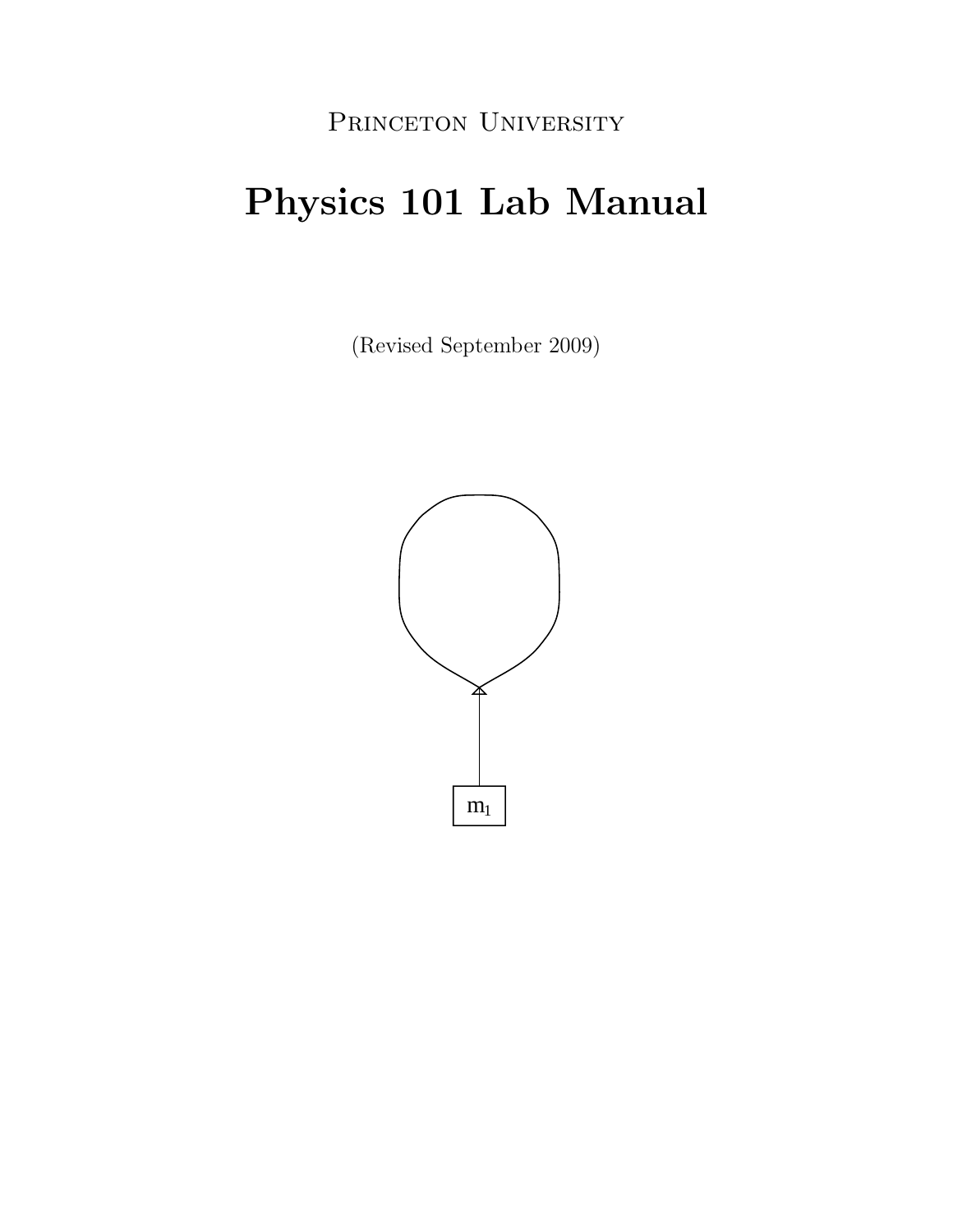Princeton University

# Physics 101 Lab Manual

(Revised September 2009)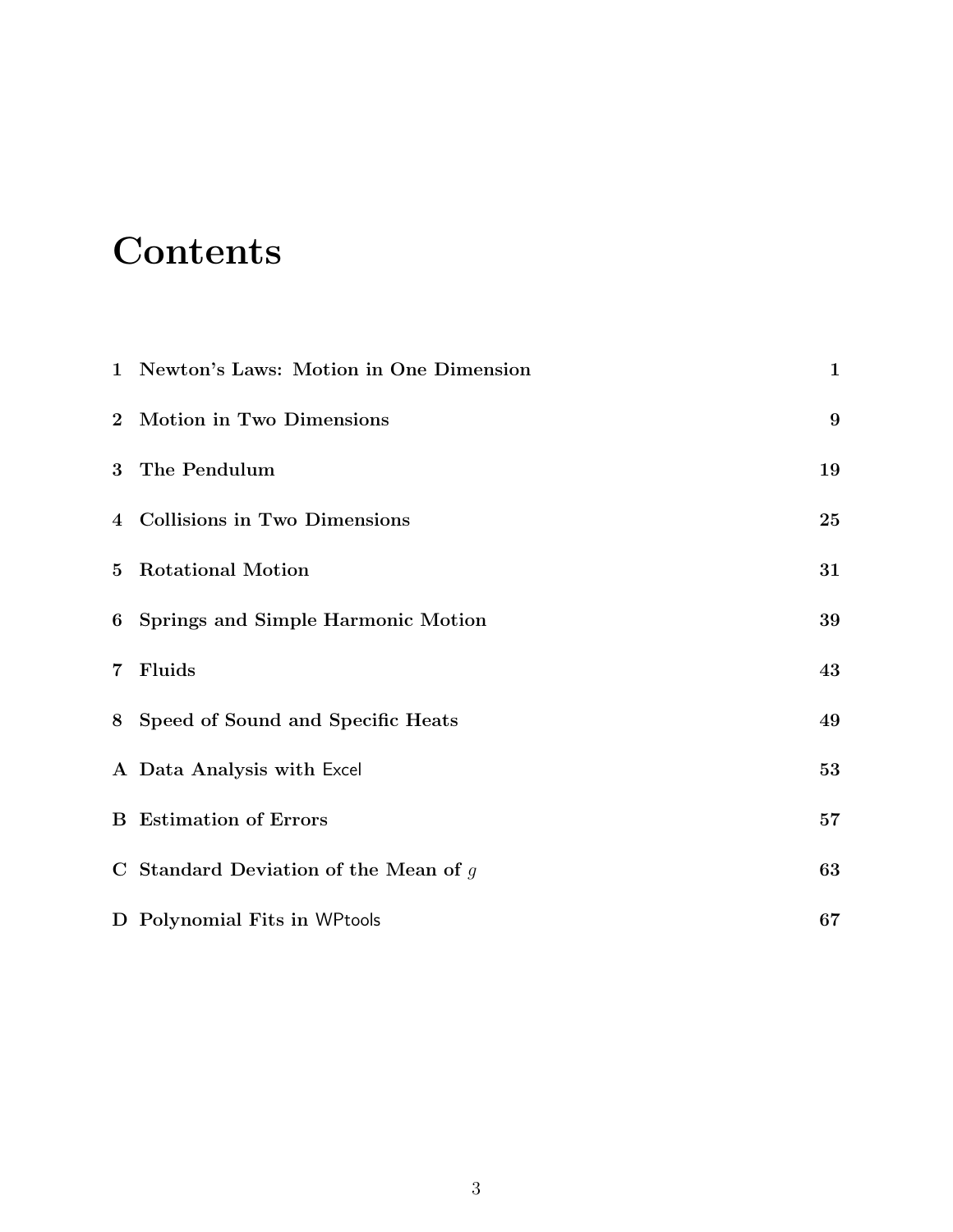# Contents

| | | |
|---|---|---|
| **1** | **Newton's Laws: Motion in One Dimension** | **1** |
| **2** | **Motion in Two Dimensions** | **9** |
| **3** | **The Pendulum** | **19** |
| **4** | **Collisions in Two Dimensions** | **25** |
| **5** | **Rotational Motion** | **31** |
| **6** | **Springs and Simple Harmonic Motion** | **39** |
| **7** | **Fluids** | **43** |
| **8** | **Speed of Sound and Specific Heats** | **49** |
| **A** | **Data Analysis with** Excel | **53** |
| **B** | **Estimation of Errors** | **57** |
| **C** | **Standard Deviation of the Mean of** $g$ | **63** |
| **D** | **Polynomial Fits in** WPtools | **67** |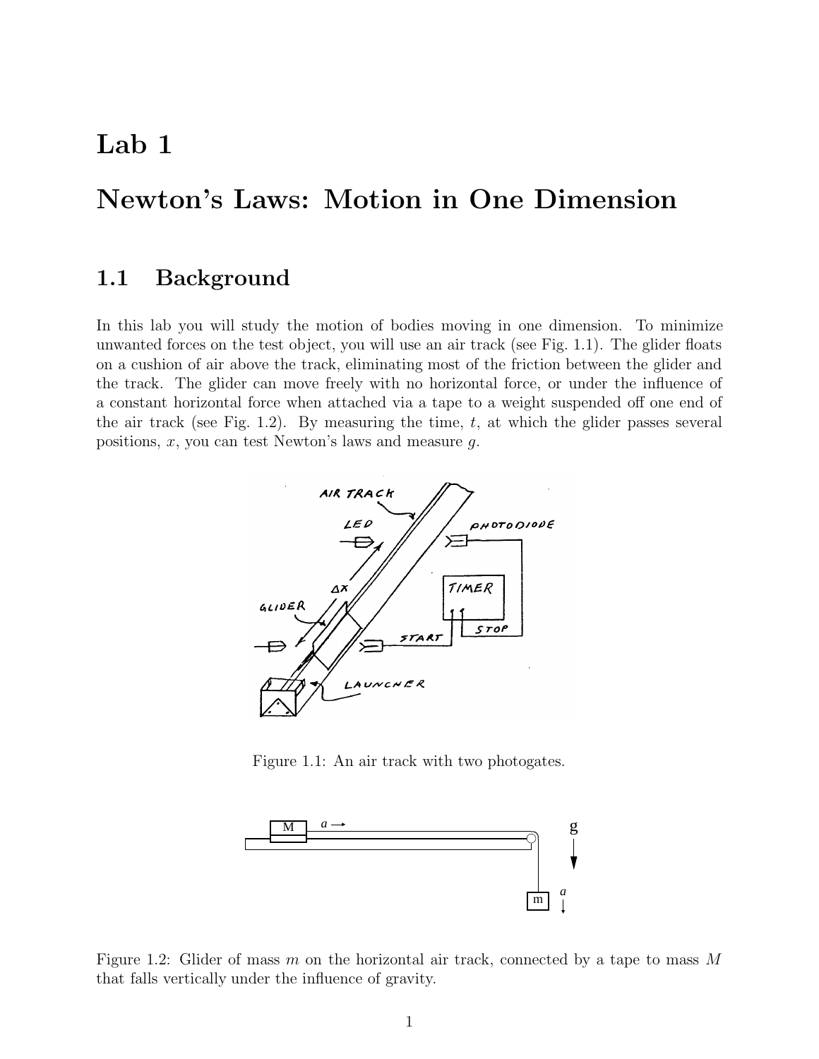# Lab 1

# Newton's Laws: Motion in One Dimension

## 1.1 Background

In this lab you will study the motion of bodies moving in one dimension. To minimize unwanted forces on the test object, you will use an air track (see Fig. 1.1). The glider floats on a cushion of air above the track, eliminating most of the friction between the glider and the track. The glider can move freely with no horizontal force, or under the influence of a constant horizontal force when attached via a tape to a weight suspended off one end of the air track (see Fig. 1.2). By measuring the time, $t$, at which the glider passes several positions, $x$, you can test Newton's laws and measure $g$.

Figure 1.1: An air track with two photogates.

Figure 1.2: Glider of mass $m$ on the horizontal air track, connected by a tape to mass $M$ that falls vertically under the influence of gravity.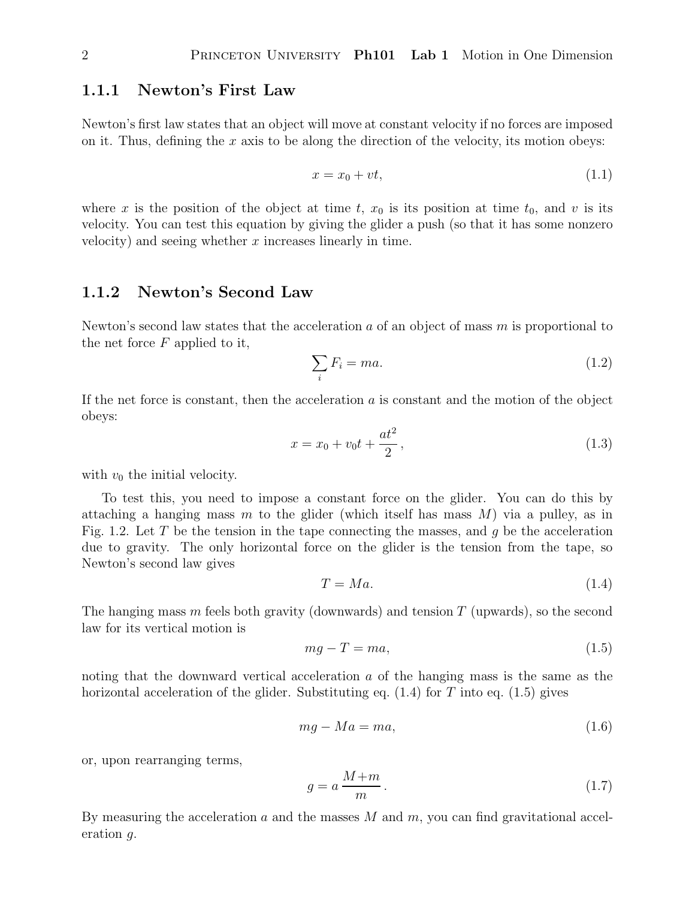### 1.1.1 Newton's First Law

Newton's first law states that an object will move at constant velocity if no forces are imposed on it. Thus, defining the $x$ axis to be along the direction of the velocity, its motion obeys:

$$x = x_0 + vt, \tag{1.1}$$

where $x$ is the position of the object at time $t$, $x_0$ is its position at time $t_0$, and $v$ is its velocity. You can test this equation by giving the glider a push (so that it has some nonzero velocity) and seeing whether $x$ increases linearly in time.

### 1.1.2 Newton's Second Law

Newton's second law states that the acceleration $a$ of an object of mass $m$ is proportional to the net force $F$ applied to it,

$$\sum_i F_i = ma. \tag{1.2}$$

If the net force is constant, then the acceleration $a$ is constant and the motion of the object obeys:

$$x = x_0 + v_0 t + \frac{at^2}{2}, \tag{1.3}$$

with $v_0$ the initial velocity.

To test this, you need to impose a constant force on the glider. You can do this by attaching a hanging mass $m$ to the glider (which itself has mass $M$) via a pulley, as in Fig. 1.2. Let $T$ be the tension in the tape connecting the masses, and $g$ be the acceleration due to gravity. The only horizontal force on the glider is the tension from the tape, so Newton's second law gives

$$T = Ma. \tag{1.4}$$

The hanging mass $m$ feels both gravity (downwards) and tension $T$ (upwards), so the second law for its vertical motion is

$$mg - T = ma, \tag{1.5}$$

noting that the downward vertical acceleration $a$ of the hanging mass is the same as the horizontal acceleration of the glider. Substituting eq. (1.4) for $T$ into eq. (1.5) gives

$$mg - Ma = ma, \tag{1.6}$$

or, upon rearranging terms,

$$g = a\,\frac{M+m}{m}. \tag{1.7}$$

By measuring the acceleration $a$ and the masses $M$ and $m$, you can find gravitational acceleration $g$.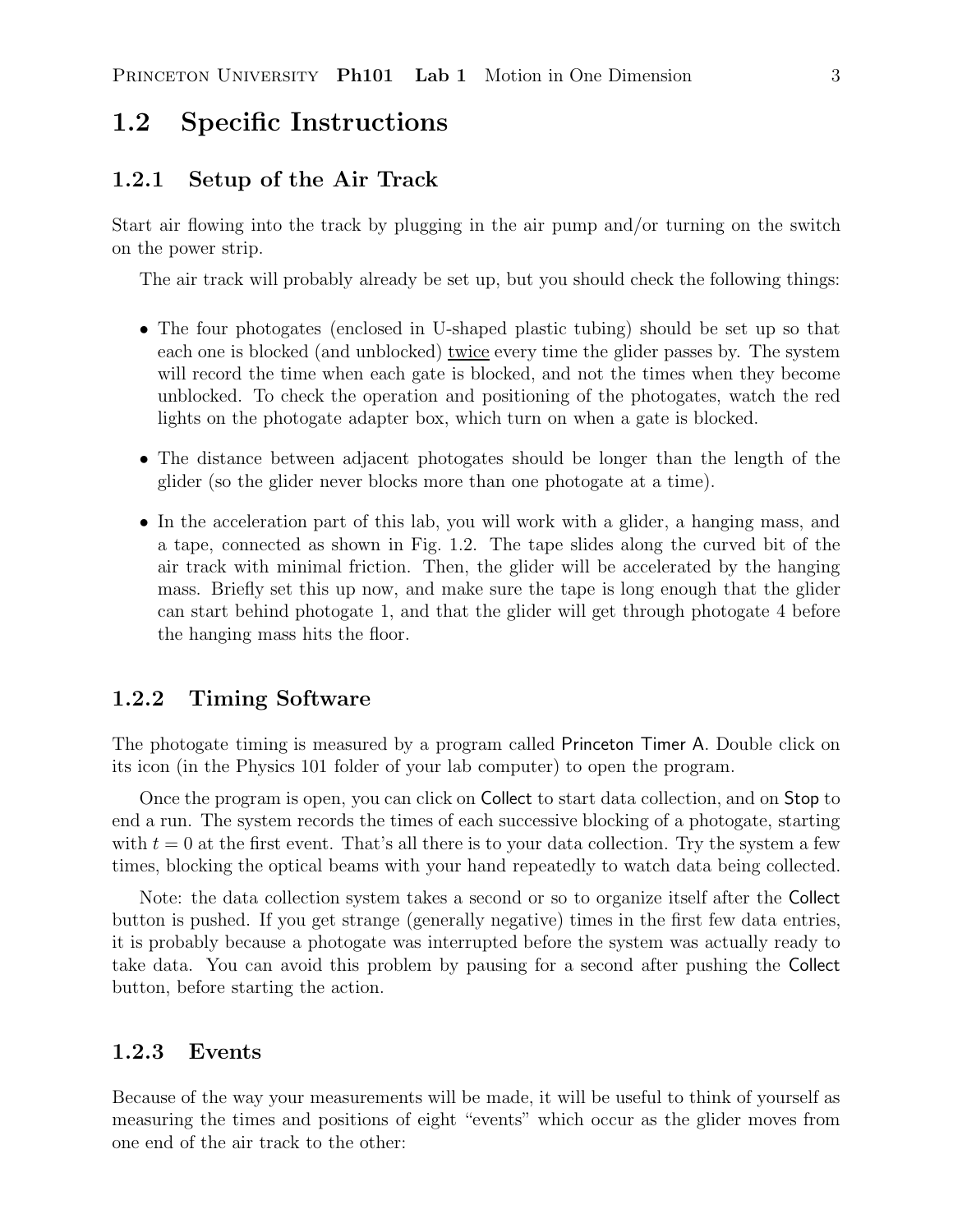## 1.2 Specific Instructions

### 1.2.1 Setup of the Air Track

Start air flowing into the track by plugging in the air pump and/or turning on the switch on the power strip.

The air track will probably already be set up, but you should check the following things:

- The four photogates (enclosed in U-shaped plastic tubing) should be set up so that each one is blocked (and unblocked) twice every time the glider passes by. The system will record the time when each gate is blocked, and not the times when they become unblocked. To check the operation and positioning of the photogates, watch the red lights on the photogate adapter box, which turn on when a gate is blocked.
- The distance between adjacent photogates should be longer than the length of the glider (so the glider never blocks more than one photogate at a time).
- In the acceleration part of this lab, you will work with a glider, a hanging mass, and a tape, connected as shown in Fig. 1.2. The tape slides along the curved bit of the air track with minimal friction. Then, the glider will be accelerated by the hanging mass. Briefly set this up now, and make sure the tape is long enough that the glider can start behind photogate 1, and that the glider will get through photogate 4 before the hanging mass hits the floor.

### 1.2.2 Timing Software

The photogate timing is measured by a program called Princeton Timer A. Double click on its icon (in the Physics 101 folder of your lab computer) to open the program.

Once the program is open, you can click on Collect to start data collection, and on Stop to end a run. The system records the times of each successive blocking of a photogate, starting with $t = 0$ at the first event. That's all there is to your data collection. Try the system a few times, blocking the optical beams with your hand repeatedly to watch data being collected.

Note: the data collection system takes a second or so to organize itself after the Collect button is pushed. If you get strange (generally negative) times in the first few data entries, it is probably because a photogate was interrupted before the system was actually ready to take data. You can avoid this problem by pausing for a second after pushing the Collect button, before starting the action.

### 1.2.3 Events

Because of the way your measurements will be made, it will be useful to think of yourself as measuring the times and positions of eight "events" which occur as the glider moves from one end of the air track to the other: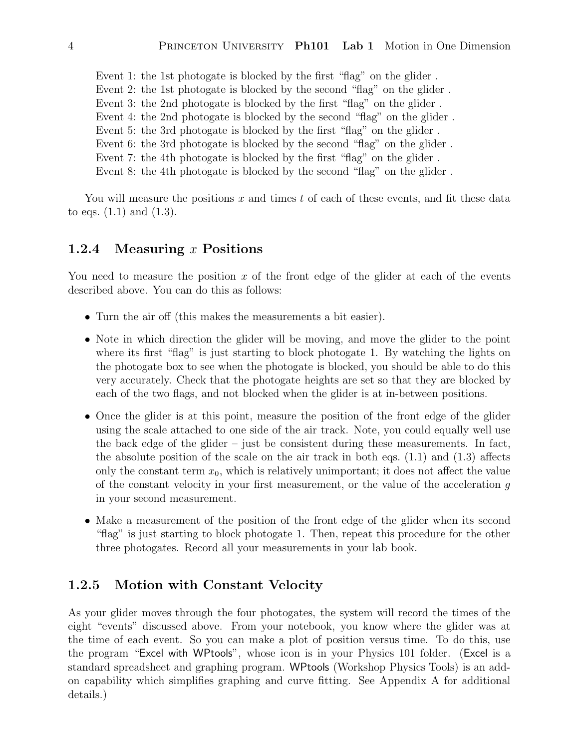Event 1: the 1st photogate is blocked by the first “flag” on the glider .
Event 2: the 1st photogate is blocked by the second “flag” on the glider .
Event 3: the 2nd photogate is blocked by the first “flag” on the glider .
Event 4: the 2nd photogate is blocked by the second “flag” on the glider .
Event 5: the 3rd photogate is blocked by the first “flag” on the glider .
Event 6: the 3rd photogate is blocked by the second “flag” on the glider .
Event 7: the 4th photogate is blocked by the first “flag” on the glider .
Event 8: the 4th photogate is blocked by the second “flag” on the glider .

You will measure the positions $x$ and times $t$ of each of these events, and fit these data to eqs. (1.1) and (1.3).

### 1.2.4 Measuring $x$ Positions

You need to measure the position $x$ of the front edge of the glider at each of the events described above. You can do this as follows:

- Turn the air off (this makes the measurements a bit easier).
- Note in which direction the glider will be moving, and move the glider to the point where its first “flag” is just starting to block photogate 1. By watching the lights on the photogate box to see when the photogate is blocked, you should be able to do this very accurately. Check that the photogate heights are set so that they are blocked by each of the two flags, and not blocked when the glider is at in-between positions.
- Once the glider is at this point, measure the position of the front edge of the glider using the scale attached to one side of the air track. Note, you could equally well use the back edge of the glider – just be consistent during these measurements. In fact, the absolute position of the scale on the air track in both eqs. (1.1) and (1.3) affects only the constant term $x_0$, which is relatively unimportant; it does not affect the value of the constant velocity in your first measurement, or the value of the acceleration $g$ in your second measurement.
- Make a measurement of the position of the front edge of the glider when its second “flag” is just starting to block photogate 1. Then, repeat this procedure for the other three photogates. Record all your measurements in your lab book.

### 1.2.5 Motion with Constant Velocity

As your glider moves through the four photogates, the system will record the times of the eight “events” discussed above. From your notebook, you know where the glider was at the time of each event. So you can make a plot of position versus time. To do this, use the program “Excel with WPtools”, whose icon is in your Physics 101 folder. (Excel is a standard spreadsheet and graphing program. WPtools (Workshop Physics Tools) is an add-on capability which simplifies graphing and curve fitting. See Appendix A for additional details.)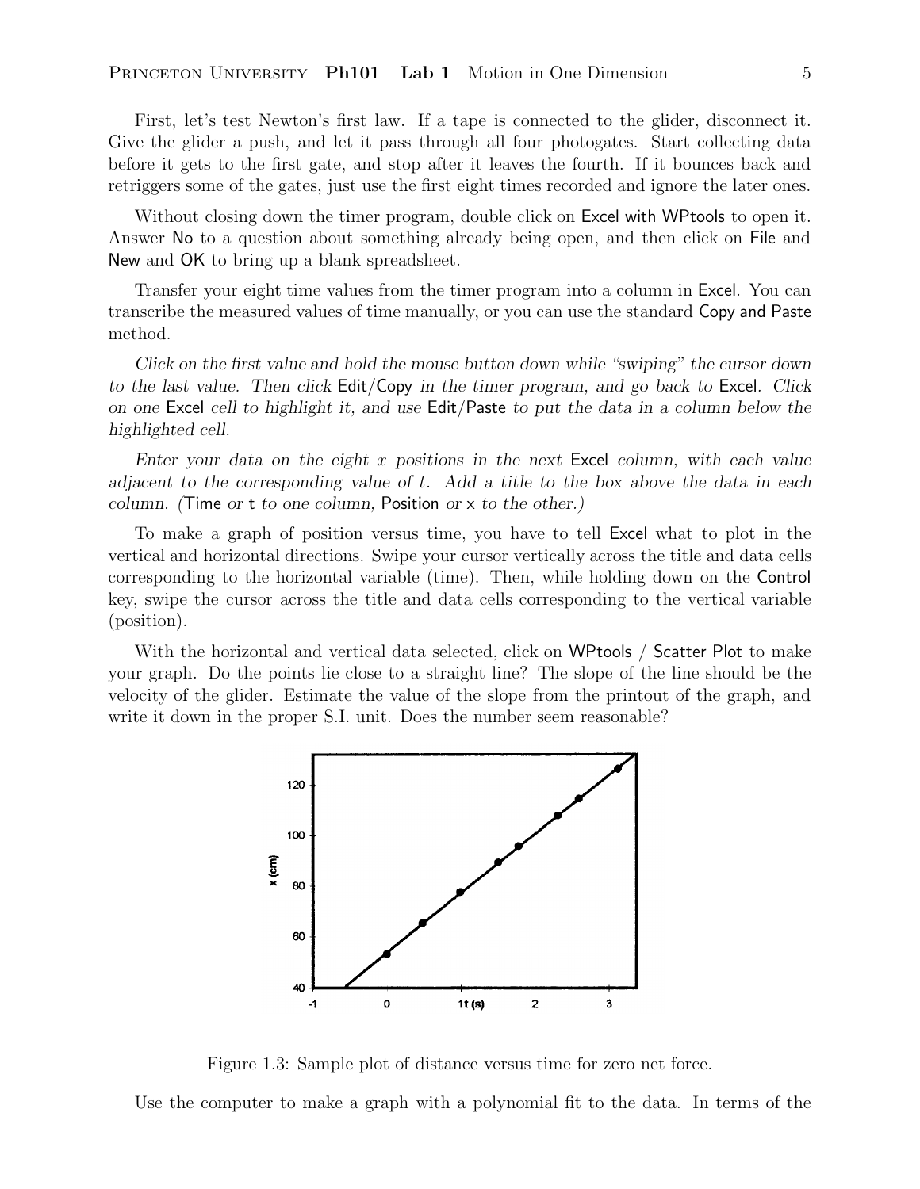First, let's test Newton's first law. If a tape is connected to the glider, disconnect it. Give the glider a push, and let it pass through all four photogates. Start collecting data before it gets to the first gate, and stop after it leaves the fourth. If it bounces back and retriggers some of the gates, just use the first eight times recorded and ignore the later ones.

Without closing down the timer program, double click on Excel with WPtools to open it. Answer No to a question about something already being open, and then click on File and New and OK to bring up a blank spreadsheet.

Transfer your eight time values from the timer program into a column in Excel. You can transcribe the measured values of time manually, or you can use the standard Copy and Paste method.

*Click on the first value and hold the mouse button down while "swiping" the cursor down to the last value. Then click* Edit/Copy *in the timer program, and go back to* Excel*. Click on one* Excel *cell to highlight it, and use* Edit/Paste *to put the data in a column below the highlighted cell.*

*Enter your data on the eight $x$ positions in the next* Excel *column, with each value adjacent to the corresponding value of $t$. Add a title to the box above the data in each column. (*Time *or* t *to one column,* Position *or* x *to the other.)*

To make a graph of position versus time, you have to tell Excel what to plot in the vertical and horizontal directions. Swipe your cursor vertically across the title and data cells corresponding to the horizontal variable (time). Then, while holding down on the Control key, swipe the cursor across the title and data cells corresponding to the vertical variable (position).

With the horizontal and vertical data selected, click on WPtools / Scatter Plot to make your graph. Do the points lie close to a straight line? The slope of the line should be the velocity of the glider. Estimate the value of the slope from the printout of the graph, and write it down in the proper S.I. unit. Does the number seem reasonable?

Figure 1.3: Sample plot of distance versus time for zero net force.

Use the computer to make a graph with a polynomial fit to the data. In terms of the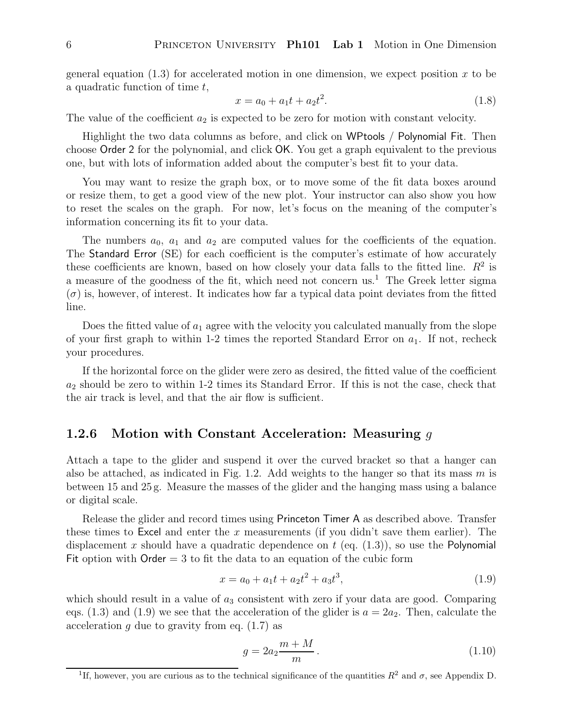general equation (1.3) for accelerated motion in one dimension, we expect position $x$ to be a quadratic function of time $t$,

$$x = a_0 + a_1 t + a_2 t^2. \tag{1.8}$$

The value of the coefficient $a_2$ is expected to be zero for motion with constant velocity.

Highlight the two data columns as before, and click on WPtools / Polynomial Fit. Then choose Order 2 for the polynomial, and click OK. You get a graph equivalent to the previous one, but with lots of information added about the computer's best fit to your data.

You may want to resize the graph box, or to move some of the fit data boxes around or resize them, to get a good view of the new plot. Your instructor can also show you how to reset the scales on the graph. For now, let's focus on the meaning of the computer's information concerning its fit to your data.

The numbers $a_0$, $a_1$ and $a_2$ are computed values for the coefficients of the equation. The Standard Error (SE) for each coefficient is the computer's estimate of how accurately these coefficients are known, based on how closely your data falls to the fitted line. $R^2$ is a measure of the goodness of the fit, which need not concern us.[1] The Greek letter sigma ($\sigma$) is, however, of interest. It indicates how far a typical data point deviates from the fitted line.

Does the fitted value of $a_1$ agree with the velocity you calculated manually from the slope of your first graph to within 1-2 times the reported Standard Error on $a_1$. If not, recheck your procedures.

If the horizontal force on the glider were zero as desired, the fitted value of the coefficient $a_2$ should be zero to within 1-2 times its Standard Error. If this is not the case, check that the air track is level, and that the air flow is sufficient.

### 1.2.6 Motion with Constant Acceleration: Measuring $g$

Attach a tape to the glider and suspend it over the curved bracket so that a hanger can also be attached, as indicated in Fig. 1.2. Add weights to the hanger so that its mass $m$ is between 15 and 25 g. Measure the masses of the glider and the hanging mass using a balance or digital scale.

Release the glider and record times using Princeton Timer A as described above. Transfer these times to Excel and enter the $x$ measurements (if you didn't save them earlier). The displacement $x$ should have a quadratic dependence on $t$ (eq. (1.3)), so use the Polynomial Fit option with Order = 3 to fit the data to an equation of the cubic form

$$x = a_0 + a_1 t + a_2 t^2 + a_3 t^3, \tag{1.9}$$

which should result in a value of $a_3$ consistent with zero if your data are good. Comparing eqs. (1.3) and (1.9) we see that the acceleration of the glider is $a = 2a_2$. Then, calculate the acceleration $g$ due to gravity from eq. (1.7) as

$$g = 2a_2 \frac{m + M}{m}. \tag{1.10}$$

[1] If, however, you are curious as to the technical significance of the quantities $R^2$ and $\sigma$, see Appendix D.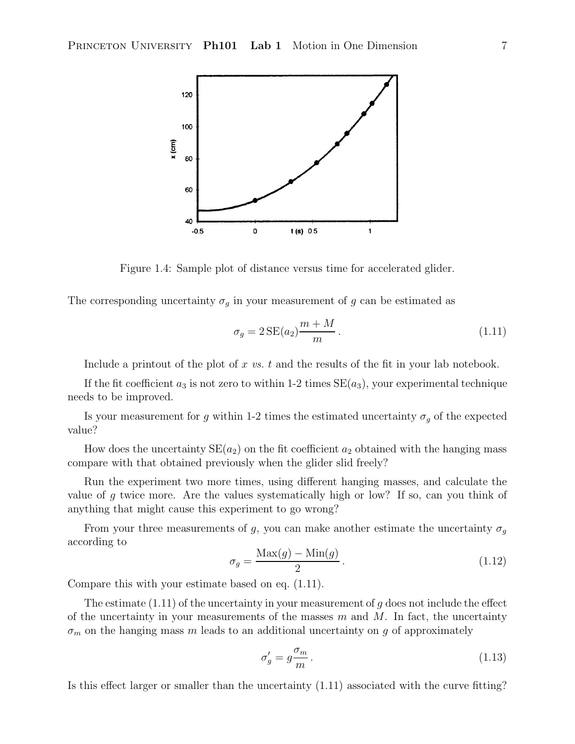Figure 1.4: Sample plot of distance versus time for accelerated glider.

The corresponding uncertainty $\sigma_g$ in your measurement of $g$ can be estimated as

$$\sigma_g = 2\,\mathrm{SE}(a_2)\frac{m+M}{m}\,. \tag{1.11}$$

Include a printout of the plot of $x$ *vs.* $t$ and the results of the fit in your lab notebook.

If the fit coefficient $a_3$ is not zero to within 1-2 times $\mathrm{SE}(a_3)$, your experimental technique needs to be improved.

Is your measurement for $g$ within 1-2 times the estimated uncertainty $\sigma_g$ of the expected value?

How does the uncertainty $\mathrm{SE}(a_2)$ on the fit coefficient $a_2$ obtained with the hanging mass compare with that obtained previously when the glider slid freely?

Run the experiment two more times, using different hanging masses, and calculate the value of $g$ twice more. Are the values systematically high or low? If so, can you think of anything that might cause this experiment to go wrong?

From your three measurements of $g$, you can make another estimate the uncertainty $\sigma_g$ according to

$$\sigma_g = \frac{\mathrm{Max}(g) - \mathrm{Min}(g)}{2}\,. \tag{1.12}$$

Compare this with your estimate based on eq. (1.11).

The estimate (1.11) of the uncertainty in your measurement of $g$ does not include the effect of the uncertainty in your measurements of the masses $m$ and $M$. In fact, the uncertainty $\sigma_m$ on the hanging mass $m$ leads to an additional uncertainty on $g$ of approximately

$$\sigma'_g = g\frac{\sigma_m}{m}\,. \tag{1.13}$$

Is this effect larger or smaller than the uncertainty (1.11) associated with the curve fitting?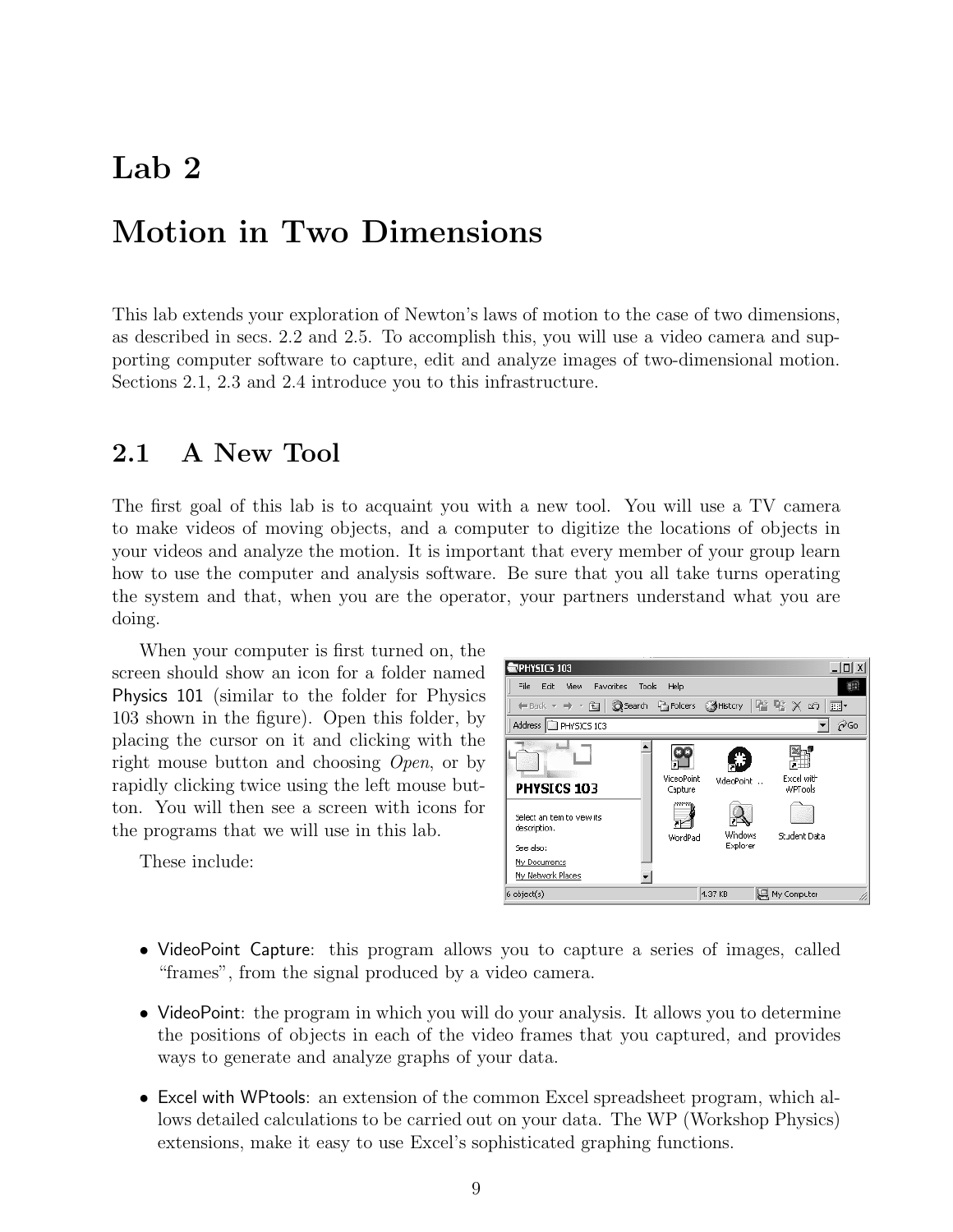# Lab 2

# Motion in Two Dimensions

This lab extends your exploration of Newton's laws of motion to the case of two dimensions, as described in secs. 2.2 and 2.5. To accomplish this, you will use a video camera and supporting computer software to capture, edit and analyze images of two-dimensional motion. Sections 2.1, 2.3 and 2.4 introduce you to this infrastructure.

## 2.1 A New Tool

The first goal of this lab is to acquaint you with a new tool. You will use a TV camera to make videos of moving objects, and a computer to digitize the locations of objects in your videos and analyze the motion. It is important that every member of your group learn how to use the computer and analysis software. Be sure that you all take turns operating the system and that, when you are the operator, your partners understand what you are doing.

When your computer is first turned on, the screen should show an icon for a folder named Physics 101 (similar to the folder for Physics 103 shown in the figure). Open this folder, by placing the cursor on it and clicking with the right mouse button and choosing *Open*, or by rapidly clicking twice using the left mouse button. You will then see a screen with icons for the programs that we will use in this lab.

These include:

- VideoPoint Capture: this program allows you to capture a series of images, called "frames", from the signal produced by a video camera.
- VideoPoint: the program in which you will do your analysis. It allows you to determine the positions of objects in each of the video frames that you captured, and provides ways to generate and analyze graphs of your data.
- Excel with WPtools: an extension of the common Excel spreadsheet program, which allows detailed calculations to be carried out on your data. The WP (Workshop Physics) extensions, make it easy to use Excel's sophisticated graphing functions.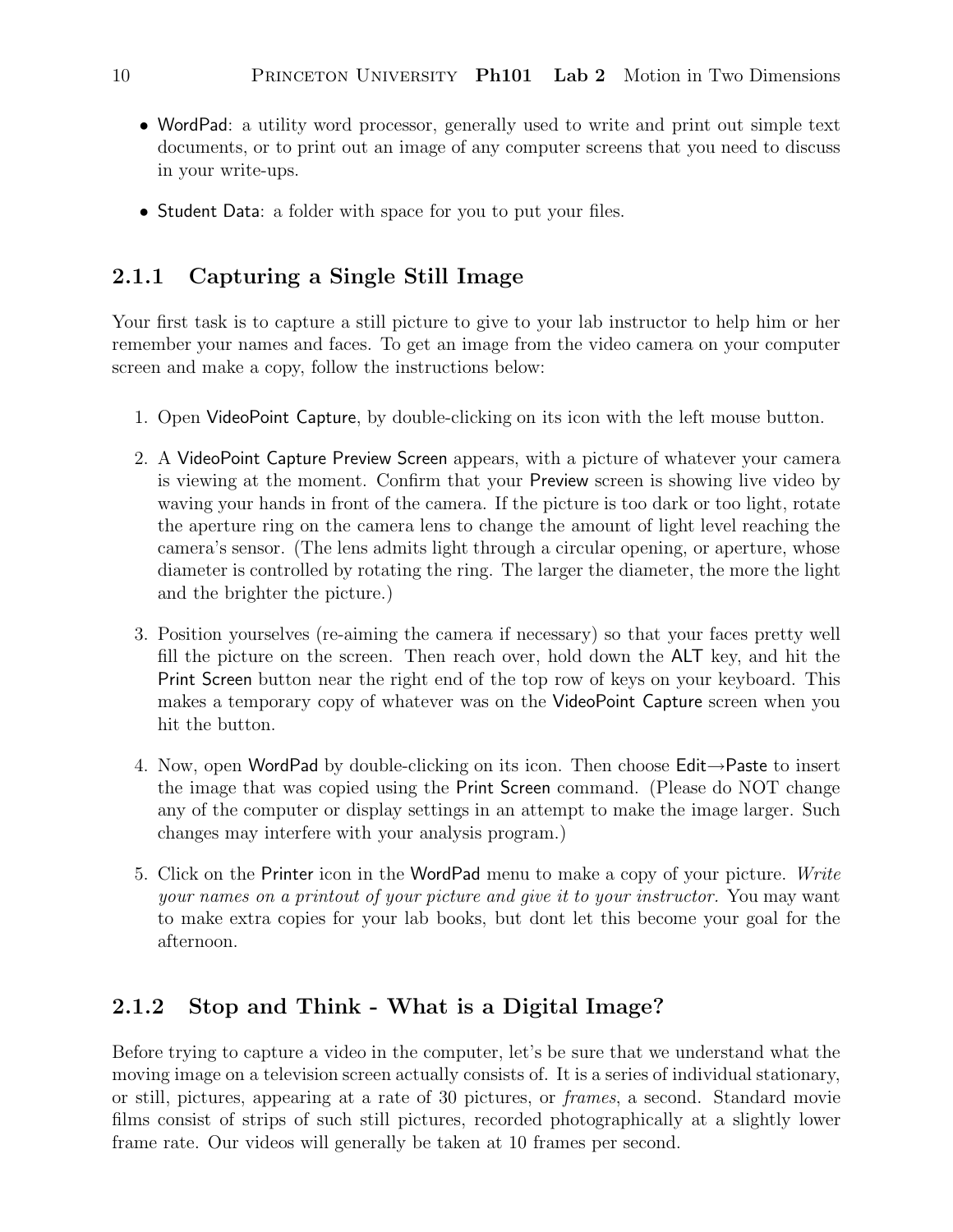- WordPad: a utility word processor, generally used to write and print out simple text documents, or to print out an image of any computer screens that you need to discuss in your write-ups.
- Student Data: a folder with space for you to put your files.

### 2.1.1 Capturing a Single Still Image

Your first task is to capture a still picture to give to your lab instructor to help him or her remember your names and faces. To get an image from the video camera on your computer screen and make a copy, follow the instructions below:

1. Open VideoPoint Capture, by double-clicking on its icon with the left mouse button.
2. A VideoPoint Capture Preview Screen appears, with a picture of whatever your camera is viewing at the moment. Confirm that your Preview screen is showing live video by waving your hands in front of the camera. If the picture is too dark or too light, rotate the aperture ring on the camera lens to change the amount of light level reaching the camera's sensor. (The lens admits light through a circular opening, or aperture, whose diameter is controlled by rotating the ring. The larger the diameter, the more the light and the brighter the picture.)
3. Position yourselves (re-aiming the camera if necessary) so that your faces pretty well fill the picture on the screen. Then reach over, hold down the ALT key, and hit the Print Screen button near the right end of the top row of keys on your keyboard. This makes a temporary copy of whatever was on the VideoPoint Capture screen when you hit the button.
4. Now, open WordPad by double-clicking on its icon. Then choose Edit→Paste to insert the image that was copied using the Print Screen command. (Please do NOT change any of the computer or display settings in an attempt to make the image larger. Such changes may interfere with your analysis program.)
5. Click on the Printer icon in the WordPad menu to make a copy of your picture. *Write your names on a printout of your picture and give it to your instructor.* You may want to make extra copies for your lab books, but dont let this become your goal for the afternoon.

### 2.1.2 Stop and Think - What is a Digital Image?

Before trying to capture a video in the computer, let's be sure that we understand what the moving image on a television screen actually consists of. It is a series of individual stationary, or still, pictures, appearing at a rate of 30 pictures, or *frames*, a second. Standard movie films consist of strips of such still pictures, recorded photographically at a slightly lower frame rate. Our videos will generally be taken at 10 frames per second.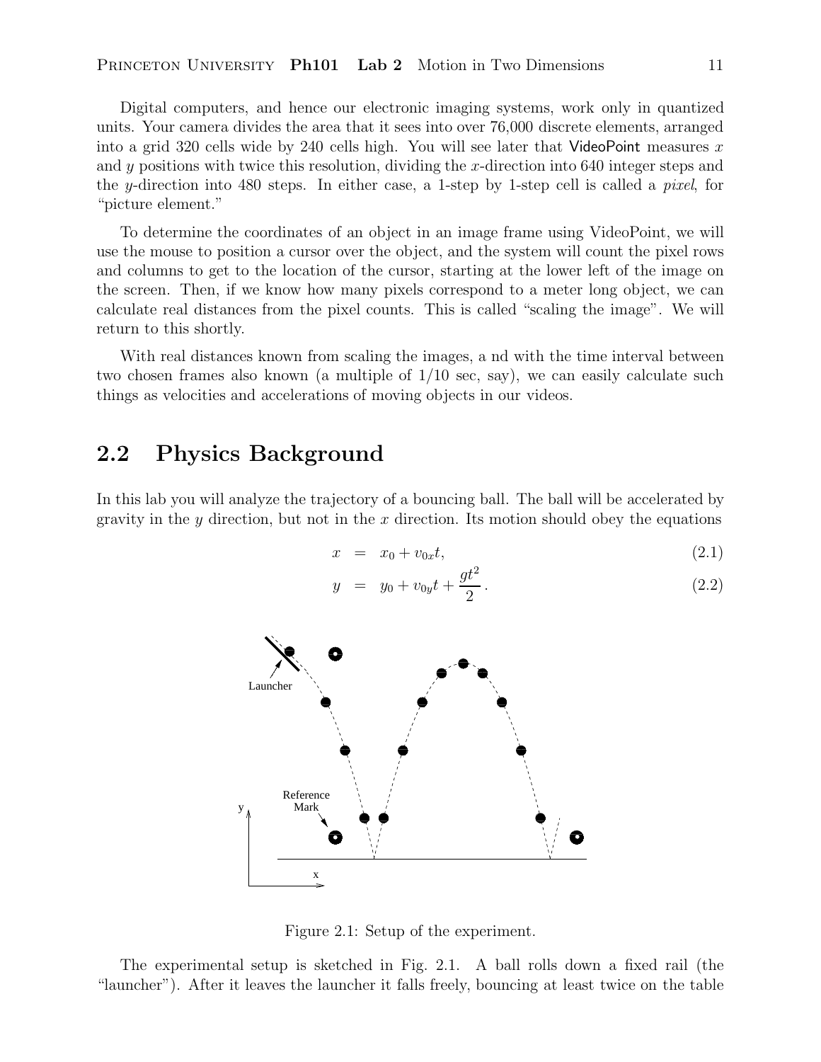Digital computers, and hence our electronic imaging systems, work only in quantized units. Your camera divides the area that it sees into over 76,000 discrete elements, arranged into a grid 320 cells wide by 240 cells high. You will see later that VideoPoint measures $x$ and $y$ positions with twice this resolution, dividing the $x$-direction into 640 integer steps and the $y$-direction into 480 steps. In either case, a 1-step by 1-step cell is called a *pixel*, for "picture element."

To determine the coordinates of an object in an image frame using VideoPoint, we will use the mouse to position a cursor over the object, and the system will count the pixel rows and columns to get to the location of the cursor, starting at the lower left of the image on the screen. Then, if we know how many pixels correspond to a meter long object, we can calculate real distances from the pixel counts. This is called "scaling the image". We will return to this shortly.

With real distances known from scaling the images, a nd with the time interval between two chosen frames also known (a multiple of 1/10 sec, say), we can easily calculate such things as velocities and accelerations of moving objects in our videos.

## 2.2 Physics Background

In this lab you will analyze the trajectory of a bouncing ball. The ball will be accelerated by gravity in the $y$ direction, but not in the $x$ direction. Its motion should obey the equations

$$x = x_0 + v_{0x}t, \tag{2.1}$$

$$y = y_0 + v_{0y}t + \frac{gt^2}{2}\,. \tag{2.2}$$

Figure 2.1: Setup of the experiment.

The experimental setup is sketched in Fig. 2.1. A ball rolls down a fixed rail (the "launcher"). After it leaves the launcher it falls freely, bouncing at least twice on the table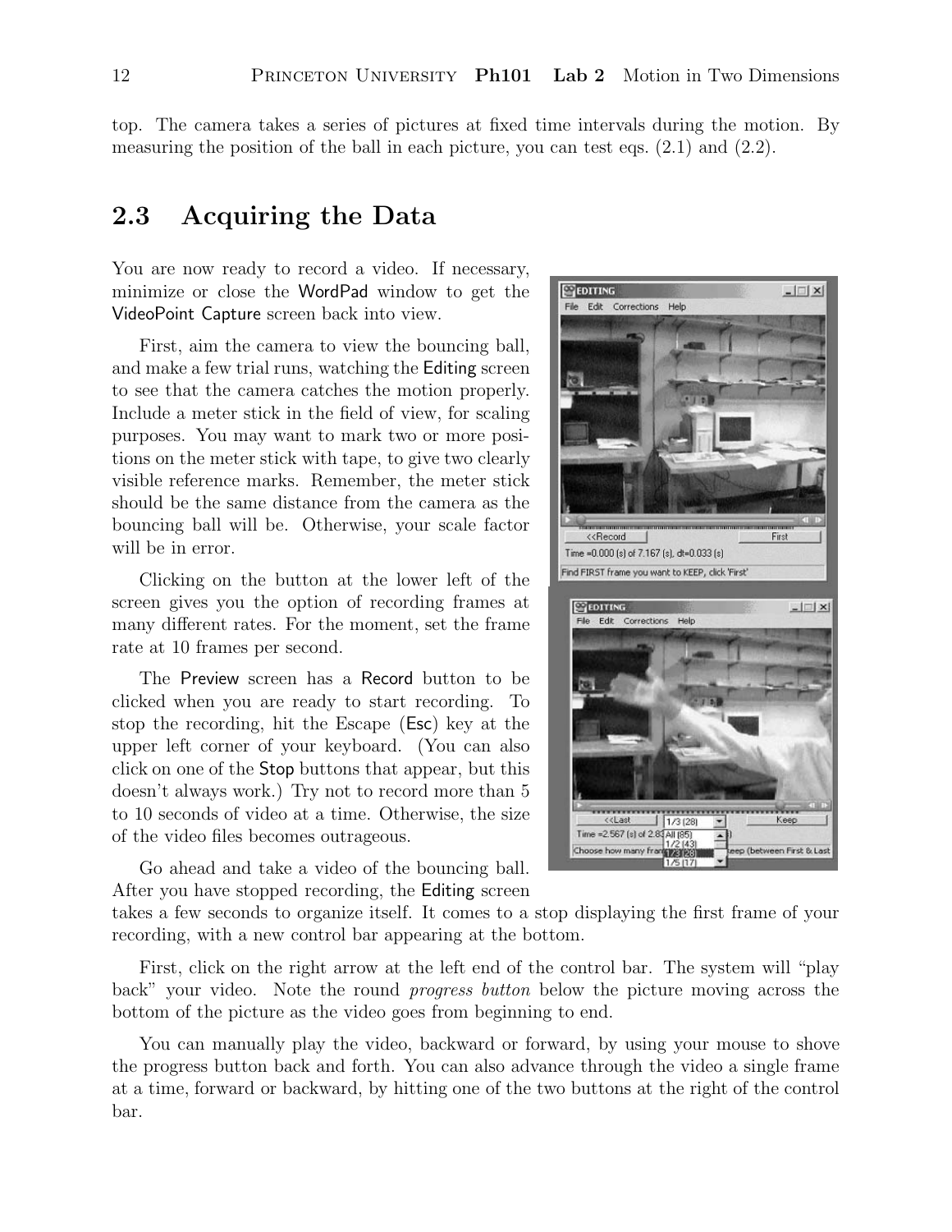top. The camera takes a series of pictures at fixed time intervals during the motion. By measuring the position of the ball in each picture, you can test eqs. (2.1) and (2.2).

## 2.3 Acquiring the Data

You are now ready to record a video. If necessary, minimize or close the WordPad window to get the VideoPoint Capture screen back into view.

First, aim the camera to view the bouncing ball, and make a few trial runs, watching the Editing screen to see that the camera catches the motion properly. Include a meter stick in the field of view, for scaling purposes. You may want to mark two or more positions on the meter stick with tape, to give two clearly visible reference marks. Remember, the meter stick should be the same distance from the camera as the bouncing ball will be. Otherwise, your scale factor will be in error.

Clicking on the button at the lower left of the screen gives you the option of recording frames at many different rates. For the moment, set the frame rate at 10 frames per second.

The Preview screen has a Record button to be clicked when you are ready to start recording. To stop the recording, hit the Escape (Esc) key at the upper left corner of your keyboard. (You can also click on one of the Stop buttons that appear, but this doesn't always work.) Try not to record more than 5 to 10 seconds of video at a time. Otherwise, the size of the video files becomes outrageous.

Go ahead and take a video of the bouncing ball. After you have stopped recording, the Editing screen takes a few seconds to organize itself. It comes to a stop displaying the first frame of your recording, with a new control bar appearing at the bottom.

First, click on the right arrow at the left end of the control bar. The system will "play back" your video. Note the round *progress button* below the picture moving across the bottom of the picture as the video goes from beginning to end.

You can manually play the video, backward or forward, by using your mouse to shove the progress button back and forth. You can also advance through the video a single frame at a time, forward or backward, by hitting one of the two buttons at the right of the control bar.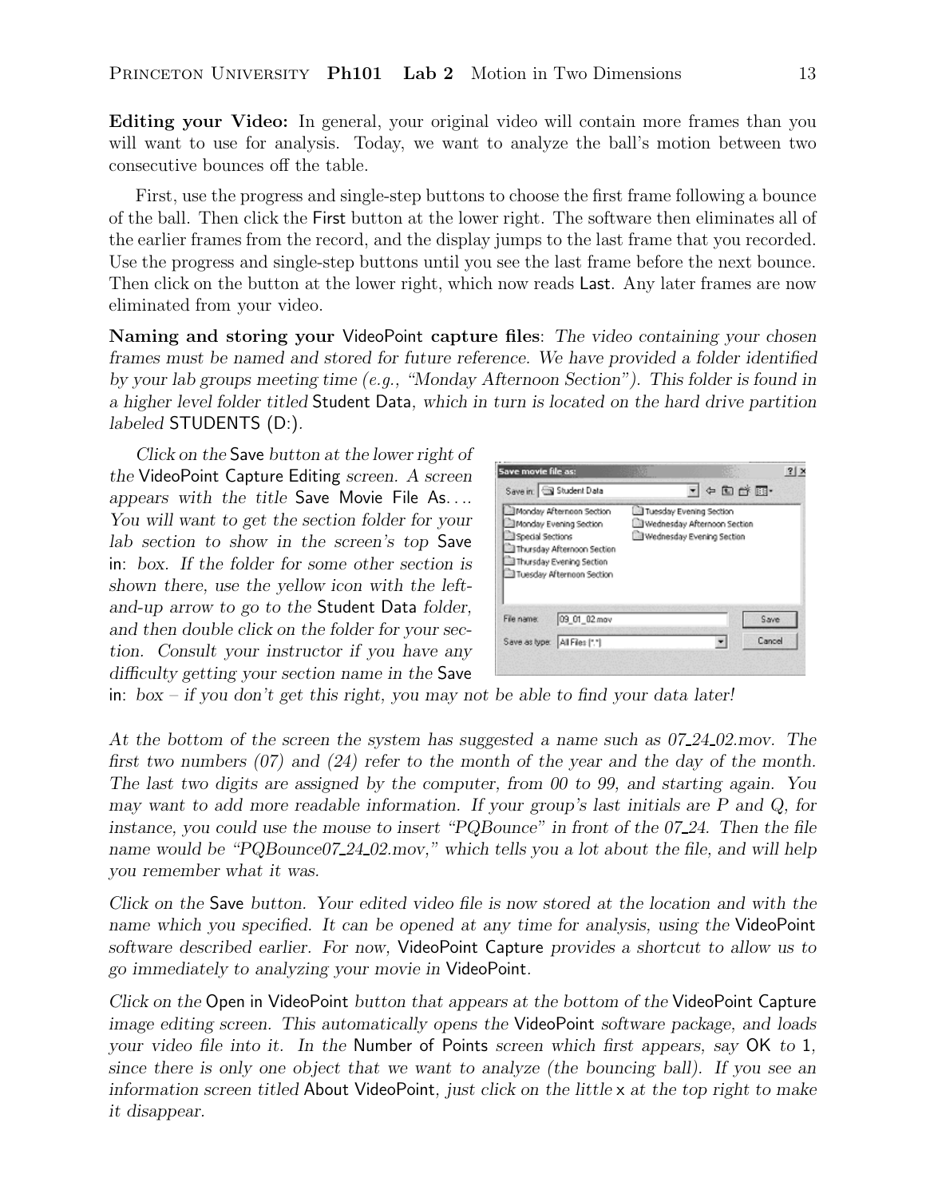**Editing your Video:** In general, your original video will contain more frames than you will want to use for analysis. Today, we want to analyze the ball's motion between two consecutive bounces off the table.

First, use the progress and single-step buttons to choose the first frame following a bounce of the ball. Then click the First button at the lower right. The software then eliminates all of the earlier frames from the record, and the display jumps to the last frame that you recorded. Use the progress and single-step buttons until you see the last frame before the next bounce. Then click on the button at the lower right, which now reads Last. Any later frames are now eliminated from your video.

**Naming and storing your VideoPoint capture files**: *The video containing your chosen frames must be named and stored for future reference. We have provided a folder identified by your lab groups meeting time (e.g., "Monday Afternoon Section"). This folder is found in a higher level folder titled* Student Data*, which in turn is located on the hard drive partition labeled* STUDENTS (D:).

*Click on the* Save *button at the lower right of the* VideoPoint Capture Editing *screen. A screen appears with the title* Save Movie File As.... *You will want to get the section folder for your lab section to show in the screen's top* Save in: *box. If the folder for some other section is shown there, use the yellow icon with the left-and-up arrow to go to the* Student Data *folder, and then double click on the folder for your section. Consult your instructor if you have any difficulty getting your section name in the* Save in: *box – if you don't get this right, you may not be able to find your data later!*

*At the bottom of the screen the system has suggested a name such as 07_24_02.mov. The first two numbers (07) and (24) refer to the month of the year and the day of the month. The last two digits are assigned by the computer, from 00 to 99, and starting again. You may want to add more readable information. If your group's last initials are P and Q, for instance, you could use the mouse to insert "PQBounce" in front of the 07_24. Then the file name would be "PQBounce07_24_02.mov," which tells you a lot about the file, and will help you remember what it was.*

*Click on the* Save *button. Your edited video file is now stored at the location and with the name which you specified. It can be opened at any time for analysis, using the* VideoPoint *software described earlier. For now,* VideoPoint Capture *provides a shortcut to allow us to go immediately to analyzing your movie in* VideoPoint.

*Click on the* Open in VideoPoint *button that appears at the bottom of the* VideoPoint Capture *image editing screen. This automatically opens the* VideoPoint *software package, and loads your video file into it. In the* Number of Points *screen which first appears, say* OK *to* 1*, since there is only one object that we want to analyze (the bouncing ball). If you see an information screen titled* About VideoPoint*, just click on the little* x *at the top right to make it disappear.*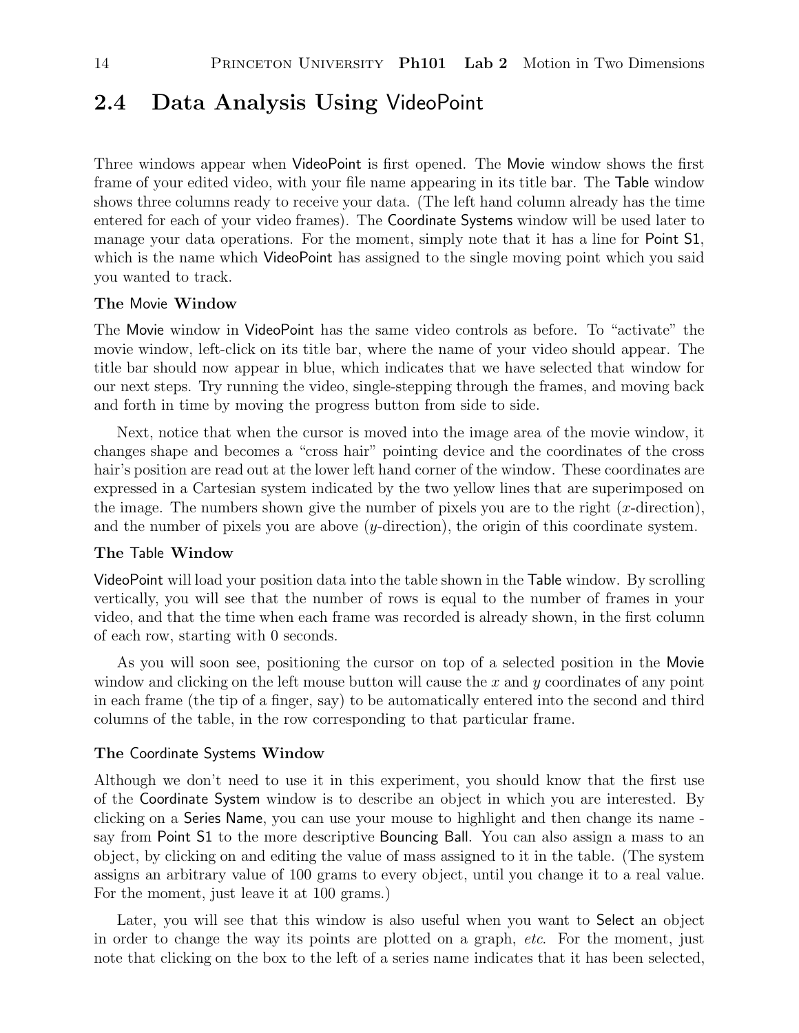## 2.4 Data Analysis Using VideoPoint

Three windows appear when VideoPoint is first opened. The Movie window shows the first frame of your edited video, with your file name appearing in its title bar. The Table window shows three columns ready to receive your data. (The left hand column already has the time entered for each of your video frames). The Coordinate Systems window will be used later to manage your data operations. For the moment, simply note that it has a line for Point S1, which is the name which VideoPoint has assigned to the single moving point which you said you wanted to track.

**The Movie Window**

The Movie window in VideoPoint has the same video controls as before. To "activate" the movie window, left-click on its title bar, where the name of your video should appear. The title bar should now appear in blue, which indicates that we have selected that window for our next steps. Try running the video, single-stepping through the frames, and moving back and forth in time by moving the progress button from side to side.

Next, notice that when the cursor is moved into the image area of the movie window, it changes shape and becomes a "cross hair" pointing device and the coordinates of the cross hair's position are read out at the lower left hand corner of the window. These coordinates are expressed in a Cartesian system indicated by the two yellow lines that are superimposed on the image. The numbers shown give the number of pixels you are to the right ($x$-direction), and the number of pixels you are above ($y$-direction), the origin of this coordinate system.

**The Table Window**

VideoPoint will load your position data into the table shown in the Table window. By scrolling vertically, you will see that the number of rows is equal to the number of frames in your video, and that the time when each frame was recorded is already shown, in the first column of each row, starting with 0 seconds.

As you will soon see, positioning the cursor on top of a selected position in the Movie window and clicking on the left mouse button will cause the $x$ and $y$ coordinates of any point in each frame (the tip of a finger, say) to be automatically entered into the second and third columns of the table, in the row corresponding to that particular frame.

**The Coordinate Systems Window**

Although we don't need to use it in this experiment, you should know that the first use of the Coordinate System window is to describe an object in which you are interested. By clicking on a Series Name, you can use your mouse to highlight and then change its name - say from Point S1 to the more descriptive Bouncing Ball. You can also assign a mass to an object, by clicking on and editing the value of mass assigned to it in the table. (The system assigns an arbitrary value of 100 grams to every object, until you change it to a real value. For the moment, just leave it at 100 grams.)

Later, you will see that this window is also useful when you want to Select an object in order to change the way its points are plotted on a graph, *etc.* For the moment, just note that clicking on the box to the left of a series name indicates that it has been selected,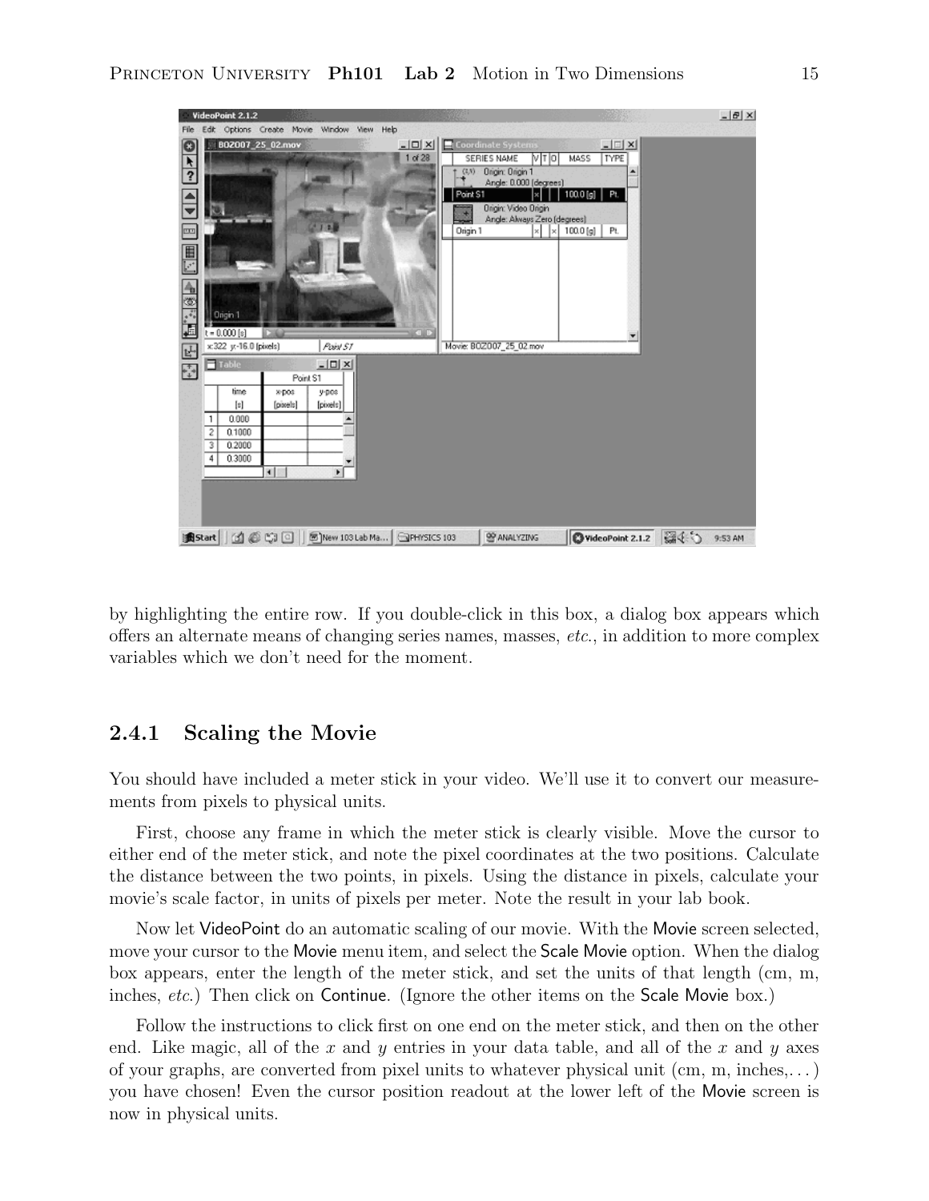by highlighting the entire row. If you double-click in this box, a dialog box appears which offers an alternate means of changing series names, masses, *etc.*, in addition to more complex variables which we don't need for the moment.

### 2.4.1 Scaling the Movie

You should have included a meter stick in your video. We'll use it to convert our measurements from pixels to physical units.

First, choose any frame in which the meter stick is clearly visible. Move the cursor to either end of the meter stick, and note the pixel coordinates at the two positions. Calculate the distance between the two points, in pixels. Using the distance in pixels, calculate your movie's scale factor, in units of pixels per meter. Note the result in your lab book.

Now let VideoPoint do an automatic scaling of our movie. With the Movie screen selected, move your cursor to the Movie menu item, and select the Scale Movie option. When the dialog box appears, enter the length of the meter stick, and set the units of that length (cm, m, inches, *etc.*) Then click on Continue. (Ignore the other items on the Scale Movie box.)

Follow the instructions to click first on one end on the meter stick, and then on the other end. Like magic, all of the $x$ and $y$ entries in your data table, and all of the $x$ and $y$ axes of your graphs, are converted from pixel units to whatever physical unit (cm, m, inches,...) you have chosen! Even the cursor position readout at the lower left of the Movie screen is now in physical units.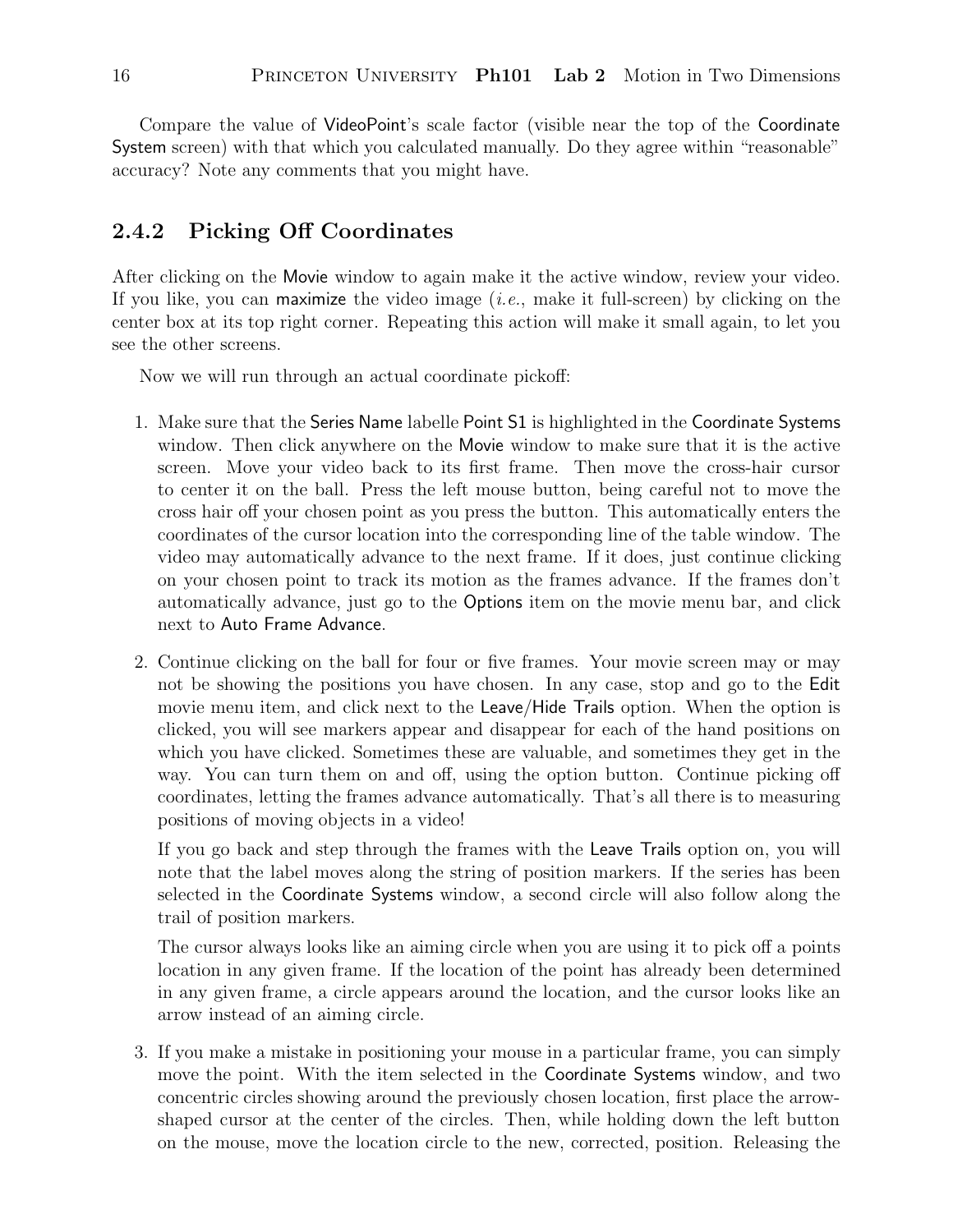Compare the value of VideoPoint's scale factor (visible near the top of the Coordinate System screen) with that which you calculated manually. Do they agree within "reasonable" accuracy? Note any comments that you might have.

### 2.4.2 Picking Off Coordinates

After clicking on the Movie window to again make it the active window, review your video. If you like, you can maximize the video image (*i.e.*, make it full-screen) by clicking on the center box at its top right corner. Repeating this action will make it small again, to let you see the other screens.

Now we will run through an actual coordinate pickoff:

1. Make sure that the Series Name labelle Point S1 is highlighted in the Coordinate Systems window. Then click anywhere on the Movie window to make sure that it is the active screen. Move your video back to its first frame. Then move the cross-hair cursor to center it on the ball. Press the left mouse button, being careful not to move the cross hair off your chosen point as you press the button. This automatically enters the coordinates of the cursor location into the corresponding line of the table window. The video may automatically advance to the next frame. If it does, just continue clicking on your chosen point to track its motion as the frames advance. If the frames don't automatically advance, just go to the Options item on the movie menu bar, and click next to Auto Frame Advance.

2. Continue clicking on the ball for four or five frames. Your movie screen may or may not be showing the positions you have chosen. In any case, stop and go to the Edit movie menu item, and click next to the Leave/Hide Trails option. When the option is clicked, you will see markers appear and disappear for each of the hand positions on which you have clicked. Sometimes these are valuable, and sometimes they get in the way. You can turn them on and off, using the option button. Continue picking off coordinates, letting the frames advance automatically. That's all there is to measuring positions of moving objects in a video!

   If you go back and step through the frames with the Leave Trails option on, you will note that the label moves along the string of position markers. If the series has been selected in the Coordinate Systems window, a second circle will also follow along the trail of position markers.

   The cursor always looks like an aiming circle when you are using it to pick off a points location in any given frame. If the location of the point has already been determined in any given frame, a circle appears around the location, and the cursor looks like an arrow instead of an aiming circle.

3. If you make a mistake in positioning your mouse in a particular frame, you can simply move the point. With the item selected in the Coordinate Systems window, and two concentric circles showing around the previously chosen location, first place the arrow-shaped cursor at the center of the circles. Then, while holding down the left button on the mouse, move the location circle to the new, corrected, position. Releasing the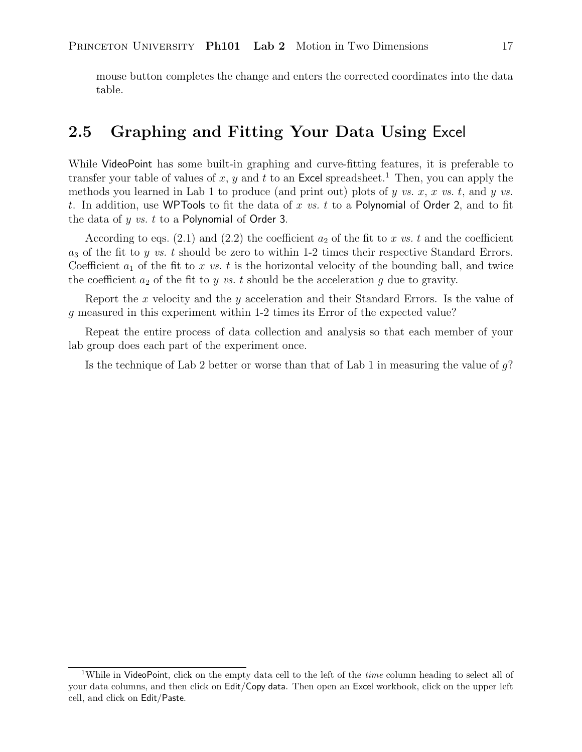mouse button completes the change and enters the corrected coordinates into the data table.

## 2.5 Graphing and Fitting Your Data Using Excel

While VideoPoint has some built-in graphing and curve-fitting features, it is preferable to transfer your table of values of $x$, $y$ and $t$ to an Excel spreadsheet.[1] Then, you can apply the methods you learned in Lab 1 to produce (and print out) plots of $y$ *vs.* $x$, $x$ *vs.* $t$, and $y$ *vs.* $t$. In addition, use WPTools to fit the data of $x$ *vs.* $t$ to a Polynomial of Order 2, and to fit the data of $y$ *vs.* $t$ to a Polynomial of Order 3.

According to eqs. (2.1) and (2.2) the coefficient $a_2$ of the fit to $x$ *vs.* $t$ and the coefficient $a_3$ of the fit to $y$ *vs.* $t$ should be zero to within 1-2 times their respective Standard Errors. Coefficient $a_1$ of the fit to $x$ *vs.* $t$ is the horizontal velocity of the bounding ball, and twice the coefficient $a_2$ of the fit to $y$ *vs.* $t$ should be the acceleration $g$ due to gravity.

Report the $x$ velocity and the $y$ acceleration and their Standard Errors. Is the value of $g$ measured in this experiment within 1-2 times its Error of the expected value?

Repeat the entire process of data collection and analysis so that each member of your lab group does each part of the experiment once.

Is the technique of Lab 2 better or worse than that of Lab 1 in measuring the value of $g$?

---

[1] While in VideoPoint, click on the empty data cell to the left of the *time* column heading to select all of your data columns, and then click on Edit/Copy data. Then open an Excel workbook, click on the upper left cell, and click on Edit/Paste.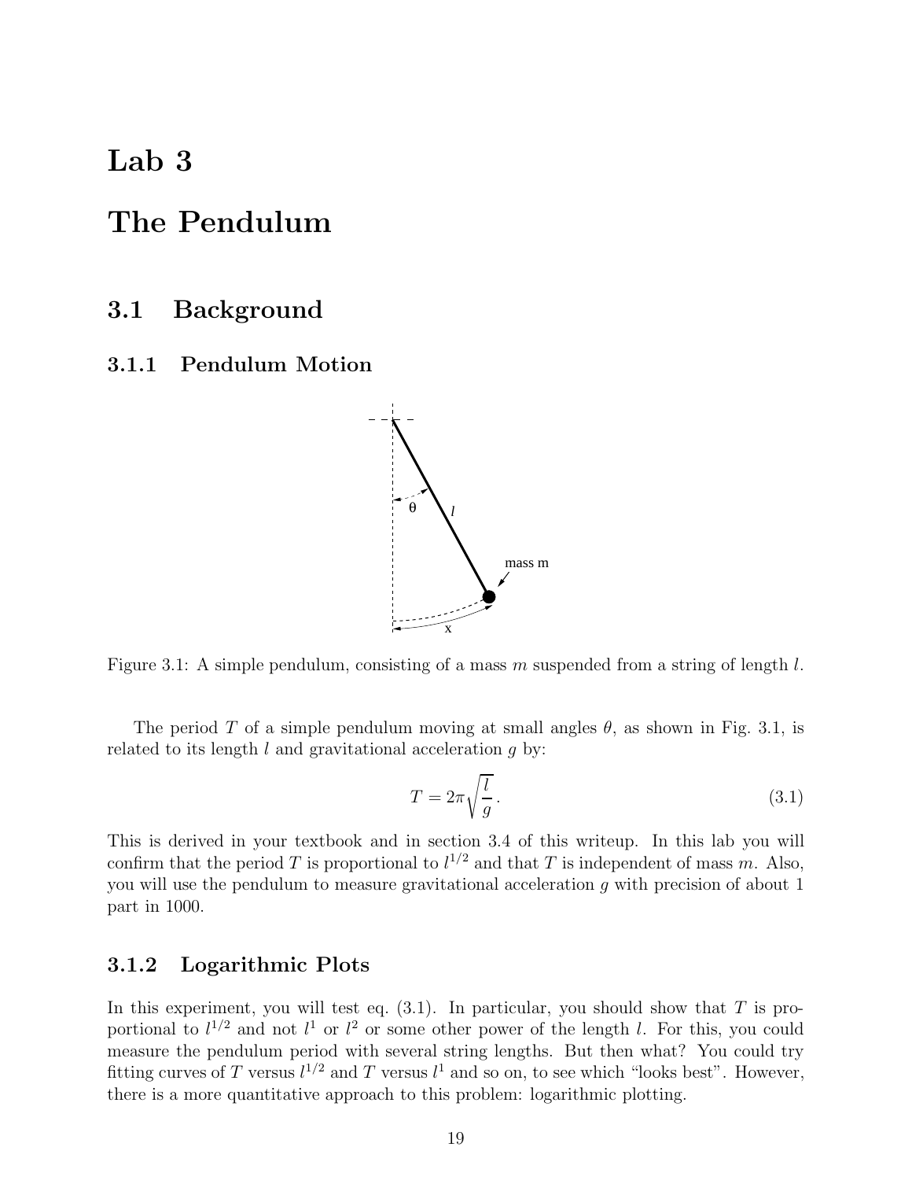# Lab 3

# The Pendulum

## 3.1 Background

### 3.1.1 Pendulum Motion

Figure 3.1: A simple pendulum, consisting of a mass $m$ suspended from a string of length $l$.

The period $T$ of a simple pendulum moving at small angles $\theta$, as shown in Fig. 3.1, is related to its length $l$ and gravitational acceleration $g$ by:

$$T = 2\pi\sqrt{\frac{l}{g}}\,. \tag{3.1}$$

This is derived in your textbook and in section 3.4 of this writeup. In this lab you will confirm that the period $T$ is proportional to $l^{1/2}$ and that $T$ is independent of mass $m$. Also, you will use the pendulum to measure gravitational acceleration $g$ with precision of about 1 part in 1000.

### 3.1.2 Logarithmic Plots

In this experiment, you will test eq. (3.1). In particular, you should show that $T$ is proportional to $l^{1/2}$ and not $l^1$ or $l^2$ or some other power of the length $l$. For this, you could measure the pendulum period with several string lengths. But then what? You could try fitting curves of $T$ versus $l^{1/2}$ and $T$ versus $l^1$ and so on, to see which "looks best". However, there is a more quantitative approach to this problem: logarithmic plotting.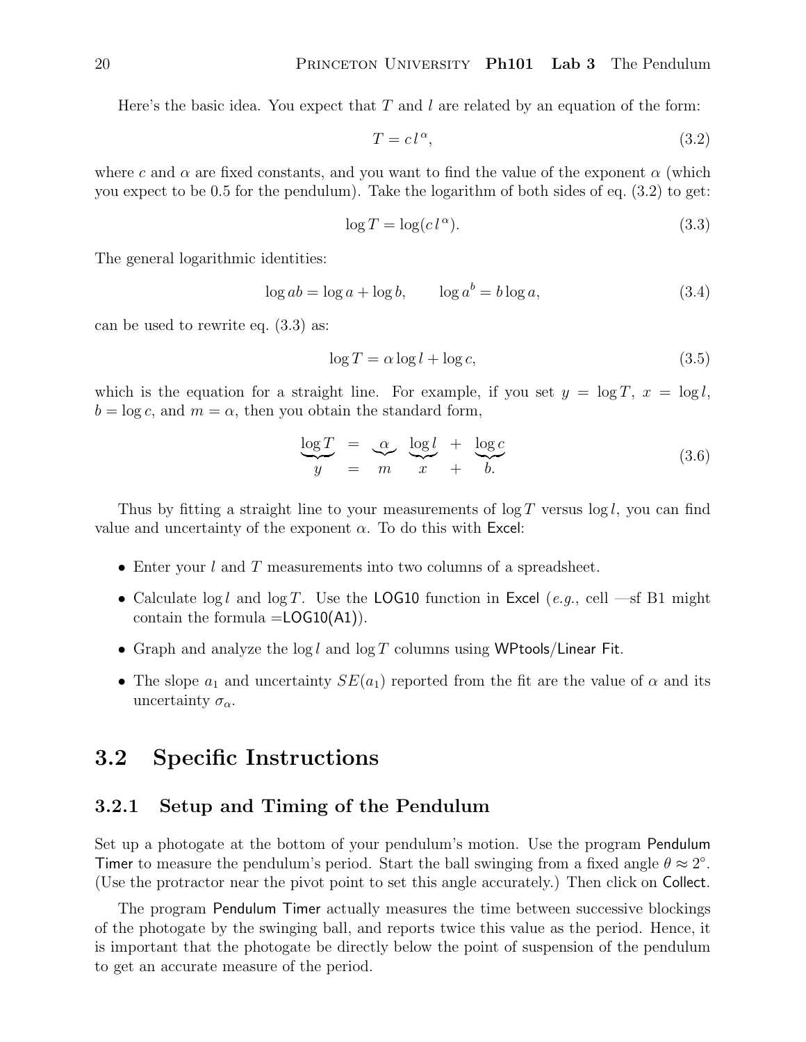Here's the basic idea. You expect that $T$ and $l$ are related by an equation of the form:

$$T = c\, l^{\alpha}, \tag{3.2}$$

where $c$ and $\alpha$ are fixed constants, and you want to find the value of the exponent $\alpha$ (which you expect to be 0.5 for the pendulum). Take the logarithm of both sides of eq. (3.2) to get:

$$\log T = \log(c\, l^{\alpha}). \tag{3.3}$$

The general logarithmic identities:

$$\log ab = \log a + \log b, \qquad \log a^b = b \log a, \tag{3.4}$$

can be used to rewrite eq. (3.3) as:

$$\log T = \alpha \log l + \log c, \tag{3.5}$$

which is the equation for a straight line. For example, if you set $y = \log T$, $x = \log l$, $b = \log c$, and $m = \alpha$, then you obtain the standard form,

$$\underbrace{\log T}_{y} \;=\; \underbrace{\alpha}_{m} \; \underbrace{\log l}_{x} \;+\; \underbrace{\log c}_{b.} \tag{3.6}$$

Thus by fitting a straight line to your measurements of $\log T$ versus $\log l$, you can find value and uncertainty of the exponent $\alpha$. To do this with Excel:

- Enter your $l$ and $T$ measurements into two columns of a spreadsheet.
- Calculate $\log l$ and $\log T$. Use the LOG10 function in Excel (*e.g.*, cell —sf B1 might contain the formula =LOG10(A1)).
- Graph and analyze the $\log l$ and $\log T$ columns using WPtools/Linear Fit.
- The slope $a_1$ and uncertainty $SE(a_1)$ reported from the fit are the value of $\alpha$ and its uncertainty $\sigma_{\alpha}$.

## 3.2 Specific Instructions

### 3.2.1 Setup and Timing of the Pendulum

Set up a photogate at the bottom of your pendulum's motion. Use the program Pendulum Timer to measure the pendulum's period. Start the ball swinging from a fixed angle $\theta \approx 2^{\circ}$. (Use the protractor near the pivot point to set this angle accurately.) Then click on Collect.

The program Pendulum Timer actually measures the time between successive blockings of the photogate by the swinging ball, and reports twice this value as the period. Hence, it is important that the photogate be directly below the point of suspension of the pendulum to get an accurate measure of the period.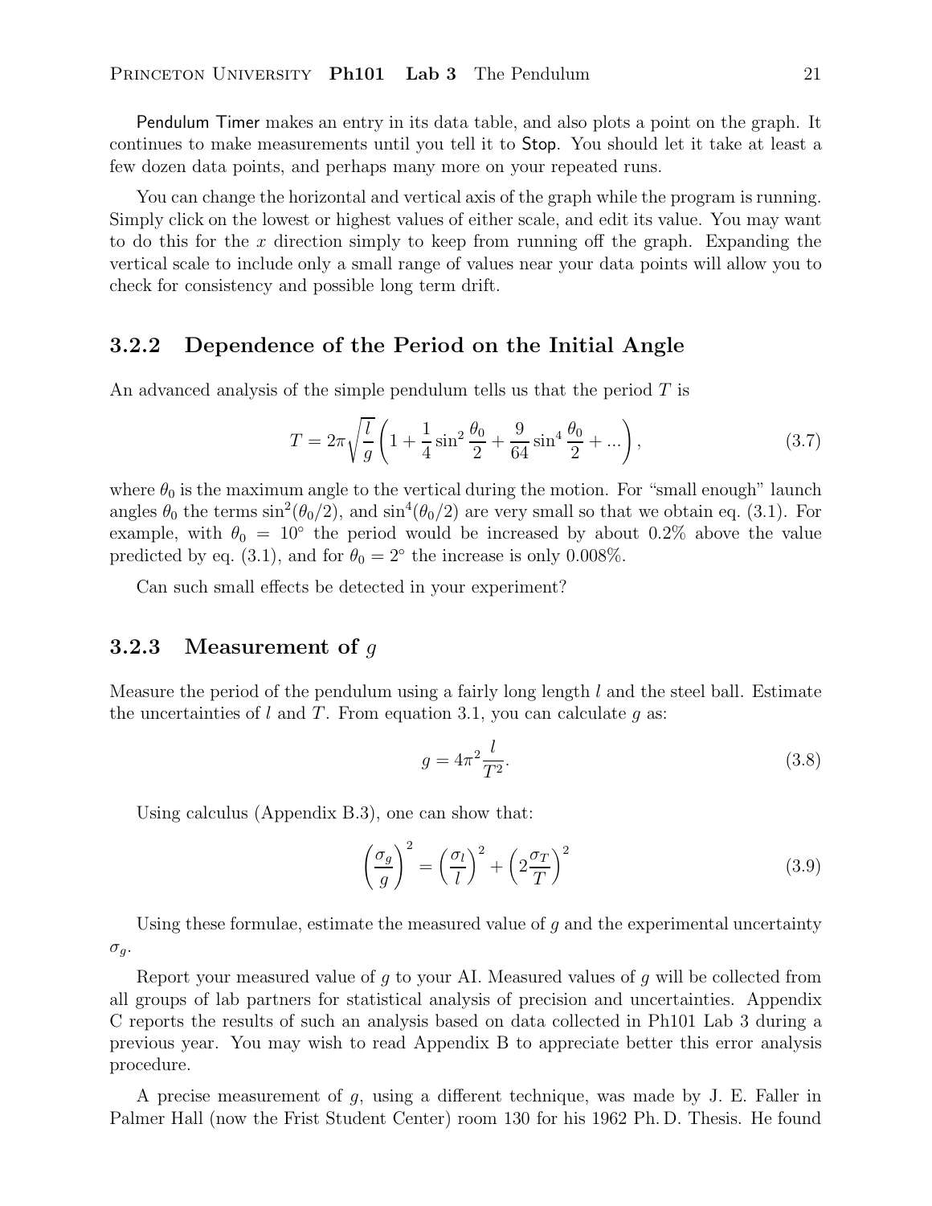Pendulum Timer makes an entry in its data table, and also plots a point on the graph. It continues to make measurements until you tell it to Stop. You should let it take at least a few dozen data points, and perhaps many more on your repeated runs.

You can change the horizontal and vertical axis of the graph while the program is running. Simply click on the lowest or highest values of either scale, and edit its value. You may want to do this for the $x$ direction simply to keep from running off the graph. Expanding the vertical scale to include only a small range of values near your data points will allow you to check for consistency and possible long term drift.

### 3.2.2 Dependence of the Period on the Initial Angle

An advanced analysis of the simple pendulum tells us that the period $T$ is

$$T = 2\pi\sqrt{\frac{l}{g}}\left(1 + \frac{1}{4}\sin^2\frac{\theta_0}{2} + \frac{9}{64}\sin^4\frac{\theta_0}{2} + ...\right), \tag{3.7}$$

where $\theta_0$ is the maximum angle to the vertical during the motion. For "small enough" launch angles $\theta_0$ the terms $\sin^2(\theta_0/2)$, and $\sin^4(\theta_0/2)$ are very small so that we obtain eq. (3.1). For example, with $\theta_0 = 10^\circ$ the period would be increased by about 0.2% above the value predicted by eq. (3.1), and for $\theta_0 = 2^\circ$ the increase is only 0.008%.

Can such small effects be detected in your experiment?

### 3.2.3 Measurement of $g$

Measure the period of the pendulum using a fairly long length $l$ and the steel ball. Estimate the uncertainties of $l$ and $T$. From equation 3.1, you can calculate $g$ as:

$$g = 4\pi^2\frac{l}{T^2}. \tag{3.8}$$

Using calculus (Appendix B.3), one can show that:

$$\left(\frac{\sigma_g}{g}\right)^2 = \left(\frac{\sigma_l}{l}\right)^2 + \left(2\frac{\sigma_T}{T}\right)^2 \tag{3.9}$$

Using these formulae, estimate the measured value of $g$ and the experimental uncertainty $\sigma_g$.

Report your measured value of $g$ to your AI. Measured values of $g$ will be collected from all groups of lab partners for statistical analysis of precision and uncertainties. Appendix C reports the results of such an analysis based on data collected in Ph101 Lab 3 during a previous year. You may wish to read Appendix B to appreciate better this error analysis procedure.

A precise measurement of $g$, using a different technique, was made by J. E. Faller in Palmer Hall (now the Frist Student Center) room 130 for his 1962 Ph. D. Thesis. He found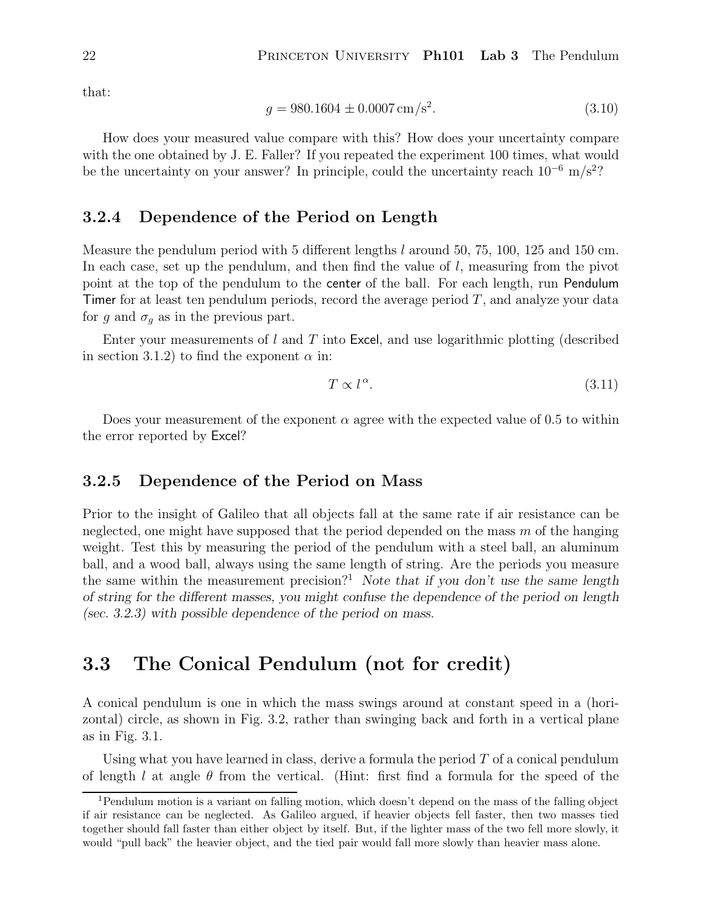that:

$$g = 980.1604 \pm 0.0007\,\text{cm/s}^2. \tag{3.10}$$

How does your measured value compare with this? How does your uncertainty compare with the one obtained by J. E. Faller? If you repeated the experiment 100 times, what would be the uncertainty on your answer? In principle, could the uncertainty reach $10^{-6}$ m/s$^2$?

### 3.2.4 Dependence of the Period on Length

Measure the pendulum period with 5 different lengths $l$ around 50, 75, 100, 125 and 150 cm. In each case, set up the pendulum, and then find the value of $l$, measuring from the pivot point at the top of the pendulum to the center of the ball. For each length, run Pendulum Timer for at least ten pendulum periods, record the average period $T$, and analyze your data for $g$ and $\sigma_g$ as in the previous part.

Enter your measurements of $l$ and $T$ into Excel, and use logarithmic plotting (described in section 3.1.2) to find the exponent $\alpha$ in:

$$T \propto l^{\alpha}. \tag{3.11}$$

Does your measurement of the exponent $\alpha$ agree with the expected value of 0.5 to within the error reported by Excel?

### 3.2.5 Dependence of the Period on Mass

Prior to the insight of Galileo that all objects fall at the same rate if air resistance can be neglected, one might have supposed that the period depended on the mass $m$ of the hanging weight. Test this by measuring the period of the pendulum with a steel ball, an aluminum ball, and a wood ball, always using the same length of string. Are the periods you measure the same within the measurement precision?[1] *Note that if you don't use the same length of string for the different masses, you might confuse the dependence of the period on length (sec. 3.2.3) with possible dependence of the period on mass.*

## 3.3 The Conical Pendulum (not for credit)

A conical pendulum is one in which the mass swings around at constant speed in a (horizontal) circle, as shown in Fig. 3.2, rather than swinging back and forth in a vertical plane as in Fig. 3.1.

Using what you have learned in class, derive a formula the period $T$ of a conical pendulum of length $l$ at angle $\theta$ from the vertical. (Hint: first find a formula for the speed of the

[1] Pendulum motion is a variant on falling motion, which doesn't depend on the mass of the falling object if air resistance can be neglected. As Galileo argued, if heavier objects fell faster, then two masses tied together should fall faster than either object by itself. But, if the lighter mass of the two fell more slowly, it would "pull back" the heavier object, and the tied pair would fall more slowly than heavier mass alone.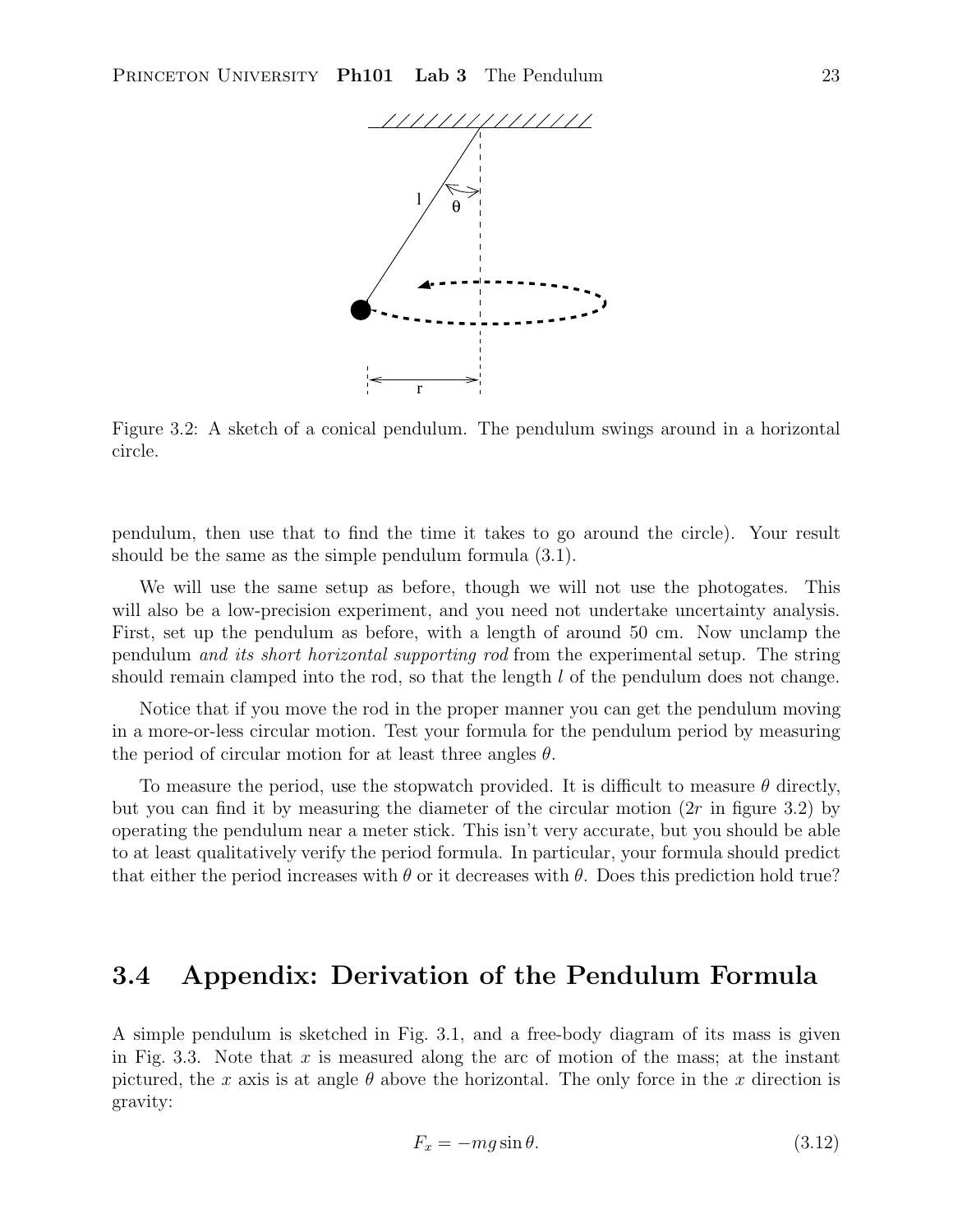Figure 3.2: A sketch of a conical pendulum. The pendulum swings around in a horizontal circle.

pendulum, then use that to find the time it takes to go around the circle). Your result should be the same as the simple pendulum formula (3.1).

We will use the same setup as before, though we will not use the photogates. This will also be a low-precision experiment, and you need not undertake uncertainty analysis. First, set up the pendulum as before, with a length of around 50 cm. Now unclamp the pendulum *and its short horizontal supporting rod* from the experimental setup. The string should remain clamped into the rod, so that the length $l$ of the pendulum does not change.

Notice that if you move the rod in the proper manner you can get the pendulum moving in a more-or-less circular motion. Test your formula for the pendulum period by measuring the period of circular motion for at least three angles $\theta$.

To measure the period, use the stopwatch provided. It is difficult to measure $\theta$ directly, but you can find it by measuring the diameter of the circular motion ($2r$ in figure 3.2) by operating the pendulum near a meter stick. This isn't very accurate, but you should be able to at least qualitatively verify the period formula. In particular, your formula should predict that either the period increases with $\theta$ or it decreases with $\theta$. Does this prediction hold true?

## 3.4 Appendix: Derivation of the Pendulum Formula

A simple pendulum is sketched in Fig. 3.1, and a free-body diagram of its mass is given in Fig. 3.3. Note that $x$ is measured along the arc of motion of the mass; at the instant pictured, the $x$ axis is at angle $\theta$ above the horizontal. The only force in the $x$ direction is gravity:

$$F_x = -mg \sin\theta. \tag{3.12}$$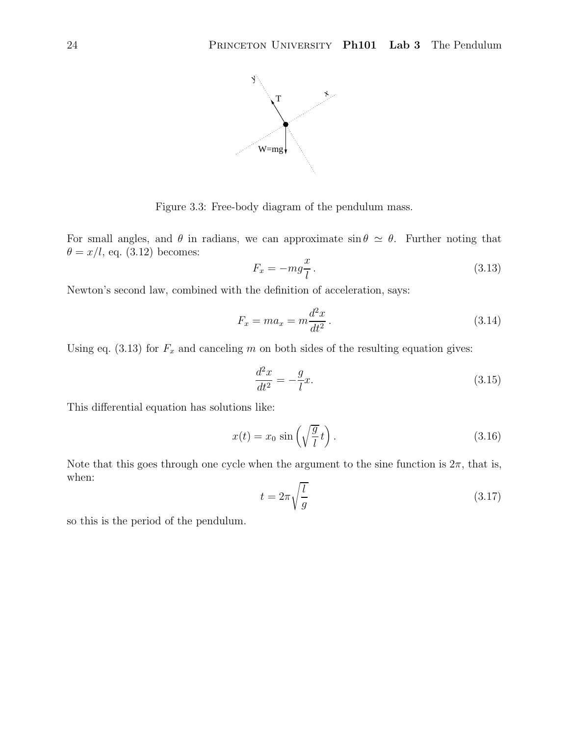Figure 3.3: Free-body diagram of the pendulum mass.

For small angles, and $\theta$ in radians, we can approximate $\sin\theta \simeq \theta$. Further noting that $\theta = x/l$, eq. (3.12) becomes:

$$F_x = -mg\frac{x}{l}\,. \tag{3.13}$$

Newton's second law, combined with the definition of acceleration, says:

$$F_x = ma_x = m\frac{d^2x}{dt^2}\,. \tag{3.14}$$

Using eq. (3.13) for $F_x$ and canceling $m$ on both sides of the resulting equation gives:

$$\frac{d^2x}{dt^2} = -\frac{g}{l}x. \tag{3.15}$$

This differential equation has solutions like:

$$x(t) = x_0\,\sin\left(\sqrt{\frac{g}{l}}\,t\right). \tag{3.16}$$

Note that this goes through one cycle when the argument to the sine function is $2\pi$, that is, when:

$$t = 2\pi\sqrt{\frac{l}{g}} \tag{3.17}$$

so this is the period of the pendulum.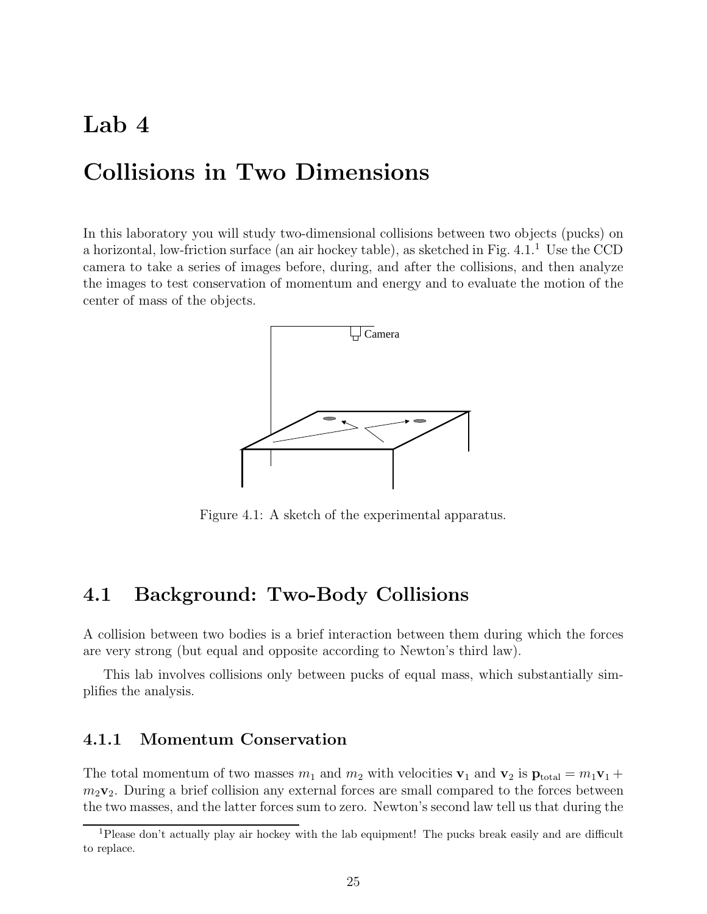# Lab 4

# Collisions in Two Dimensions

In this laboratory you will study two-dimensional collisions between two objects (pucks) on a horizontal, low-friction surface (an air hockey table), as sketched in Fig. 4.1.[1] Use the CCD camera to take a series of images before, during, and after the collisions, and then analyze the images to test conservation of momentum and energy and to evaluate the motion of the center of mass of the objects.

Figure 4.1: A sketch of the experimental apparatus.

## 4.1 Background: Two-Body Collisions

A collision between two bodies is a brief interaction between them during which the forces are very strong (but equal and opposite according to Newton's third law).

This lab involves collisions only between pucks of equal mass, which substantially simplifies the analysis.

### 4.1.1 Momentum Conservation

The total momentum of two masses $m_1$ and $m_2$ with velocities $\mathbf{v}_1$ and $\mathbf{v}_2$ is $\mathbf{p}_{\text{total}} = m_1\mathbf{v}_1 + m_2\mathbf{v}_2$. During a brief collision any external forces are small compared to the forces between the two masses, and the latter forces sum to zero. Newton's second law tell us that during the

[1] Please don't actually play air hockey with the lab equipment! The pucks break easily and are difficult to replace.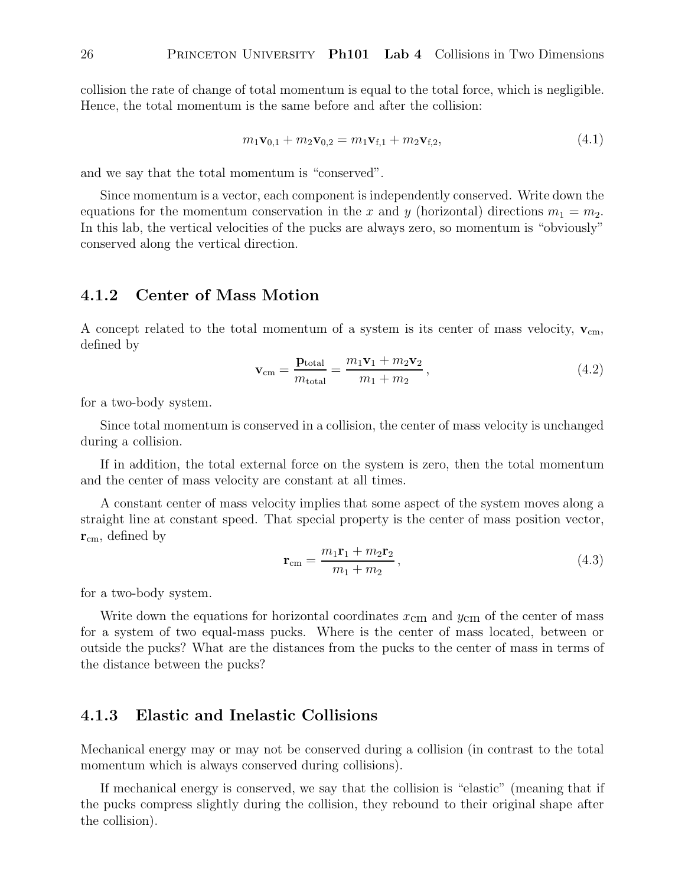collision the rate of change of total momentum is equal to the total force, which is negligible. Hence, the total momentum is the same before and after the collision:

$$m_1\mathbf{v}_{0,1} + m_2\mathbf{v}_{0,2} = m_1\mathbf{v}_{\mathrm{f},1} + m_2\mathbf{v}_{\mathrm{f},2}, \tag{4.1}$$

and we say that the total momentum is "conserved".

Since momentum is a vector, each component is independently conserved. Write down the equations for the momentum conservation in the $x$ and $y$ (horizontal) directions $m_1 = m_2$. In this lab, the vertical velocities of the pucks are always zero, so momentum is "obviously" conserved along the vertical direction.

### 4.1.2 Center of Mass Motion

A concept related to the total momentum of a system is its center of mass velocity, $\mathbf{v}_{\mathrm{cm}}$, defined by

$$\mathbf{v}_{\mathrm{cm}} = \frac{\mathbf{p}_{\mathrm{total}}}{m_{\mathrm{total}}} = \frac{m_1\mathbf{v}_1 + m_2\mathbf{v}_2}{m_1 + m_2}, \tag{4.2}$$

for a two-body system.

Since total momentum is conserved in a collision, the center of mass velocity is unchanged during a collision.

If in addition, the total external force on the system is zero, then the total momentum and the center of mass velocity are constant at all times.

A constant center of mass velocity implies that some aspect of the system moves along a straight line at constant speed. That special property is the center of mass position vector, $\mathbf{r}_{\mathrm{cm}}$, defined by

$$\mathbf{r}_{\mathrm{cm}} = \frac{m_1\mathbf{r}_1 + m_2\mathbf{r}_2}{m_1 + m_2}, \tag{4.3}$$

for a two-body system.

Write down the equations for horizontal coordinates $x_{\mathrm{cm}}$ and $y_{\mathrm{cm}}$ of the center of mass for a system of two equal-mass pucks. Where is the center of mass located, between or outside the pucks? What are the distances from the pucks to the center of mass in terms of the distance between the pucks?

### 4.1.3 Elastic and Inelastic Collisions

Mechanical energy may or may not be conserved during a collision (in contrast to the total momentum which is always conserved during collisions).

If mechanical energy is conserved, we say that the collision is "elastic" (meaning that if the pucks compress slightly during the collision, they rebound to their original shape after the collision).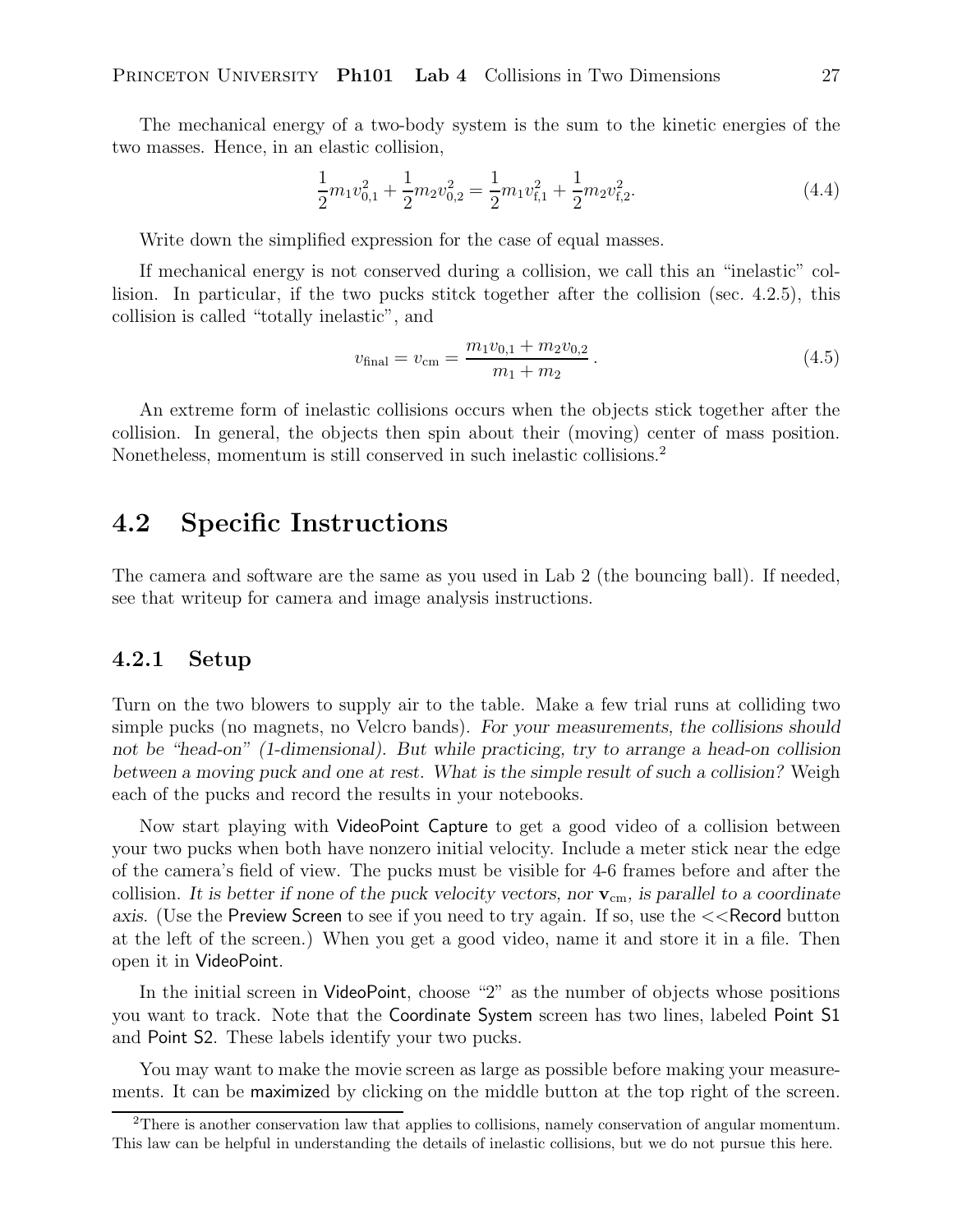The mechanical energy of a two-body system is the sum to the kinetic energies of the two masses. Hence, in an elastic collision,

$$\frac{1}{2}m_1 v_{0,1}^2 + \frac{1}{2}m_2 v_{0,2}^2 = \frac{1}{2}m_1 v_{\mathrm{f},1}^2 + \frac{1}{2}m_2 v_{\mathrm{f},2}^2. \tag{4.4}$$

Write down the simplified expression for the case of equal masses.

If mechanical energy is not conserved during a collision, we call this an "inelastic" collision. In particular, if the two pucks stitck together after the collision (sec. 4.2.5), this collision is called "totally inelastic", and

$$v_{\mathrm{final}} = v_{\mathrm{cm}} = \frac{m_1 v_{0,1} + m_2 v_{0,2}}{m_1 + m_2}. \tag{4.5}$$

An extreme form of inelastic collisions occurs when the objects stick together after the collision. In general, the objects then spin about their (moving) center of mass position. Nonetheless, momentum is still conserved in such inelastic collisions.[2]

## 4.2 Specific Instructions

The camera and software are the same as you used in Lab 2 (the bouncing ball). If needed, see that writeup for camera and image analysis instructions.

### 4.2.1 Setup

Turn on the two blowers to supply air to the table. Make a few trial runs at colliding two simple pucks (no magnets, no Velcro bands). *For your measurements, the collisions should not be "head-on" (1-dimensional). But while practicing, try to arrange a head-on collision between a moving puck and one at rest. What is the simple result of such a collision?* Weigh each of the pucks and record the results in your notebooks.

Now start playing with VideoPoint Capture to get a good video of a collision between your two pucks when both have nonzero initial velocity. Include a meter stick near the edge of the camera's field of view. The pucks must be visible for 4-6 frames before and after the collision. *It is better if none of the puck velocity vectors, nor* $\mathbf{v}_{\mathrm{cm}}$*, is parallel to a coordinate axis.* (Use the Preview Screen to see if you need to try again. If so, use the <<Record button at the left of the screen.) When you get a good video, name it and store it in a file. Then open it in VideoPoint.

In the initial screen in VideoPoint, choose "2" as the number of objects whose positions you want to track. Note that the Coordinate System screen has two lines, labeled Point S1 and Point S2. These labels identify your two pucks.

You may want to make the movie screen as large as possible before making your measurements. It can be maximized by clicking on the middle button at the top right of the screen.

[2]There is another conservation law that applies to collisions, namely conservation of angular momentum. This law can be helpful in understanding the details of inelastic collisions, but we do not pursue this here.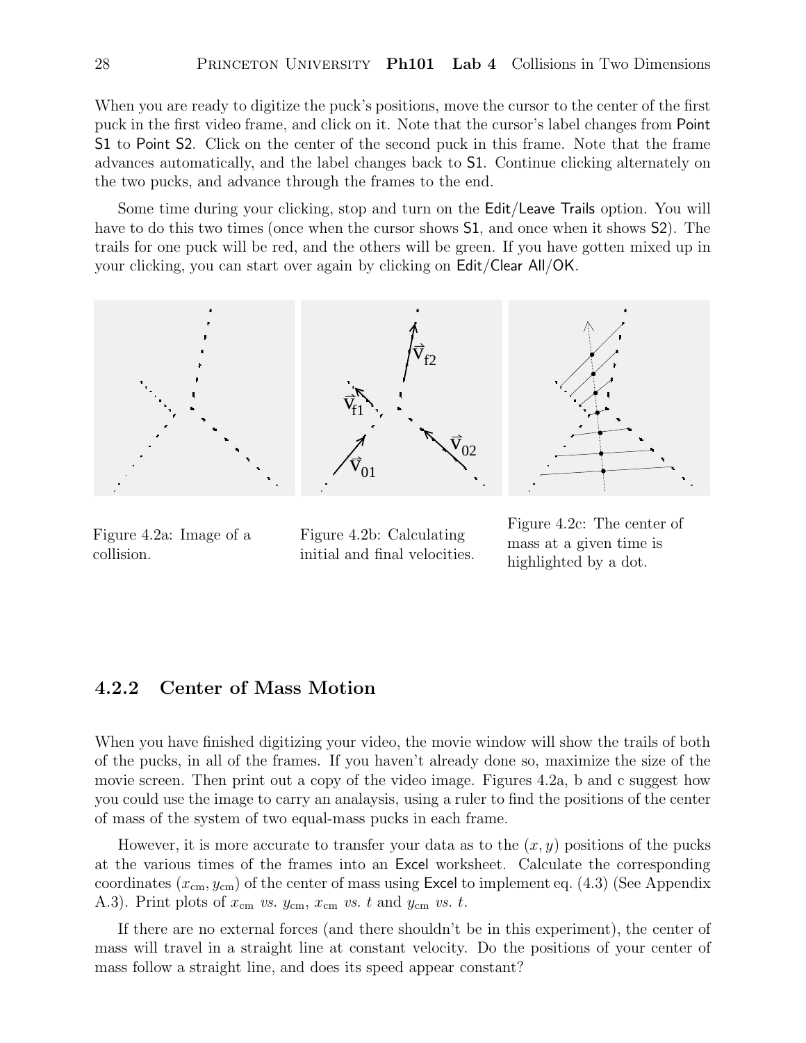When you are ready to digitize the puck's positions, move the cursor to the center of the first puck in the first video frame, and click on it. Note that the cursor's label changes from Point S1 to Point S2. Click on the center of the second puck in this frame. Note that the frame advances automatically, and the label changes back to S1. Continue clicking alternately on the two pucks, and advance through the frames to the end.

Some time during your clicking, stop and turn on the Edit/Leave Trails option. You will have to do this two times (once when the cursor shows S1, and once when it shows S2). The trails for one puck will be red, and the others will be green. If you have gotten mixed up in your clicking, you can start over again by clicking on Edit/Clear All/OK.

Figure 4.2a: Image of a collision.

Figure 4.2b: Calculating initial and final velocities.

Figure 4.2c: The center of mass at a given time is highlighted by a dot.

### 4.2.2 Center of Mass Motion

When you have finished digitizing your video, the movie window will show the trails of both of the pucks, in all of the frames. If you haven't already done so, maximize the size of the movie screen. Then print out a copy of the video image. Figures 4.2a, b and c suggest how you could use the image to carry an analaysis, using a ruler to find the positions of the center of mass of the system of two equal-mass pucks in each frame.

However, it is more accurate to transfer your data as to the $(x, y)$ positions of the pucks at the various times of the frames into an Excel worksheet. Calculate the corresponding coordinates $(x_{\rm cm}, y_{\rm cm})$ of the center of mass using Excel to implement eq. (4.3) (See Appendix A.3). Print plots of $x_{\rm cm}$ *vs.* $y_{\rm cm}$, $x_{\rm cm}$ *vs.* $t$ and $y_{\rm cm}$ *vs.* $t$.

If there are no external forces (and there shouldn't be in this experiment), the center of mass will travel in a straight line at constant velocity. Do the positions of your center of mass follow a straight line, and does its speed appear constant?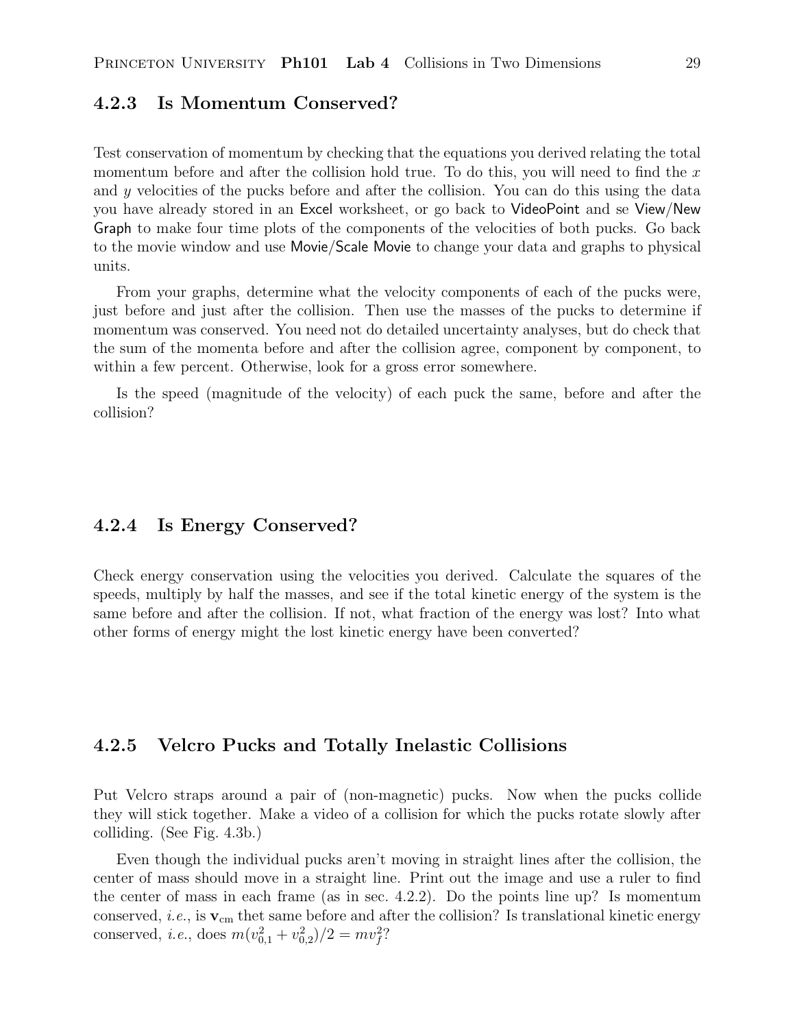### 4.2.3 Is Momentum Conserved?

Test conservation of momentum by checking that the equations you derived relating the total momentum before and after the collision hold true. To do this, you will need to find the $x$ and $y$ velocities of the pucks before and after the collision. You can do this using the data you have already stored in an Excel worksheet, or go back to VideoPoint and se View/New Graph to make four time plots of the components of the velocities of both pucks. Go back to the movie window and use Movie/Scale Movie to change your data and graphs to physical units.

From your graphs, determine what the velocity components of each of the pucks were, just before and just after the collision. Then use the masses of the pucks to determine if momentum was conserved. You need not do detailed uncertainty analyses, but do check that the sum of the momenta before and after the collision agree, component by component, to within a few percent. Otherwise, look for a gross error somewhere.

Is the speed (magnitude of the velocity) of each puck the same, before and after the collision?

### 4.2.4 Is Energy Conserved?

Check energy conservation using the velocities you derived. Calculate the squares of the speeds, multiply by half the masses, and see if the total kinetic energy of the system is the same before and after the collision. If not, what fraction of the energy was lost? Into what other forms of energy might the lost kinetic energy have been converted?

### 4.2.5 Velcro Pucks and Totally Inelastic Collisions

Put Velcro straps around a pair of (non-magnetic) pucks. Now when the pucks collide they will stick together. Make a video of a collision for which the pucks rotate slowly after colliding. (See Fig. 4.3b.)

Even though the individual pucks aren't moving in straight lines after the collision, the center of mass should move in a straight line. Print out the image and use a ruler to find the center of mass in each frame (as in sec. 4.2.2). Do the points line up? Is momentum conserved, *i.e.*, is $\mathbf{v}_{\rm cm}$ thet same before and after the collision? Is translational kinetic energy conserved, *i.e.*, does $m(v_{0,1}^2 + v_{0,2}^2)/2 = mv_f^2$?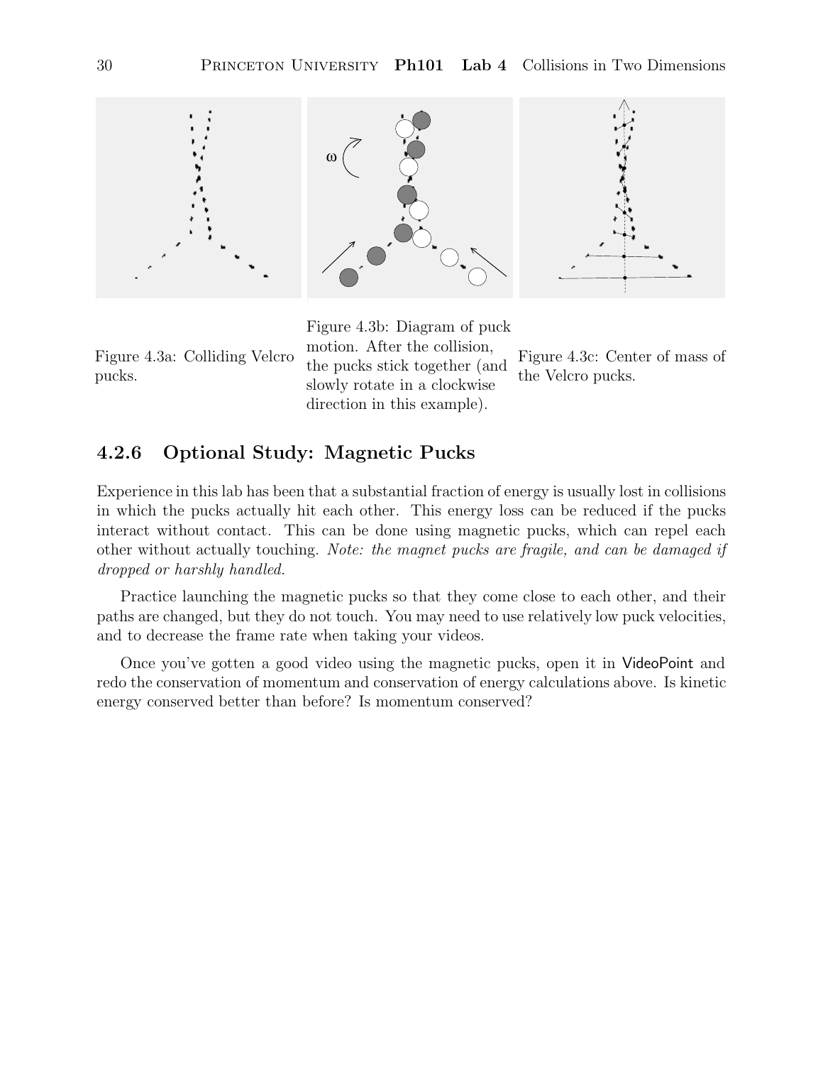Figure 4.3a: Colliding Velcro pucks.

Figure 4.3b: Diagram of puck motion. After the collision, the pucks stick together (and slowly rotate in a clockwise direction in this example).

Figure 4.3c: Center of mass of the Velcro pucks.

### 4.2.6 Optional Study: Magnetic Pucks

Experience in this lab has been that a substantial fraction of energy is usually lost in collisions in which the pucks actually hit each other. This energy loss can be reduced if the pucks interact without contact. This can be done using magnetic pucks, which can repel each other without actually touching. *Note: the magnet pucks are fragile, and can be damaged if dropped or harshly handled.*

Practice launching the magnetic pucks so that they come close to each other, and their paths are changed, but they do not touch. You may need to use relatively low puck velocities, and to decrease the frame rate when taking your videos.

Once you've gotten a good video using the magnetic pucks, open it in VideoPoint and redo the conservation of momentum and conservation of energy calculations above. Is kinetic energy conserved better than before? Is momentum conserved?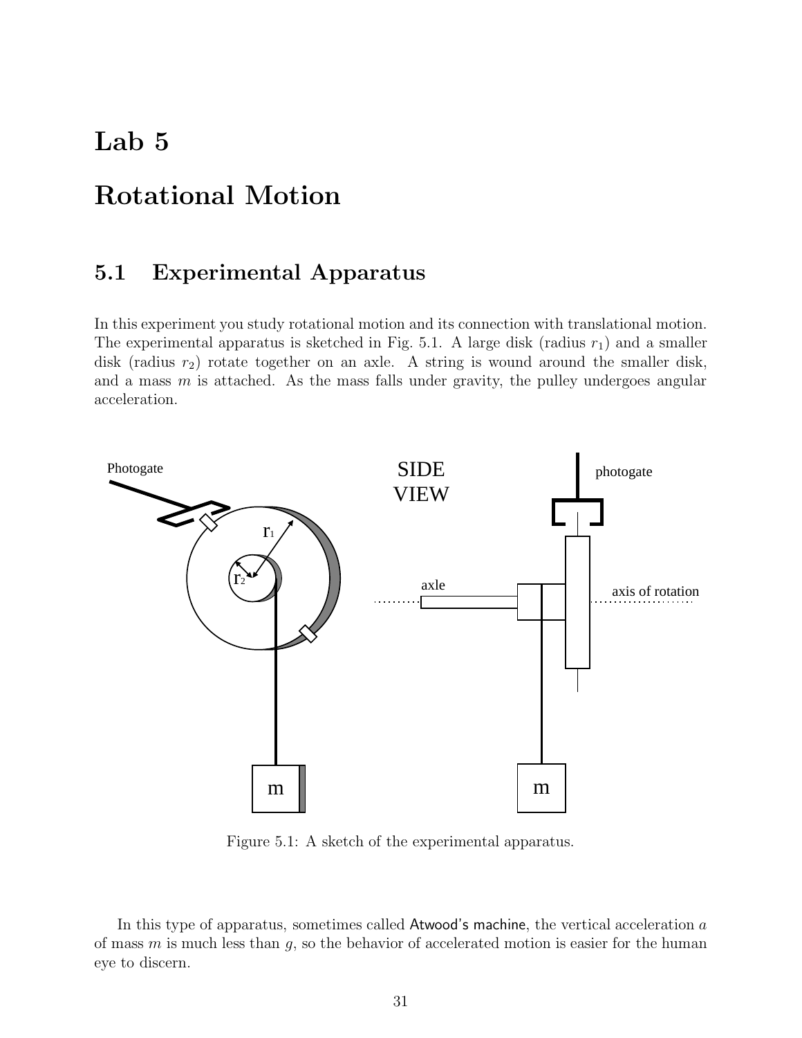# Lab 5

# Rotational Motion

## 5.1 Experimental Apparatus

In this experiment you study rotational motion and its connection with translational motion. The experimental apparatus is sketched in Fig. 5.1. A large disk (radius $r_1$) and a smaller disk (radius $r_2$) rotate together on an axle. A string is wound around the smaller disk, and a mass $m$ is attached. As the mass falls under gravity, the pulley undergoes angular acceleration.

Figure 5.1: A sketch of the experimental apparatus.

In this type of apparatus, sometimes called Atwood's machine, the vertical acceleration $a$ of mass $m$ is much less than $g$, so the behavior of accelerated motion is easier for the human eye to discern.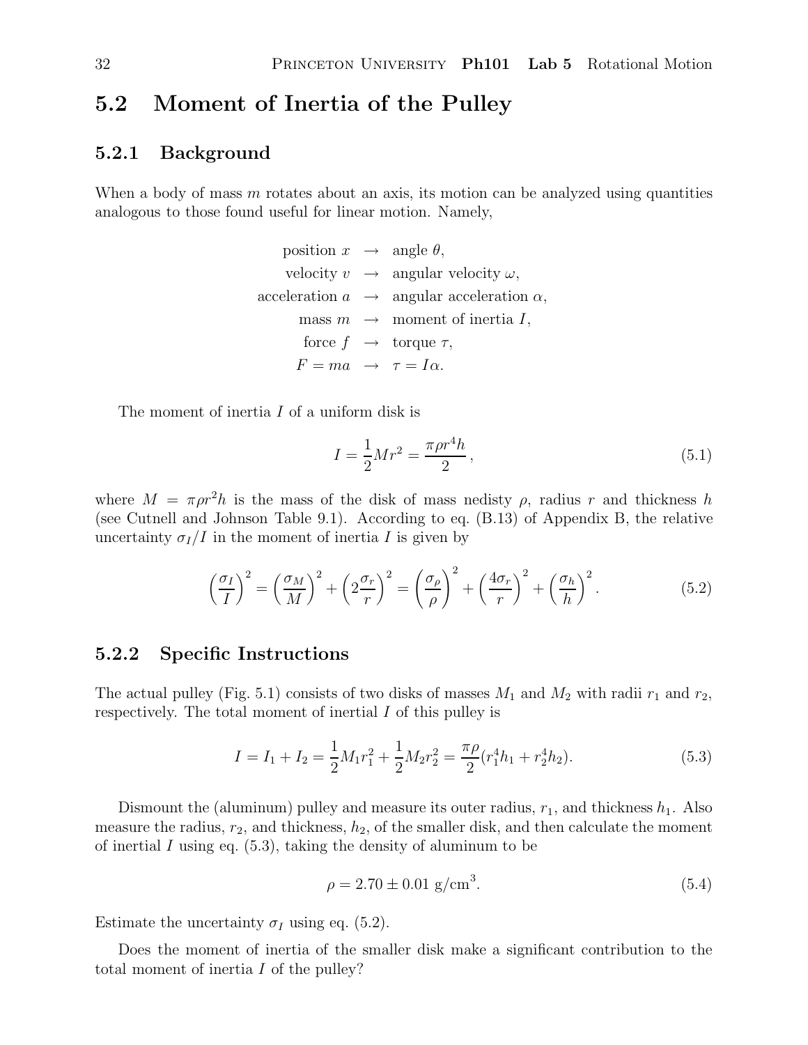## 5.2 Moment of Inertia of the Pulley

### 5.2.1 Background

When a body of mass $m$ rotates about an axis, its motion can be analyzed using quantities analogous to those found useful for linear motion. Namely,

$$
\begin{aligned}
\text{position } x &\rightarrow \text{angle } \theta, \\
\text{velocity } v &\rightarrow \text{angular velocity } \omega, \\
\text{acceleration } a &\rightarrow \text{angular acceleration } \alpha, \\
\text{mass } m &\rightarrow \text{moment of inertia } I, \\
\text{force } f &\rightarrow \text{torque } \tau, \\
F = ma &\rightarrow \tau = I\alpha.
\end{aligned}
$$

The moment of inertia $I$ of a uniform disk is

$$
I = \frac{1}{2}Mr^2 = \frac{\pi \rho r^4 h}{2}, \tag{5.1}
$$

where $M = \pi \rho r^2 h$ is the mass of the disk of mass nedisty $\rho$, radius $r$ and thickness $h$ (see Cutnell and Johnson Table 9.1). According to eq. (B.13) of Appendix B, the relative uncertainty $\sigma_I / I$ in the moment of inertia $I$ is given by

$$
\left(\frac{\sigma_I}{I}\right)^2 = \left(\frac{\sigma_M}{M}\right)^2 + \left(2\frac{\sigma_r}{r}\right)^2 = \left(\frac{\sigma_\rho}{\rho}\right)^2 + \left(\frac{4\sigma_r}{r}\right)^2 + \left(\frac{\sigma_h}{h}\right)^2. \tag{5.2}
$$

### 5.2.2 Specific Instructions

The actual pulley (Fig. 5.1) consists of two disks of masses $M_1$ and $M_2$ with radii $r_1$ and $r_2$, respectively. The total moment of inertial $I$ of this pulley is

$$
I = I_1 + I_2 = \frac{1}{2}M_1 r_1^2 + \frac{1}{2}M_2 r_2^2 = \frac{\pi \rho}{2}(r_1^4 h_1 + r_2^4 h_2). \tag{5.3}
$$

Dismount the (aluminum) pulley and measure its outer radius, $r_1$, and thickness $h_1$. Also measure the radius, $r_2$, and thickness, $h_2$, of the smaller disk, and then calculate the moment of inertial $I$ using eq. (5.3), taking the density of aluminum to be

$$
\rho = 2.70 \pm 0.01 \text{ g/cm}^3. \tag{5.4}
$$

Estimate the uncertainty $\sigma_I$ using eq. (5.2).

Does the moment of inertia of the smaller disk make a significant contribution to the total moment of inertia $I$ of the pulley?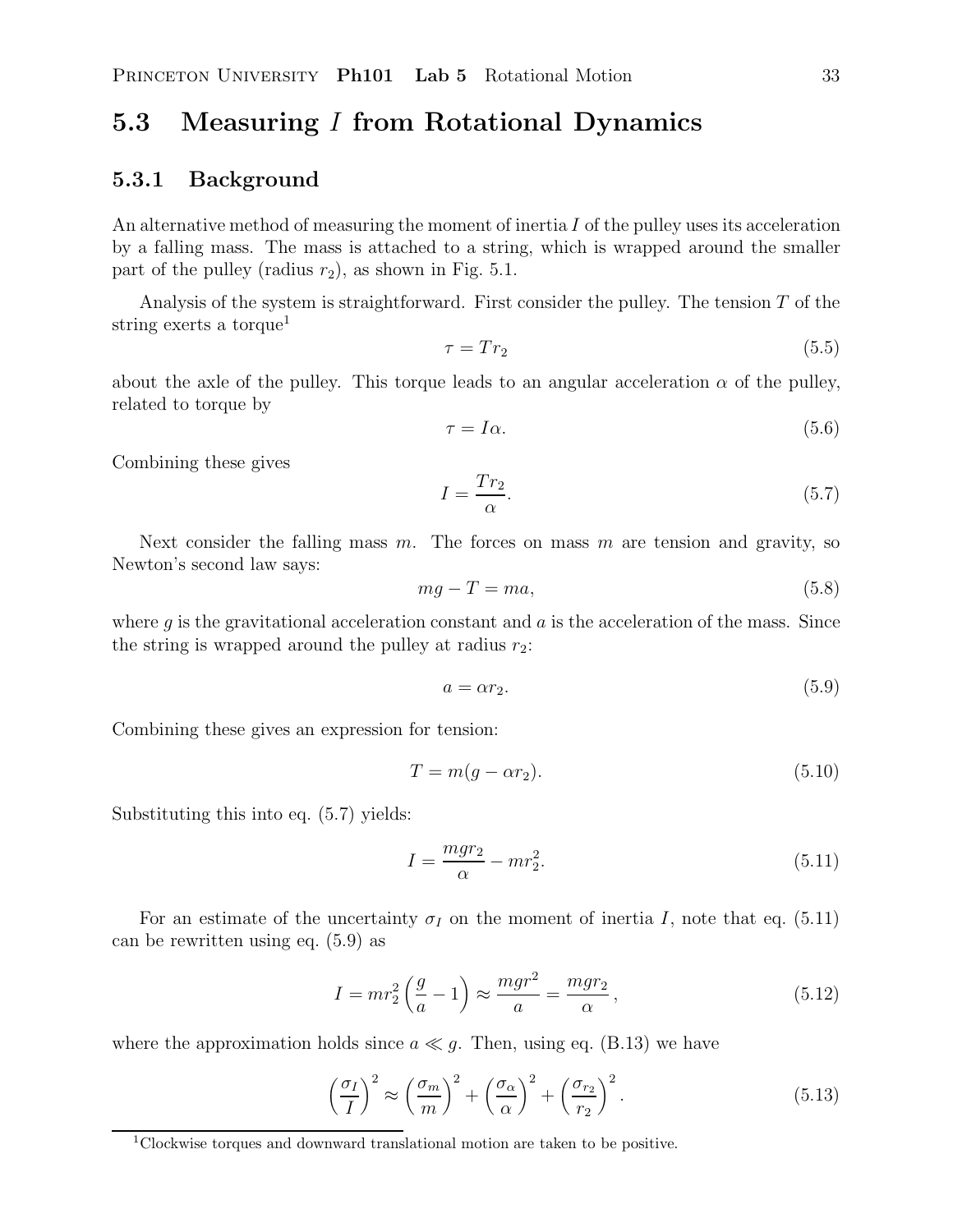## 5.3 Measuring $I$ from Rotational Dynamics

### 5.3.1 Background

An alternative method of measuring the moment of inertia $I$ of the pulley uses its acceleration by a falling mass. The mass is attached to a string, which is wrapped around the smaller part of the pulley (radius $r_2$), as shown in Fig. 5.1.

Analysis of the system is straightforward. First consider the pulley. The tension $T$ of the string exerts a torque[1]

$$\tau = Tr_2 \tag{5.5}$$

about the axle of the pulley. This torque leads to an angular acceleration $\alpha$ of the pulley, related to torque by

$$\tau = I\alpha. \tag{5.6}$$

Combining these gives

$$I = \frac{Tr_2}{\alpha}. \tag{5.7}$$

Next consider the falling mass $m$. The forces on mass $m$ are tension and gravity, so Newton's second law says:

$$mg - T = ma, \tag{5.8}$$

where $g$ is the gravitational acceleration constant and $a$ is the acceleration of the mass. Since the string is wrapped around the pulley at radius $r_2$:

$$a = \alpha r_2. \tag{5.9}$$

Combining these gives an expression for tension:

$$T = m(g - \alpha r_2). \tag{5.10}$$

Substituting this into eq. (5.7) yields:

$$I = \frac{mgr_2}{\alpha} - mr_2^2. \tag{5.11}$$

For an estimate of the uncertainty $\sigma_I$ on the moment of inertia $I$, note that eq. (5.11) can be rewritten using eq. (5.9) as

$$I = mr_2^2\left(\frac{g}{a} - 1\right) \approx \frac{mgr^2}{a} = \frac{mgr_2}{\alpha}\,, \tag{5.12}$$

where the approximation holds since $a \ll g$. Then, using eq. (B.13) we have

$$\left(\frac{\sigma_I}{I}\right)^2 \approx \left(\frac{\sigma_m}{m}\right)^2 + \left(\frac{\sigma_\alpha}{\alpha}\right)^2 + \left(\frac{\sigma_{r_2}}{r_2}\right)^2. \tag{5.13}$$

[1] Clockwise torques and downward translational motion are taken to be positive.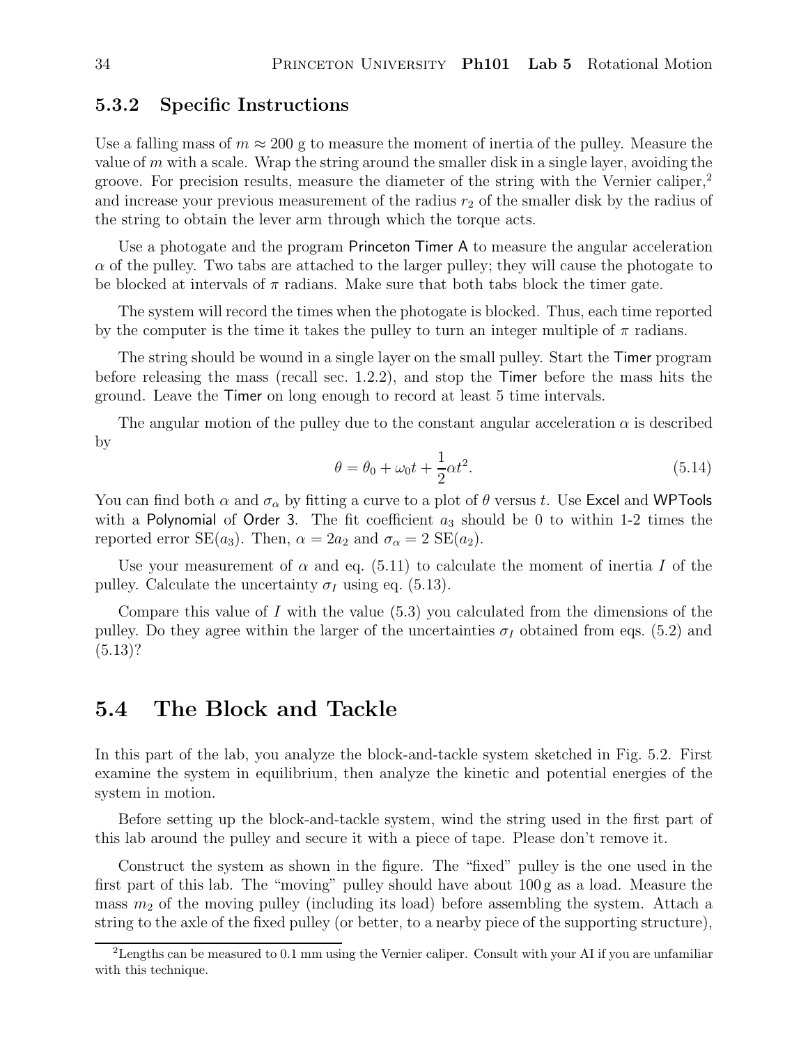### 5.3.2 Specific Instructions

Use a falling mass of $m \approx 200$ g to measure the moment of inertia of the pulley. Measure the value of $m$ with a scale. Wrap the string around the smaller disk in a single layer, avoiding the groove. For precision results, measure the diameter of the string with the Vernier caliper,[2] and increase your previous measurement of the radius $r_2$ of the smaller disk by the radius of the string to obtain the lever arm through which the torque acts.

Use a photogate and the program Princeton Timer A to measure the angular acceleration $\alpha$ of the pulley. Two tabs are attached to the larger pulley; they will cause the photogate to be blocked at intervals of $\pi$ radians. Make sure that both tabs block the timer gate.

The system will record the times when the photogate is blocked. Thus, each time reported by the computer is the time it takes the pulley to turn an integer multiple of $\pi$ radians.

The string should be wound in a single layer on the small pulley. Start the Timer program before releasing the mass (recall sec. 1.2.2), and stop the Timer before the mass hits the ground. Leave the Timer on long enough to record at least 5 time intervals.

The angular motion of the pulley due to the constant angular acceleration $\alpha$ is described by

$$\theta = \theta_0 + \omega_0 t + \frac{1}{2}\alpha t^2. \tag{5.14}$$

You can find both $\alpha$ and $\sigma_\alpha$ by fitting a curve to a plot of $\theta$ versus $t$. Use Excel and WPTools with a Polynomial of Order 3. The fit coefficient $a_3$ should be 0 to within 1-2 times the reported error $\mathrm{SE}(a_3)$. Then, $\alpha = 2a_2$ and $\sigma_\alpha = 2\ \mathrm{SE}(a_2)$.

Use your measurement of $\alpha$ and eq. (5.11) to calculate the moment of inertia $I$ of the pulley. Calculate the uncertainty $\sigma_I$ using eq. (5.13).

Compare this value of $I$ with the value (5.3) you calculated from the dimensions of the pulley. Do they agree within the larger of the uncertainties $\sigma_I$ obtained from eqs. (5.2) and (5.13)?

## 5.4 The Block and Tackle

In this part of the lab, you analyze the block-and-tackle system sketched in Fig. 5.2. First examine the system in equilibrium, then analyze the kinetic and potential energies of the system in motion.

Before setting up the block-and-tackle system, wind the string used in the first part of this lab around the pulley and secure it with a piece of tape. Please don't remove it.

Construct the system as shown in the figure. The "fixed" pulley is the one used in the first part of this lab. The "moving" pulley should have about 100 g as a load. Measure the mass $m_2$ of the moving pulley (including its load) before assembling the system. Attach a string to the axle of the fixed pulley (or better, to a nearby piece of the supporting structure),

[2] Lengths can be measured to 0.1 mm using the Vernier caliper. Consult with your AI if you are unfamiliar with this technique.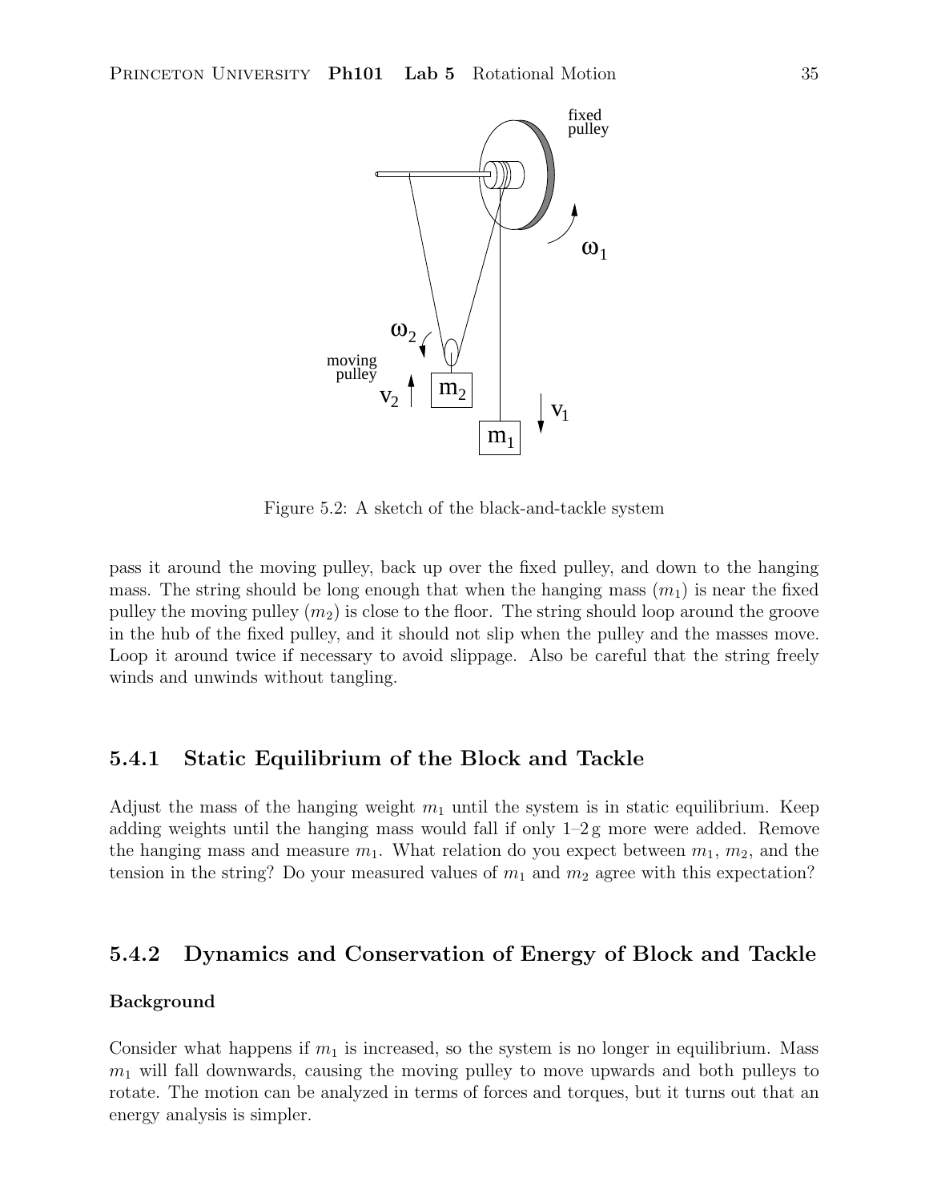Figure 5.2: A sketch of the black-and-tackle system

pass it around the moving pulley, back up over the fixed pulley, and down to the hanging mass. The string should be long enough that when the hanging mass ($m_1$) is near the fixed pulley the moving pulley ($m_2$) is close to the floor. The string should loop around the groove in the hub of the fixed pulley, and it should not slip when the pulley and the masses move. Loop it around twice if necessary to avoid slippage. Also be careful that the string freely winds and unwinds without tangling.

### 5.4.1 Static Equilibrium of the Block and Tackle

Adjust the mass of the hanging weight $m_1$ until the system is in static equilibrium. Keep adding weights until the hanging mass would fall if only 1–2 g more were added. Remove the hanging mass and measure $m_1$. What relation do you expect between $m_1$, $m_2$, and the tension in the string? Do your measured values of $m_1$ and $m_2$ agree with this expectation?

### 5.4.2 Dynamics and Conservation of Energy of Block and Tackle

**Background**

Consider what happens if $m_1$ is increased, so the system is no longer in equilibrium. Mass $m_1$ will fall downwards, causing the moving pulley to move upwards and both pulleys to rotate. The motion can be analyzed in terms of forces and torques, but it turns out that an energy analysis is simpler.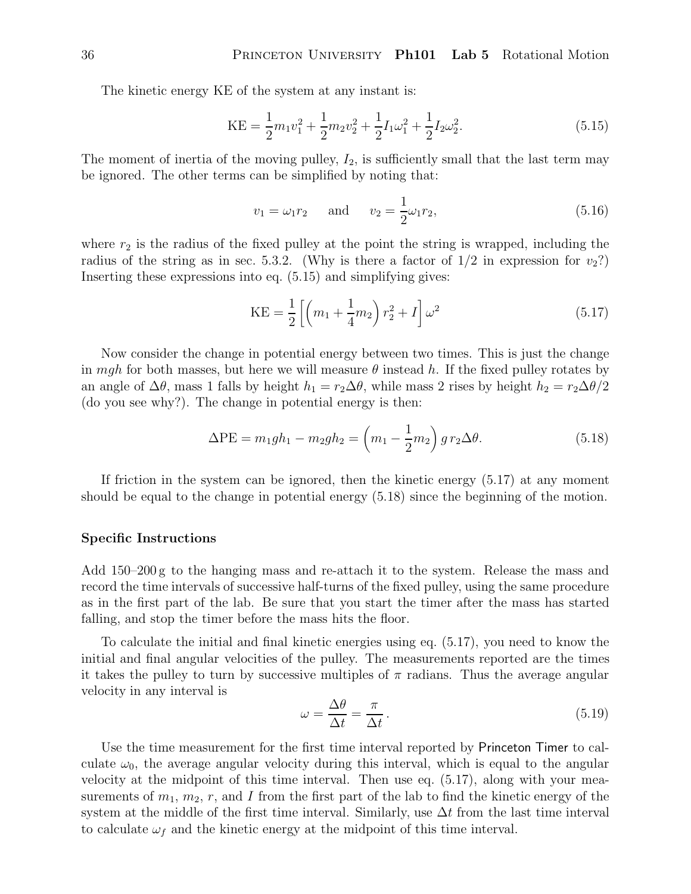The kinetic energy KE of the system at any instant is:

$$\text{KE} = \frac{1}{2}m_1 v_1^2 + \frac{1}{2}m_2 v_2^2 + \frac{1}{2}I_1\omega_1^2 + \frac{1}{2}I_2\omega_2^2. \tag{5.15}$$

The moment of inertia of the moving pulley, $I_2$, is sufficiently small that the last term may be ignored. The other terms can be simplified by noting that:

$$v_1 = \omega_1 r_2 \quad \text{and} \quad v_2 = \frac{1}{2}\omega_1 r_2, \tag{5.16}$$

where $r_2$ is the radius of the fixed pulley at the point the string is wrapped, including the radius of the string as in sec. 5.3.2. (Why is there a factor of 1/2 in expression for $v_2$?) Inserting these expressions into eq. (5.15) and simplifying gives:

$$\text{KE} = \frac{1}{2}\left[\left(m_1 + \frac{1}{4}m_2\right)r_2^2 + I\right]\omega^2 \tag{5.17}$$

Now consider the change in potential energy between two times. This is just the change in $mgh$ for both masses, but here we will measure $\theta$ instead $h$. If the fixed pulley rotates by an angle of $\Delta\theta$, mass 1 falls by height $h_1 = r_2\Delta\theta$, while mass 2 rises by height $h_2 = r_2\Delta\theta/2$ (do you see why?). The change in potential energy is then:

$$\Delta\text{PE} = m_1 g h_1 - m_2 g h_2 = \left(m_1 - \frac{1}{2}m_2\right) g\, r_2 \Delta\theta. \tag{5.18}$$

If friction in the system can be ignored, then the kinetic energy (5.17) at any moment should be equal to the change in potential energy (5.18) since the beginning of the motion.

### Specific Instructions

Add 150–200 g to the hanging mass and re-attach it to the system. Release the mass and record the time intervals of successive half-turns of the fixed pulley, using the same procedure as in the first part of the lab. Be sure that you start the timer after the mass has started falling, and stop the timer before the mass hits the floor.

To calculate the initial and final kinetic energies using eq. (5.17), you need to know the initial and final angular velocities of the pulley. The measurements reported are the times it takes the pulley to turn by successive multiples of $\pi$ radians. Thus the average angular velocity in any interval is

$$\omega = \frac{\Delta\theta}{\Delta t} = \frac{\pi}{\Delta t}\,. \tag{5.19}$$

Use the time measurement for the first time interval reported by Princeton Timer to calculate $\omega_0$, the average angular velocity during this interval, which is equal to the angular velocity at the midpoint of this time interval. Then use eq. (5.17), along with your measurements of $m_1$, $m_2$, $r$, and $I$ from the first part of the lab to find the kinetic energy of the system at the middle of the first time interval. Similarly, use $\Delta t$ from the last time interval to calculate $\omega_f$ and the kinetic energy at the midpoint of this time interval.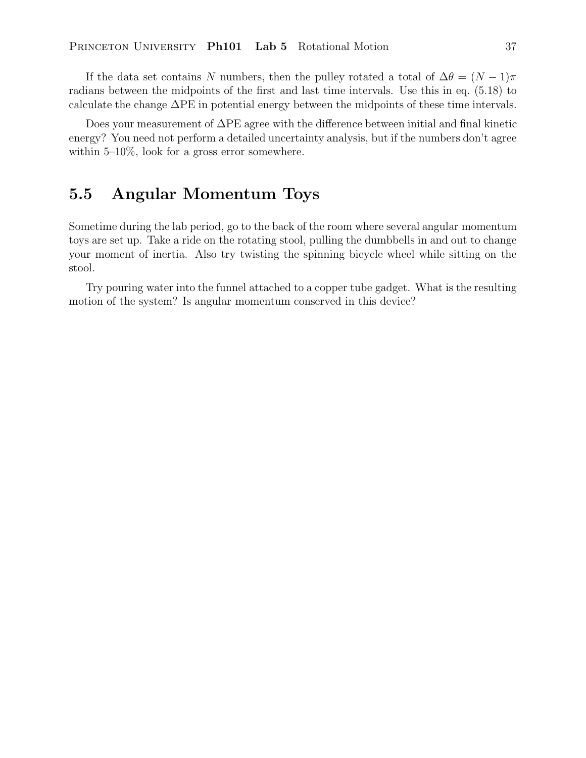If the data set contains $N$ numbers, then the pulley rotated a total of $\Delta\theta = (N-1)\pi$ radians between the midpoints of the first and last time intervals. Use this in eq. (5.18) to calculate the change $\Delta$PE in potential energy between the midpoints of these time intervals.

Does your measurement of $\Delta$PE agree with the difference between initial and final kinetic energy? You need not perform a detailed uncertainty analysis, but if the numbers don't agree within 5–10%, look for a gross error somewhere.

## 5.5 Angular Momentum Toys

Sometime during the lab period, go to the back of the room where several angular momentum toys are set up. Take a ride on the rotating stool, pulling the dumbbells in and out to change your moment of inertia. Also try twisting the spinning bicycle wheel while sitting on the stool.

Try pouring water into the funnel attached to a copper tube gadget. What is the resulting motion of the system? Is angular momentum conserved in this device?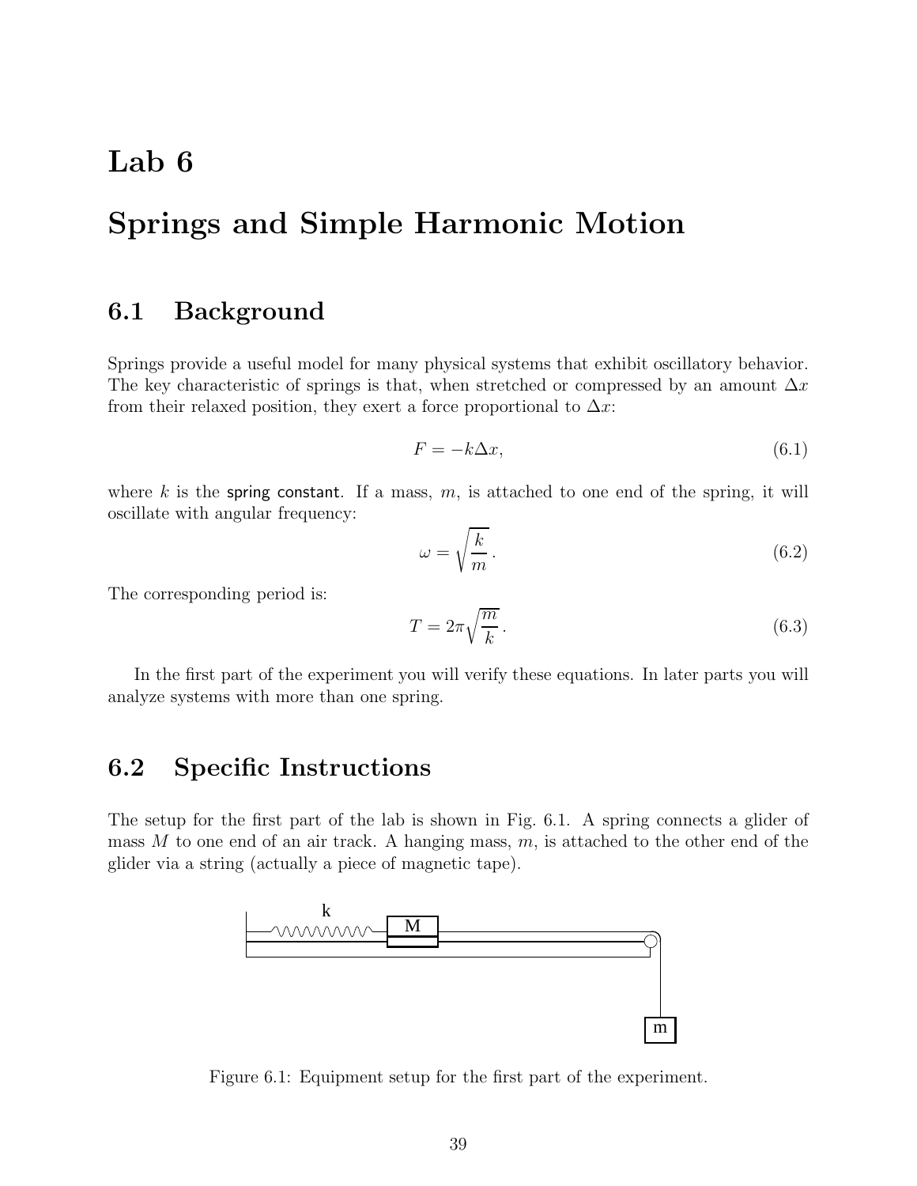# Lab 6

# Springs and Simple Harmonic Motion

## 6.1 Background

Springs provide a useful model for many physical systems that exhibit oscillatory behavior. The key characteristic of springs is that, when stretched or compressed by an amount $\Delta x$ from their relaxed position, they exert a force proportional to $\Delta x$:

$$F = -k\Delta x, \tag{6.1}$$

where $k$ is the spring constant. If a mass, $m$, is attached to one end of the spring, it will oscillate with angular frequency:

$$\omega = \sqrt{\frac{k}{m}}. \tag{6.2}$$

The corresponding period is:

$$T = 2\pi\sqrt{\frac{m}{k}}. \tag{6.3}$$

In the first part of the experiment you will verify these equations. In later parts you will analyze systems with more than one spring.

## 6.2 Specific Instructions

The setup for the first part of the lab is shown in Fig. 6.1. A spring connects a glider of mass $M$ to one end of an air track. A hanging mass, $m$, is attached to the other end of the glider via a string (actually a piece of magnetic tape).

Figure 6.1: Equipment setup for the first part of the experiment.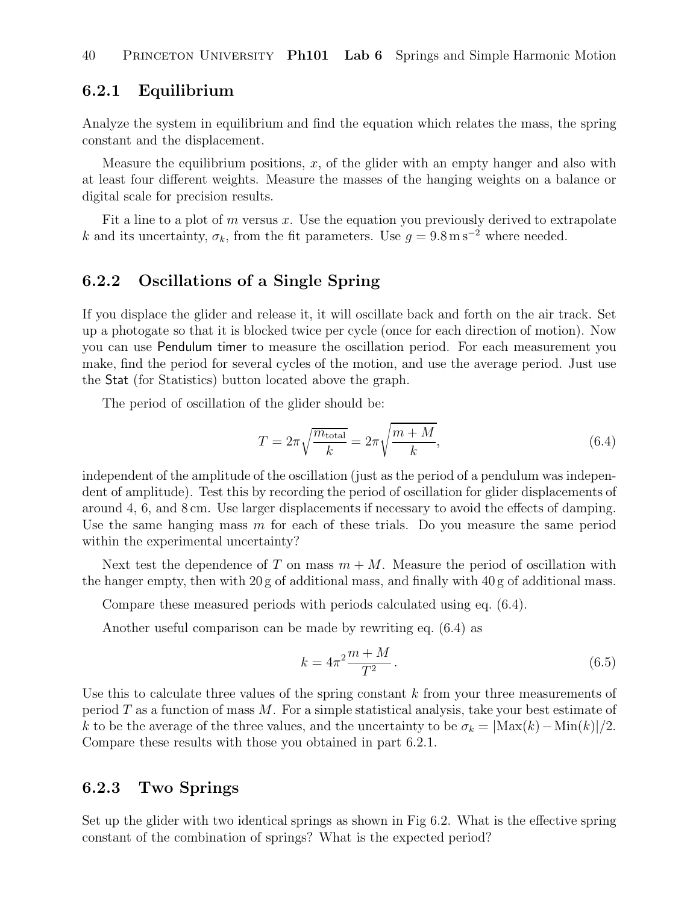### 6.2.1 Equilibrium

Analyze the system in equilibrium and find the equation which relates the mass, the spring constant and the displacement.

Measure the equilibrium positions, $x$, of the glider with an empty hanger and also with at least four different weights. Measure the masses of the hanging weights on a balance or digital scale for precision results.

Fit a line to a plot of $m$ versus $x$. Use the equation you previously derived to extrapolate $k$ and its uncertainty, $\sigma_k$, from the fit parameters. Use $g = 9.8\,\mathrm{m\,s^{-2}}$ where needed.

### 6.2.2 Oscillations of a Single Spring

If you displace the glider and release it, it will oscillate back and forth on the air track. Set up a photogate so that it is blocked twice per cycle (once for each direction of motion). Now you can use Pendulum timer to measure the oscillation period. For each measurement you make, find the period for several cycles of the motion, and use the average period. Just use the Stat (for Statistics) button located above the graph.

The period of oscillation of the glider should be:

$$T = 2\pi\sqrt{\frac{m_{\text{total}}}{k}} = 2\pi\sqrt{\frac{m+M}{k}}, \tag{6.4}$$

independent of the amplitude of the oscillation (just as the period of a pendulum was independent of amplitude). Test this by recording the period of oscillation for glider displacements of around 4, 6, and 8 cm. Use larger displacements if necessary to avoid the effects of damping. Use the same hanging mass $m$ for each of these trials. Do you measure the same period within the experimental uncertainty?

Next test the dependence of $T$ on mass $m + M$. Measure the period of oscillation with the hanger empty, then with 20 g of additional mass, and finally with 40 g of additional mass.

Compare these measured periods with periods calculated using eq. (6.4).

Another useful comparison can be made by rewriting eq. (6.4) as

$$k = 4\pi^2 \frac{m+M}{T^2}. \tag{6.5}$$

Use this to calculate three values of the spring constant $k$ from your three measurements of period $T$ as a function of mass $M$. For a simple statistical analysis, take your best estimate of $k$ to be the average of the three values, and the uncertainty to be $\sigma_k = |\mathrm{Max}(k) - \mathrm{Min}(k)|/2$. Compare these results with those you obtained in part 6.2.1.

### 6.2.3 Two Springs

Set up the glider with two identical springs as shown in Fig 6.2. What is the effective spring constant of the combination of springs? What is the expected period?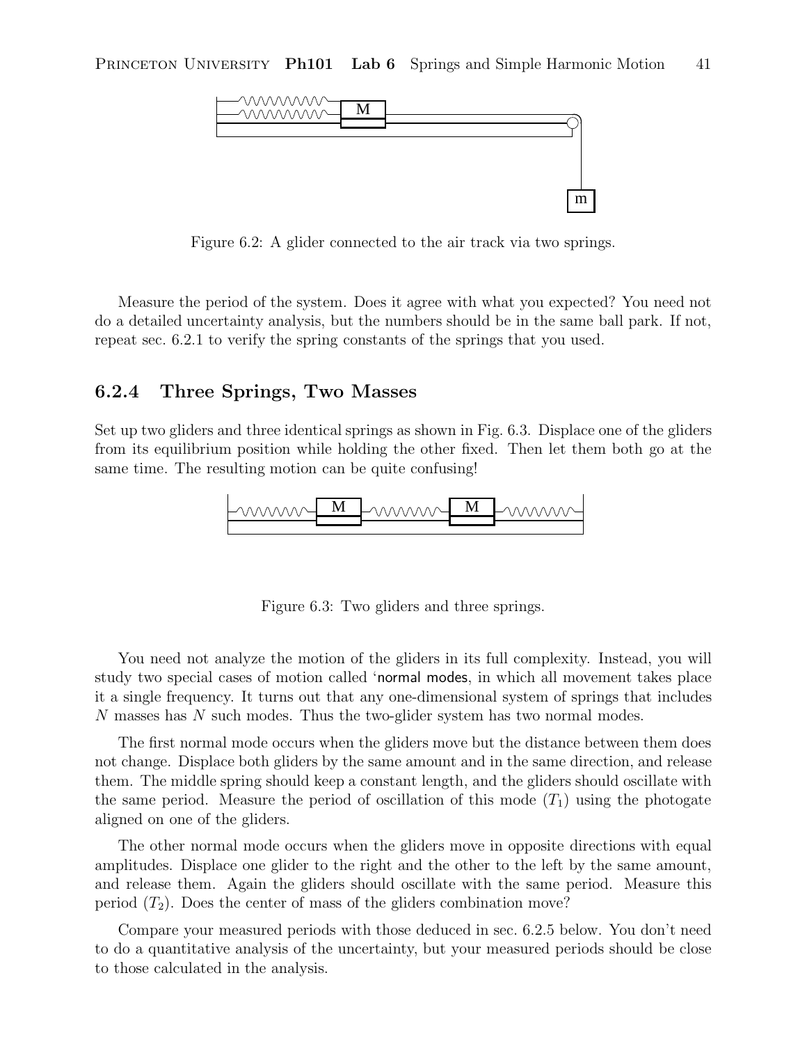Figure 6.2: A glider connected to the air track via two springs.

Measure the period of the system. Does it agree with what you expected? You need not do a detailed uncertainty analysis, but the numbers should be in the same ball park. If not, repeat sec. 6.2.1 to verify the spring constants of the springs that you used.

### 6.2.4 Three Springs, Two Masses

Set up two gliders and three identical springs as shown in Fig. 6.3. Displace one of the gliders from its equilibrium position while holding the other fixed. Then let them both go at the same time. The resulting motion can be quite confusing!

Figure 6.3: Two gliders and three springs.

You need not analyze the motion of the gliders in its full complexity. Instead, you will study two special cases of motion called 'normal modes, in which all movement takes place it a single frequency. It turns out that any one-dimensional system of springs that includes $N$ masses has $N$ such modes. Thus the two-glider system has two normal modes.

The first normal mode occurs when the gliders move but the distance between them does not change. Displace both gliders by the same amount and in the same direction, and release them. The middle spring should keep a constant length, and the gliders should oscillate with the same period. Measure the period of oscillation of this mode ($T_1$) using the photogate aligned on one of the gliders.

The other normal mode occurs when the gliders move in opposite directions with equal amplitudes. Displace one glider to the right and the other to the left by the same amount, and release them. Again the gliders should oscillate with the same period. Measure this period ($T_2$). Does the center of mass of the gliders combination move?

Compare your measured periods with those deduced in sec. 6.2.5 below. You don't need to do a quantitative analysis of the uncertainty, but your measured periods should be close to those calculated in the analysis.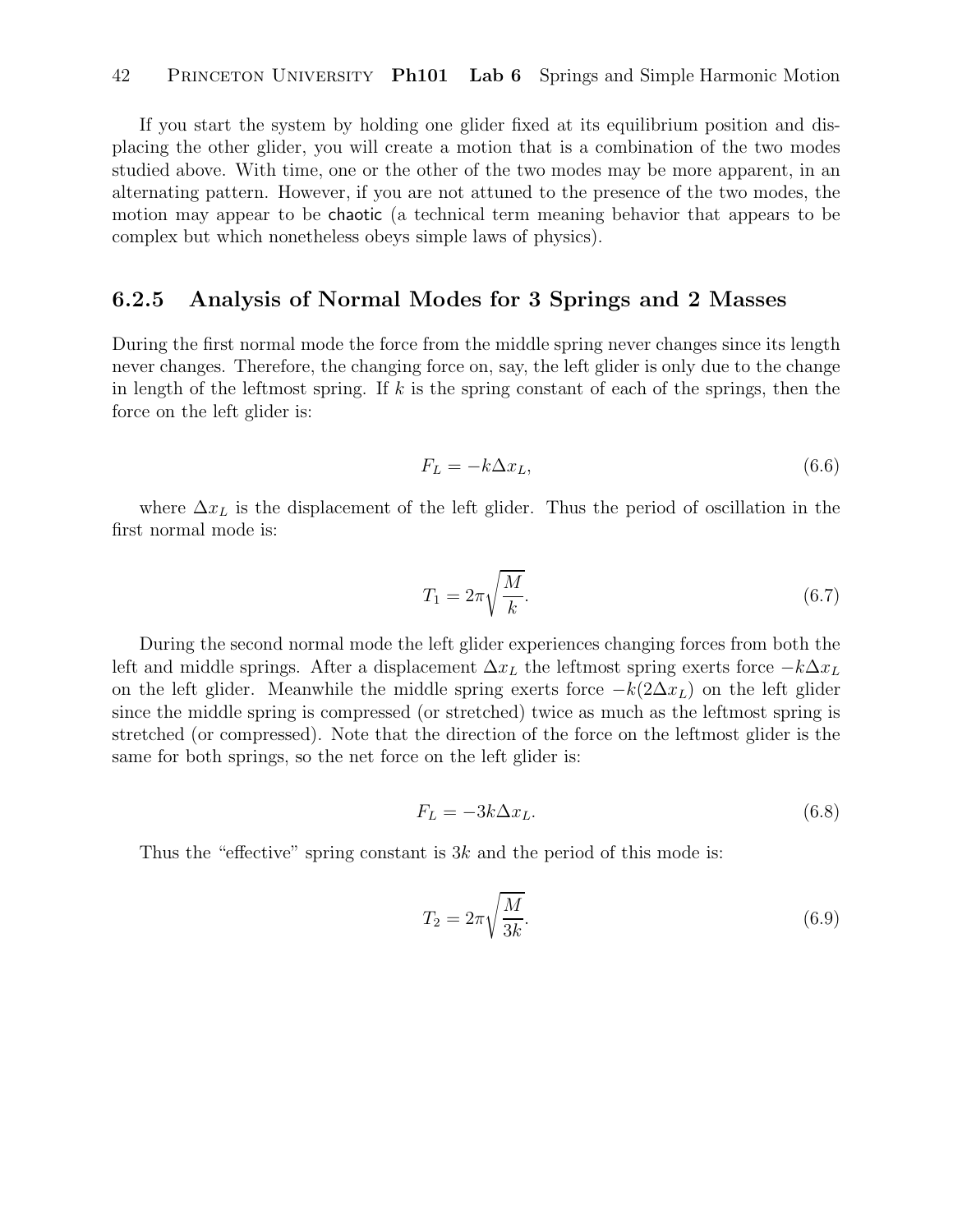If you start the system by holding one glider fixed at its equilibrium position and displacing the other glider, you will create a motion that is a combination of the two modes studied above. With time, one or the other of the two modes may be more apparent, in an alternating pattern. However, if you are not attuned to the presence of the two modes, the motion may appear to be chaotic (a technical term meaning behavior that appears to be complex but which nonetheless obeys simple laws of physics).

### 6.2.5 Analysis of Normal Modes for 3 Springs and 2 Masses

During the first normal mode the force from the middle spring never changes since its length never changes. Therefore, the changing force on, say, the left glider is only due to the change in length of the leftmost spring. If $k$ is the spring constant of each of the springs, then the force on the left glider is:

$$F_L = -k\Delta x_L, \tag{6.6}$$

where $\Delta x_L$ is the displacement of the left glider. Thus the period of oscillation in the first normal mode is:

$$T_1 = 2\pi\sqrt{\frac{M}{k}}. \tag{6.7}$$

During the second normal mode the left glider experiences changing forces from both the left and middle springs. After a displacement $\Delta x_L$ the leftmost spring exerts force $-k\Delta x_L$ on the left glider. Meanwhile the middle spring exerts force $-k(2\Delta x_L)$ on the left glider since the middle spring is compressed (or stretched) twice as much as the leftmost spring is stretched (or compressed). Note that the direction of the force on the leftmost glider is the same for both springs, so the net force on the left glider is:

$$F_L = -3k\Delta x_L. \tag{6.8}$$

Thus the "effective" spring constant is $3k$ and the period of this mode is:

$$T_2 = 2\pi\sqrt{\frac{M}{3k}}. \tag{6.9}$$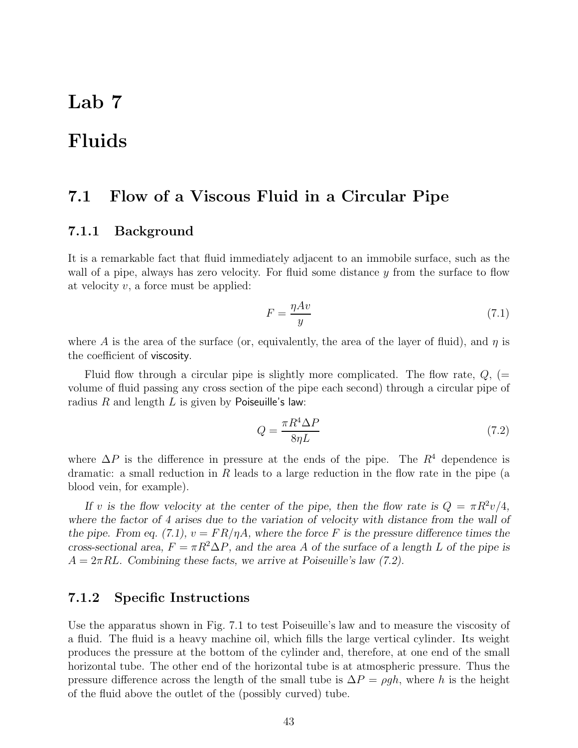# Lab 7

# Fluids

## 7.1 Flow of a Viscous Fluid in a Circular Pipe

### 7.1.1 Background

It is a remarkable fact that fluid immediately adjacent to an immobile surface, such as the wall of a pipe, always has zero velocity. For fluid some distance $y$ from the surface to flow at velocity $v$, a force must be applied:

$$F = \frac{\eta A v}{y} \tag{7.1}$$

where $A$ is the area of the surface (or, equivalently, the area of the layer of fluid), and $\eta$ is the coefficient of viscosity.

Fluid flow through a circular pipe is slightly more complicated. The flow rate, $Q$, (= volume of fluid passing any cross section of the pipe each second) through a circular pipe of radius $R$ and length $L$ is given by Poiseuille's law:

$$Q = \frac{\pi R^4 \Delta P}{8 \eta L} \tag{7.2}$$

where $\Delta P$ is the difference in pressure at the ends of the pipe. The $R^4$ dependence is dramatic: a small reduction in $R$ leads to a large reduction in the flow rate in the pipe (a blood vein, for example).

*If $v$ is the flow velocity at the center of the pipe, then the flow rate is $Q = \pi R^2 v/4$, where the factor of 4 arises due to the variation of velocity with distance from the wall of the pipe. From eq. (7.1), $v = FR/\eta A$, where the force $F$ is the pressure difference times the cross-sectional area, $F = \pi R^2 \Delta P$, and the area $A$ of the surface of a length $L$ of the pipe is $A = 2\pi RL$. Combining these facts, we arrive at Poiseuille's law (7.2).*

### 7.1.2 Specific Instructions

Use the apparatus shown in Fig. 7.1 to test Poiseuille's law and to measure the viscosity of a fluid. The fluid is a heavy machine oil, which fills the large vertical cylinder. Its weight produces the pressure at the bottom of the cylinder and, therefore, at one end of the small horizontal tube. The other end of the horizontal tube is at atmospheric pressure. Thus the pressure difference across the length of the small tube is $\Delta P = \rho g h$, where $h$ is the height of the fluid above the outlet of the (possibly curved) tube.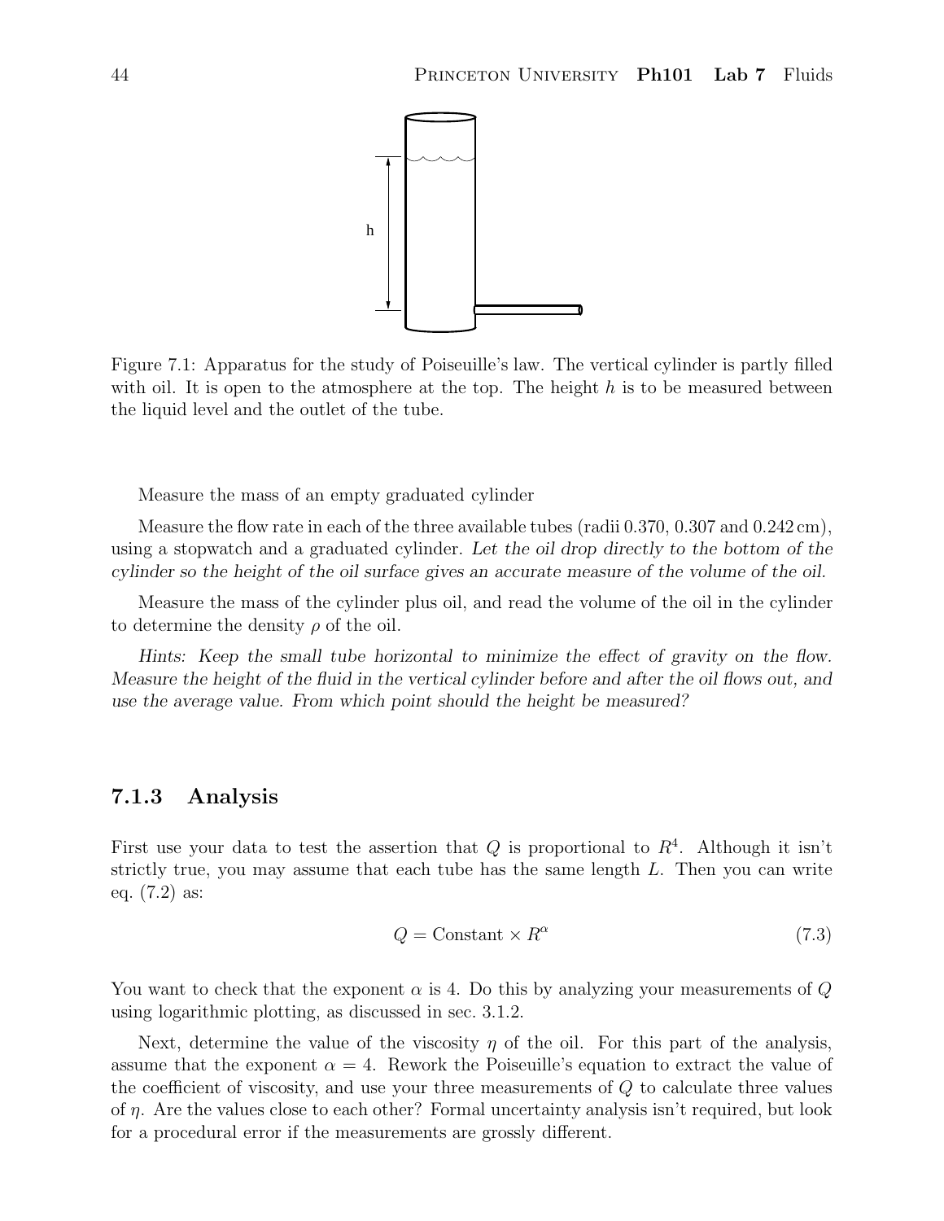Figure 7.1: Apparatus for the study of Poiseuille's law. The vertical cylinder is partly filled with oil. It is open to the atmosphere at the top. The height $h$ is to be measured between the liquid level and the outlet of the tube.

Measure the mass of an empty graduated cylinder

Measure the flow rate in each of the three available tubes (radii 0.370, 0.307 and 0.242 cm), using a stopwatch and a graduated cylinder. *Let the oil drop directly to the bottom of the cylinder so the height of the oil surface gives an accurate measure of the volume of the oil.*

Measure the mass of the cylinder plus oil, and read the volume of the oil in the cylinder to determine the density $\rho$ of the oil.

*Hints: Keep the small tube horizontal to minimize the effect of gravity on the flow. Measure the height of the fluid in the vertical cylinder before and after the oil flows out, and use the average value. From which point should the height be measured?*

### 7.1.3 Analysis

First use your data to test the assertion that $Q$ is proportional to $R^4$. Although it isn't strictly true, you may assume that each tube has the same length $L$. Then you can write eq. (7.2) as:

$$Q = \text{Constant} \times R^{\alpha} \tag{7.3}$$

You want to check that the exponent $\alpha$ is 4. Do this by analyzing your measurements of $Q$ using logarithmic plotting, as discussed in sec. 3.1.2.

Next, determine the value of the viscosity $\eta$ of the oil. For this part of the analysis, assume that the exponent $\alpha = 4$. Rework the Poiseuille's equation to extract the value of the coefficient of viscosity, and use your three measurements of $Q$ to calculate three values of $\eta$. Are the values close to each other? Formal uncertainty analysis isn't required, but look for a procedural error if the measurements are grossly different.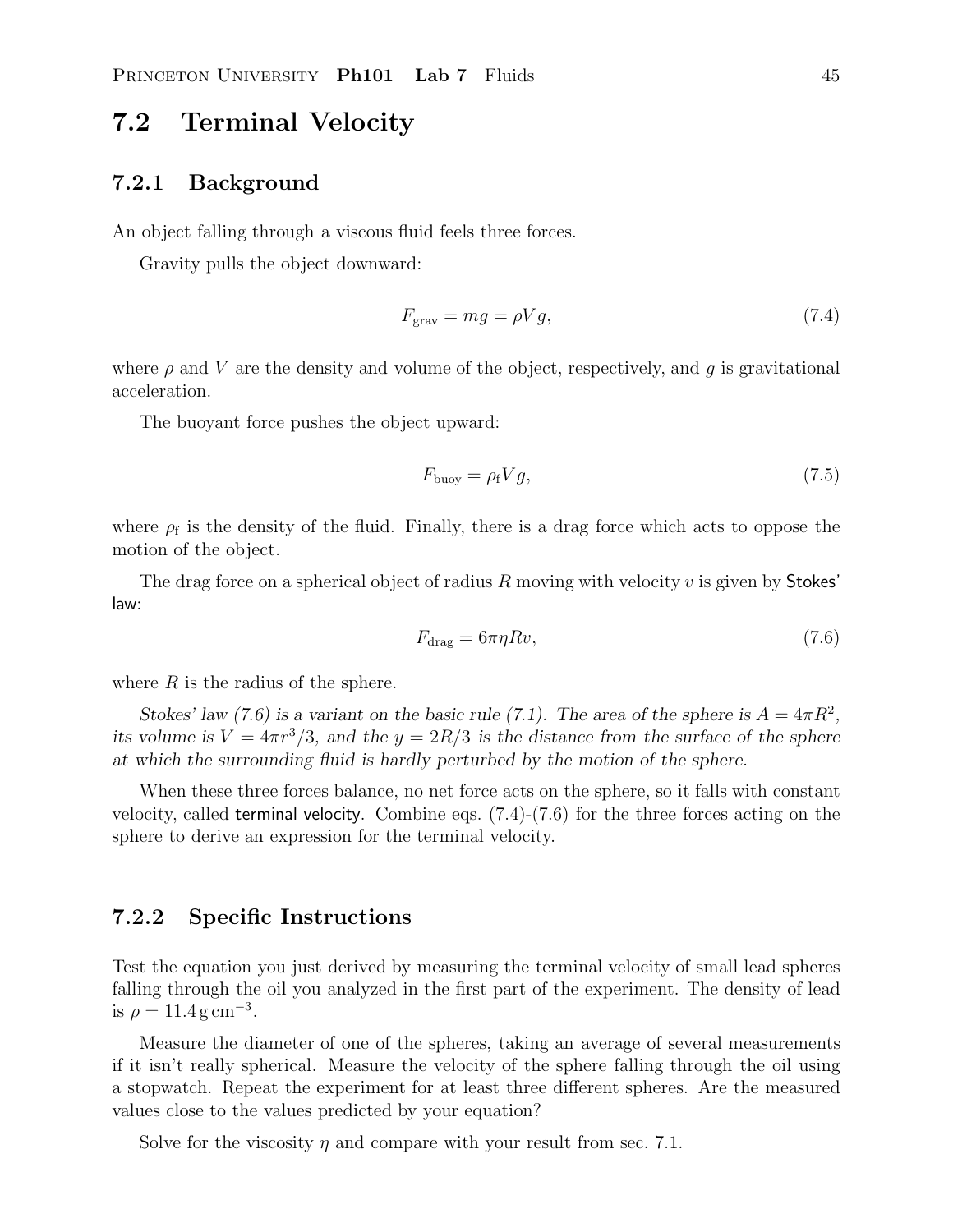## 7.2 Terminal Velocity

### 7.2.1 Background

An object falling through a viscous fluid feels three forces.

Gravity pulls the object downward:

$$F_{\text{grav}} = mg = \rho V g, \tag{7.4}$$

where $\rho$ and $V$ are the density and volume of the object, respectively, and $g$ is gravitational acceleration.

The buoyant force pushes the object upward:

$$F_{\text{buoy}} = \rho_{\text{f}} V g, \tag{7.5}$$

where $\rho_{\text{f}}$ is the density of the fluid. Finally, there is a drag force which acts to oppose the motion of the object.

The drag force on a spherical object of radius $R$ moving with velocity $v$ is given by Stokes' law:

$$F_{\text{drag}} = 6\pi\eta R v, \tag{7.6}$$

where $R$ is the radius of the sphere.

*Stokes' law (7.6) is a variant on the basic rule (7.1). The area of the sphere is $A = 4\pi R^2$, its volume is $V = 4\pi r^3/3$, and the $y = 2R/3$ is the distance from the surface of the sphere at which the surrounding fluid is hardly perturbed by the motion of the sphere.*

When these three forces balance, no net force acts on the sphere, so it falls with constant velocity, called terminal velocity. Combine eqs. (7.4)-(7.6) for the three forces acting on the sphere to derive an expression for the terminal velocity.

### 7.2.2 Specific Instructions

Test the equation you just derived by measuring the terminal velocity of small lead spheres falling through the oil you analyzed in the first part of the experiment. The density of lead is $\rho = 11.4\,\text{g}\,\text{cm}^{-3}$.

Measure the diameter of one of the spheres, taking an average of several measurements if it isn't really spherical. Measure the velocity of the sphere falling through the oil using a stopwatch. Repeat the experiment for at least three different spheres. Are the measured values close to the values predicted by your equation?

Solve for the viscosity $\eta$ and compare with your result from sec. 7.1.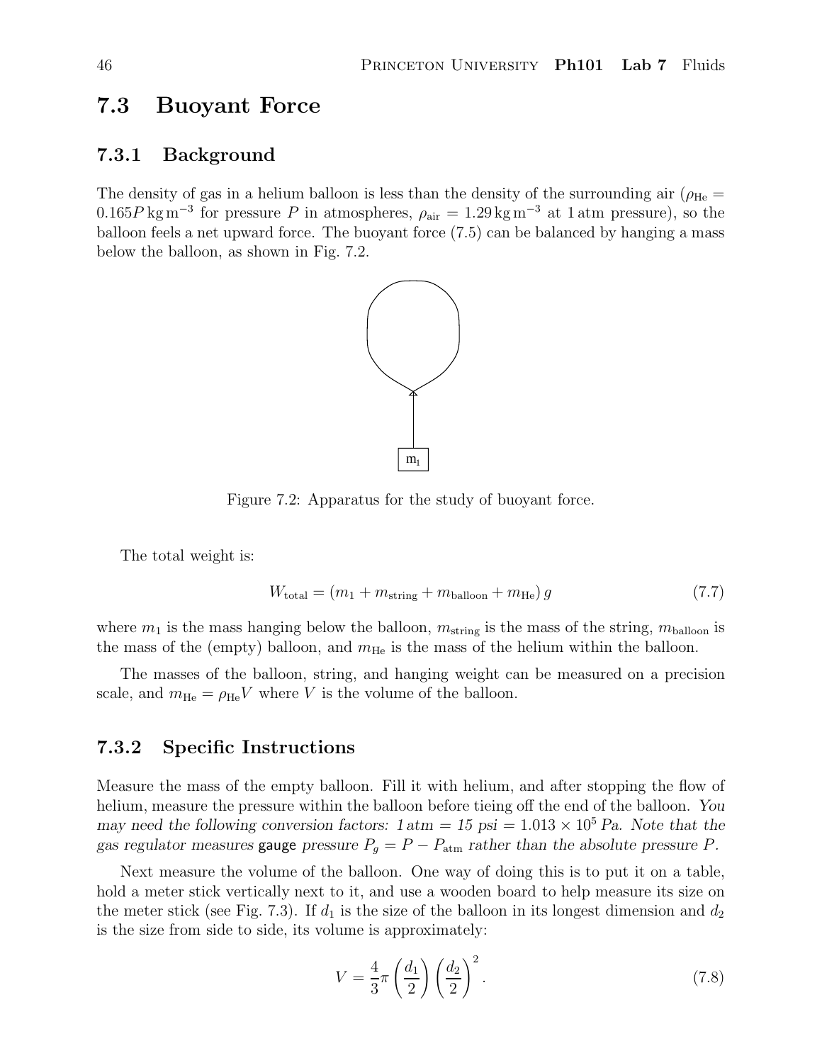## 7.3 Buoyant Force

### 7.3.1 Background

The density of gas in a helium balloon is less than the density of the surrounding air ($\rho_{\text{He}} = 0.165P\,\text{kg}\,\text{m}^{-3}$ for pressure $P$ in atmospheres, $\rho_{\text{air}} = 1.29\,\text{kg}\,\text{m}^{-3}$ at 1 atm pressure), so the balloon feels a net upward force. The buoyant force (7.5) can be balanced by hanging a mass below the balloon, as shown in Fig. 7.2.

Figure 7.2: Apparatus for the study of buoyant force.

The total weight is:

$$W_{\text{total}} = (m_1 + m_{\text{string}} + m_{\text{balloon}} + m_{\text{He}})\,g \tag{7.7}$$

where $m_1$ is the mass hanging below the balloon, $m_{\text{string}}$ is the mass of the string, $m_{\text{balloon}}$ is the mass of the (empty) balloon, and $m_{\text{He}}$ is the mass of the helium within the balloon.

The masses of the balloon, string, and hanging weight can be measured on a precision scale, and $m_{\text{He}} = \rho_{\text{He}}V$ where $V$ is the volume of the balloon.

### 7.3.2 Specific Instructions

Measure the mass of the empty balloon. Fill it with helium, and after stopping the flow of helium, measure the pressure within the balloon before tieing off the end of the balloon. *You may need the following conversion factors: 1 atm = 15 psi = $1.013 \times 10^5$ Pa. Note that the gas regulator measures* gauge *pressure $P_g = P - P_{\text{atm}}$ rather than the absolute pressure $P$.*

Next measure the volume of the balloon. One way of doing this is to put it on a table, hold a meter stick vertically next to it, and use a wooden board to help measure its size on the meter stick (see Fig. 7.3). If $d_1$ is the size of the balloon in its longest dimension and $d_2$ is the size from side to side, its volume is approximately:

$$V = \frac{4}{3}\pi \left(\frac{d_1}{2}\right)\left(\frac{d_2}{2}\right)^2. \tag{7.8}$$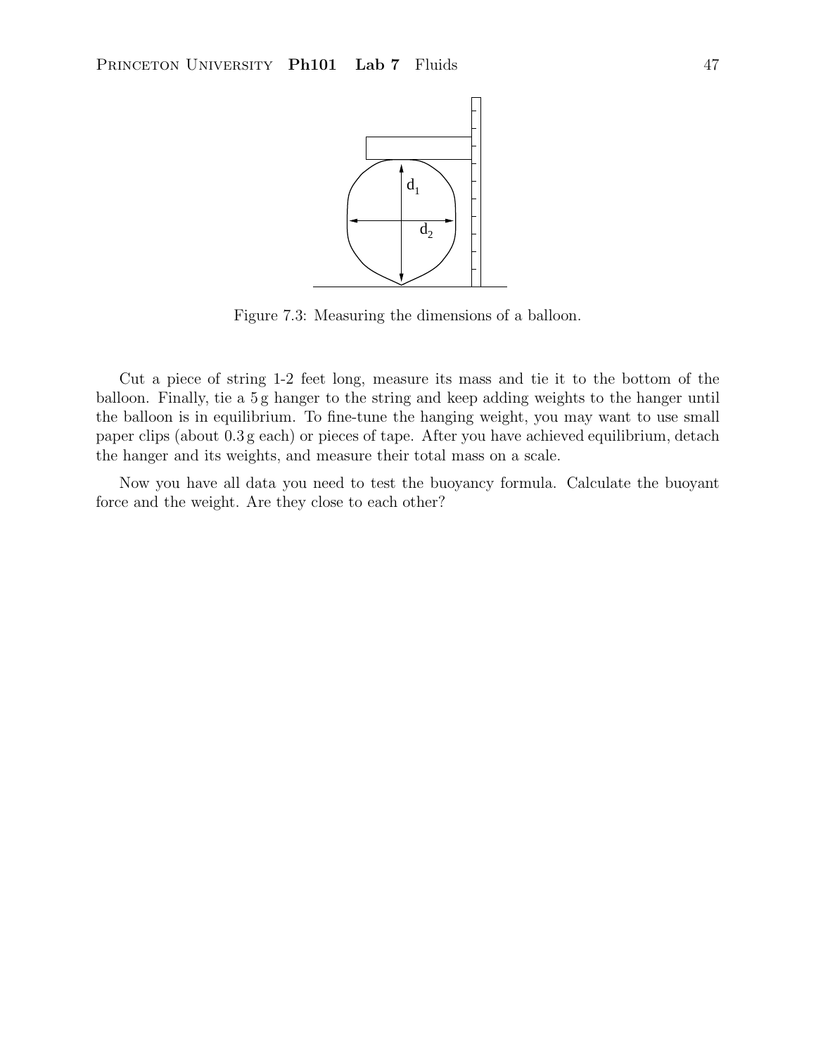Figure 7.3: Measuring the dimensions of a balloon.

Cut a piece of string 1-2 feet long, measure its mass and tie it to the bottom of the balloon. Finally, tie a 5 g hanger to the string and keep adding weights to the hanger until the balloon is in equilibrium. To fine-tune the hanging weight, you may want to use small paper clips (about 0.3 g each) or pieces of tape. After you have achieved equilibrium, detach the hanger and its weights, and measure their total mass on a scale.

Now you have all data you need to test the buoyancy formula. Calculate the buoyant force and the weight. Are they close to each other?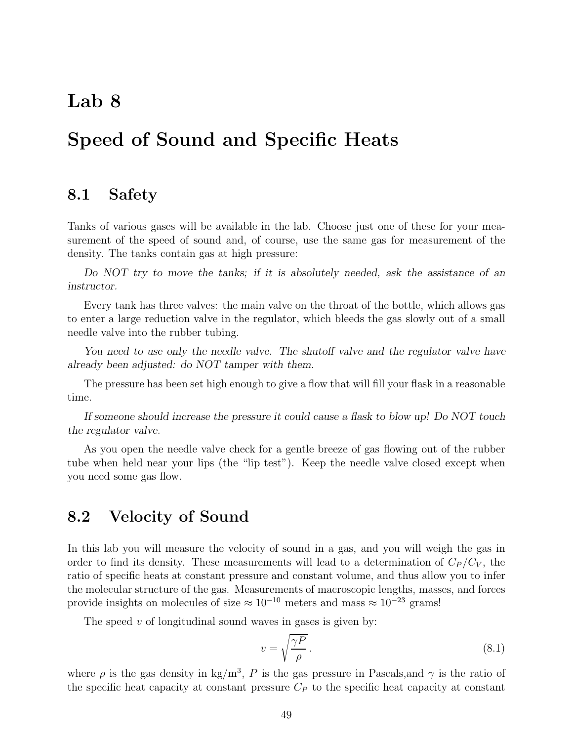# Lab 8

# Speed of Sound and Specific Heats

## 8.1 Safety

Tanks of various gases will be available in the lab. Choose just one of these for your measurement of the speed of sound and, of course, use the same gas for measurement of the density. The tanks contain gas at high pressure:

*Do NOT try to move the tanks; if it is absolutely needed, ask the assistance of an instructor.*

Every tank has three valves: the main valve on the throat of the bottle, which allows gas to enter a large reduction valve in the regulator, which bleeds the gas slowly out of a small needle valve into the rubber tubing.

*You need to use only the needle valve. The shutoff valve and the regulator valve have already been adjusted: do NOT tamper with them.*

The pressure has been set high enough to give a flow that will fill your flask in a reasonable time.

*If someone should increase the pressure it could cause a flask to blow up! Do NOT touch the regulator valve.*

As you open the needle valve check for a gentle breeze of gas flowing out of the rubber tube when held near your lips (the "lip test"). Keep the needle valve closed except when you need some gas flow.

## 8.2 Velocity of Sound

In this lab you will measure the velocity of sound in a gas, and you will weigh the gas in order to find its density. These measurements will lead to a determination of $C_P/C_V$, the ratio of specific heats at constant pressure and constant volume, and thus allow you to infer the molecular structure of the gas. Measurements of macroscopic lengths, masses, and forces provide insights on molecules of size $\approx 10^{-10}$ meters and mass $\approx 10^{-23}$ grams!

The speed $v$ of longitudinal sound waves in gases is given by:

$$v = \sqrt{\frac{\gamma P}{\rho}}\,. \tag{8.1}$$

where $\rho$ is the gas density in kg/m$^3$, $P$ is the gas pressure in Pascals,and $\gamma$ is the ratio of the specific heat capacity at constant pressure $C_P$ to the specific heat capacity at constant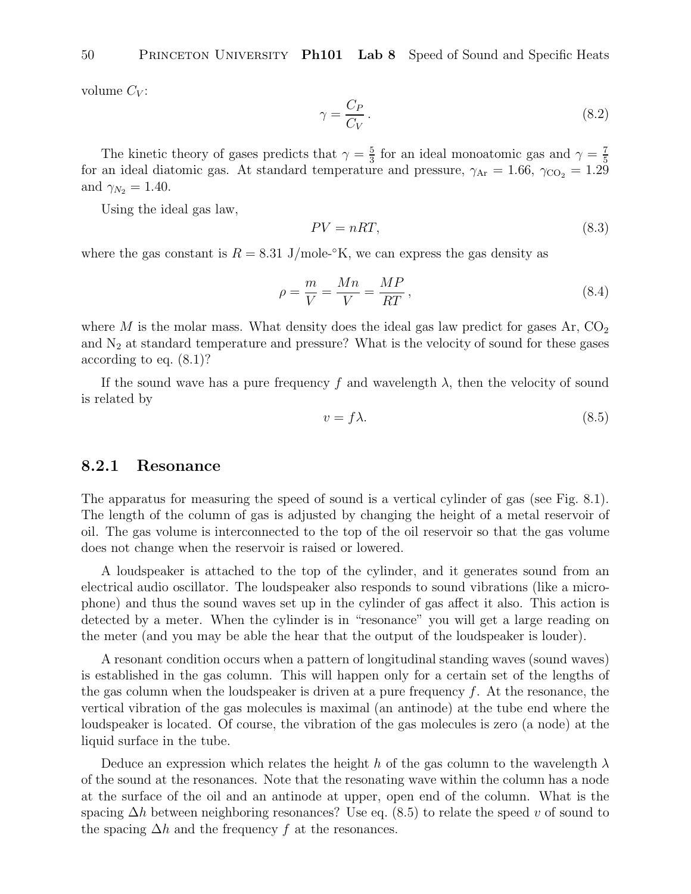volume $C_V$:

$$\gamma = \frac{C_P}{C_V}\,. \tag{8.2}$$

The kinetic theory of gases predicts that $\gamma = \frac{5}{3}$ for an ideal monoatomic gas and $\gamma = \frac{7}{5}$ for an ideal diatomic gas. At standard temperature and pressure, $\gamma_{\mathrm{Ar}} = 1.66$, $\gamma_{\mathrm{CO_2}} = 1.29$ and $\gamma_{N_2} = 1.40$.

Using the ideal gas law,

$$PV = nRT, \tag{8.3}$$

where the gas constant is $R = 8.31$ J/mole-°K, we can express the gas density as

$$\rho = \frac{m}{V} = \frac{Mn}{V} = \frac{MP}{RT}\,, \tag{8.4}$$

where $M$ is the molar mass. What density does the ideal gas law predict for gases Ar, $CO_2$ and $N_2$ at standard temperature and pressure? What is the velocity of sound for these gases according to eq. (8.1)?

If the sound wave has a pure frequency $f$ and wavelength $\lambda$, then the velocity of sound is related by

$$v = f\lambda. \tag{8.5}$$

### 8.2.1 Resonance

The apparatus for measuring the speed of sound is a vertical cylinder of gas (see Fig. 8.1). The length of the column of gas is adjusted by changing the height of a metal reservoir of oil. The gas volume is interconnected to the top of the oil reservoir so that the gas volume does not change when the reservoir is raised or lowered.

A loudspeaker is attached to the top of the cylinder, and it generates sound from an electrical audio oscillator. The loudspeaker also responds to sound vibrations (like a microphone) and thus the sound waves set up in the cylinder of gas affect it also. This action is detected by a meter. When the cylinder is in "resonance" you will get a large reading on the meter (and you may be able the hear that the output of the loudspeaker is louder).

A resonant condition occurs when a pattern of longitudinal standing waves (sound waves) is established in the gas column. This will happen only for a certain set of the lengths of the gas column when the loudspeaker is driven at a pure frequency $f$. At the resonance, the vertical vibration of the gas molecules is maximal (an antinode) at the tube end where the loudspeaker is located. Of course, the vibration of the gas molecules is zero (a node) at the liquid surface in the tube.

Deduce an expression which relates the height $h$ of the gas column to the wavelength $\lambda$ of the sound at the resonances. Note that the resonating wave within the column has a node at the surface of the oil and an antinode at upper, open end of the column. What is the spacing $\Delta h$ between neighboring resonances? Use eq. (8.5) to relate the speed $v$ of sound to the spacing $\Delta h$ and the frequency $f$ at the resonances.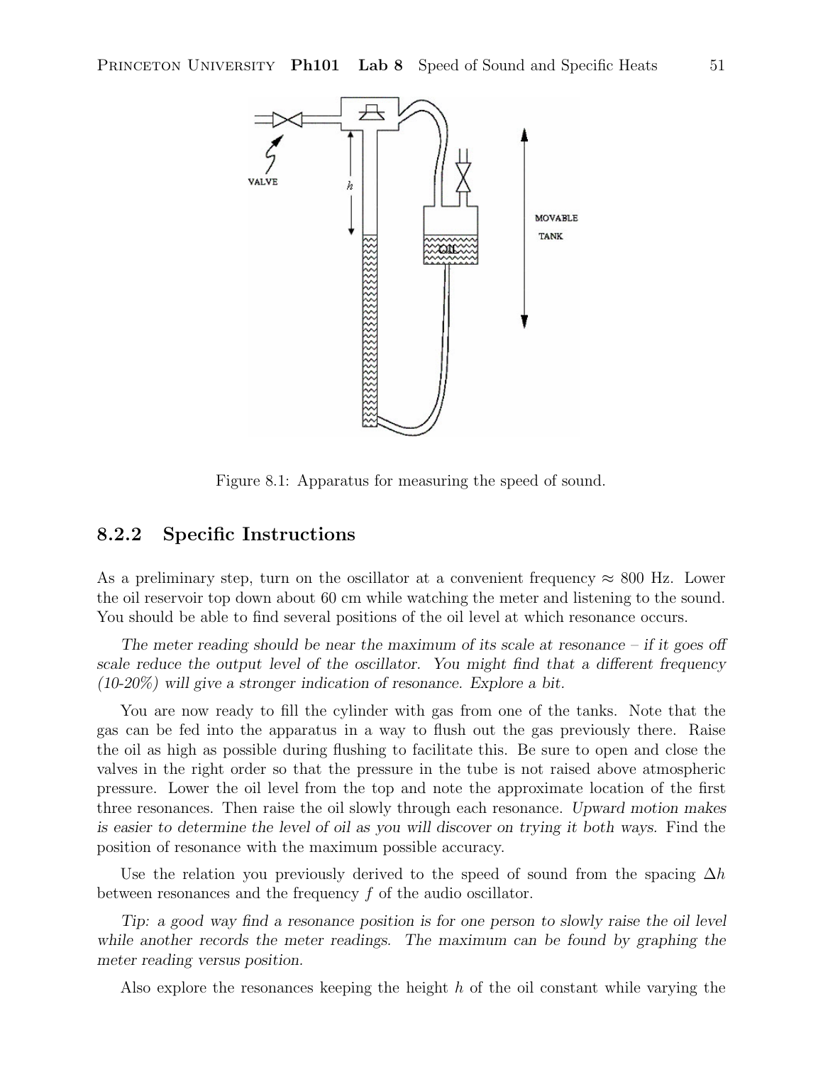Figure 8.1: Apparatus for measuring the speed of sound.

### 8.2.2 Specific Instructions

As a preliminary step, turn on the oscillator at a convenient frequency $\approx$ 800 Hz. Lower the oil reservoir top down about 60 cm while watching the meter and listening to the sound. You should be able to find several positions of the oil level at which resonance occurs.

*The meter reading should be near the maximum of its scale at resonance – if it goes off scale reduce the output level of the oscillator. You might find that a different frequency (10-20%) will give a stronger indication of resonance. Explore a bit.*

You are now ready to fill the cylinder with gas from one of the tanks. Note that the gas can be fed into the apparatus in a way to flush out the gas previously there. Raise the oil as high as possible during flushing to facilitate this. Be sure to open and close the valves in the right order so that the pressure in the tube is not raised above atmospheric pressure. Lower the oil level from the top and note the approximate location of the first three resonances. Then raise the oil slowly through each resonance. *Upward motion makes is easier to determine the level of oil as you will discover on trying it both ways.* Find the position of resonance with the maximum possible accuracy.

Use the relation you previously derived to the speed of sound from the spacing $\Delta h$ between resonances and the frequency $f$ of the audio oscillator.

*Tip: a good way find a resonance position is for one person to slowly raise the oil level while another records the meter readings. The maximum can be found by graphing the meter reading versus position.*

Also explore the resonances keeping the height $h$ of the oil constant while varying the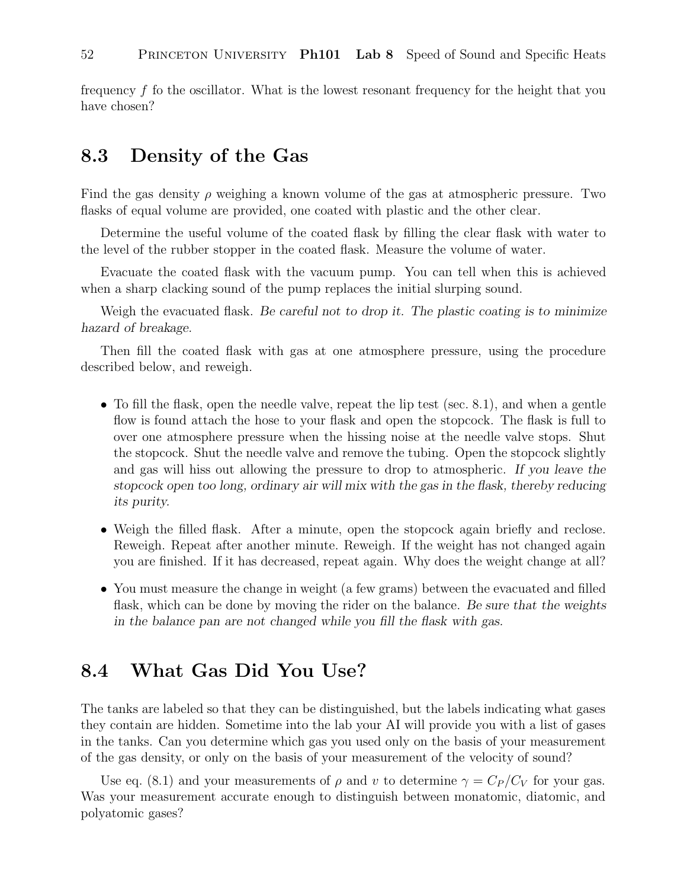frequency $f$ fo the oscillator. What is the lowest resonant frequency for the height that you have chosen?

## 8.3 Density of the Gas

Find the gas density $\rho$ weighing a known volume of the gas at atmospheric pressure. Two flasks of equal volume are provided, one coated with plastic and the other clear.

Determine the useful volume of the coated flask by filling the clear flask with water to the level of the rubber stopper in the coated flask. Measure the volume of water.

Evacuate the coated flask with the vacuum pump. You can tell when this is achieved when a sharp clacking sound of the pump replaces the initial slurping sound.

Weigh the evacuated flask. *Be careful not to drop it. The plastic coating is to minimize hazard of breakage.*

Then fill the coated flask with gas at one atmosphere pressure, using the procedure described below, and reweigh.

- To fill the flask, open the needle valve, repeat the lip test (sec. 8.1), and when a gentle flow is found attach the hose to your flask and open the stopcock. The flask is full to over one atmosphere pressure when the hissing noise at the needle valve stops. Shut the stopcock. Shut the needle valve and remove the tubing. Open the stopcock slightly and gas will hiss out allowing the pressure to drop to atmospheric. *If you leave the stopcock open too long, ordinary air will mix with the gas in the flask, thereby reducing its purity.*
- Weigh the filled flask. After a minute, open the stopcock again briefly and reclose. Reweigh. Repeat after another minute. Reweigh. If the weight has not changed again you are finished. If it has decreased, repeat again. Why does the weight change at all?
- You must measure the change in weight (a few grams) between the evacuated and filled flask, which can be done by moving the rider on the balance. *Be sure that the weights in the balance pan are not changed while you fill the flask with gas.*

## 8.4 What Gas Did You Use?

The tanks are labeled so that they can be distinguished, but the labels indicating what gases they contain are hidden. Sometime into the lab your AI will provide you with a list of gases in the tanks. Can you determine which gas you used only on the basis of your measurement of the gas density, or only on the basis of your measurement of the velocity of sound?

Use eq. (8.1) and your measurements of $\rho$ and $v$ to determine $\gamma = C_P/C_V$ for your gas. Was your measurement accurate enough to distinguish between monatomic, diatomic, and polyatomic gases?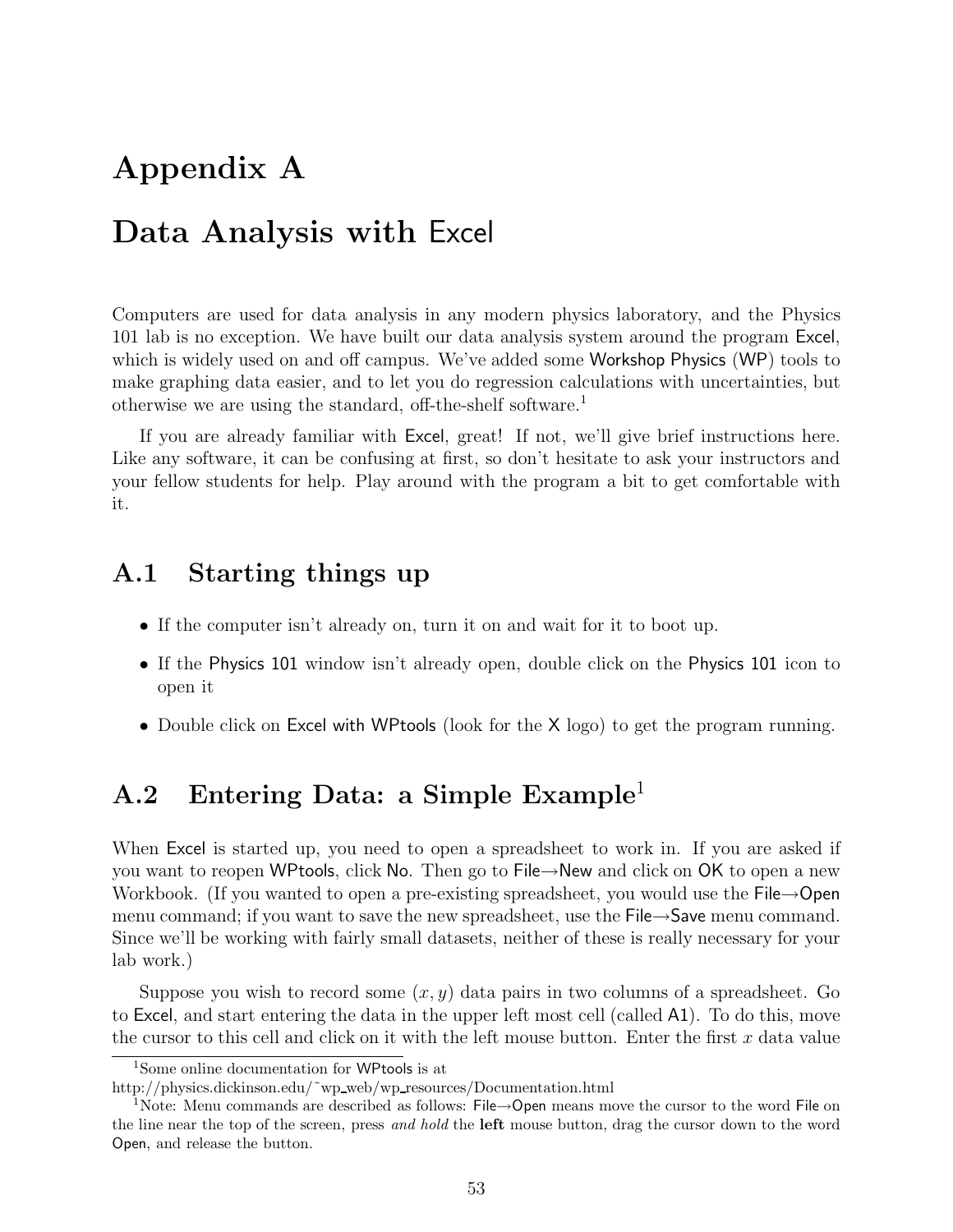# Appendix A

# Data Analysis with Excel

Computers are used for data analysis in any modern physics laboratory, and the Physics 101 lab is no exception. We have built our data analysis system around the program Excel, which is widely used on and off campus. We've added some Workshop Physics (WP) tools to make graphing data easier, and to let you do regression calculations with uncertainties, but otherwise we are using the standard, off-the-shelf software.[1]

If you are already familiar with Excel, great! If not, we'll give brief instructions here. Like any software, it can be confusing at first, so don't hesitate to ask your instructors and your fellow students for help. Play around with the program a bit to get comfortable with it.

## A.1 Starting things up

- If the computer isn't already on, turn it on and wait for it to boot up.
- If the Physics 101 window isn't already open, double click on the Physics 101 icon to open it
- Double click on Excel with WPtools (look for the X logo) to get the program running.

## A.2 Entering Data: a Simple Example[1]

When Excel is started up, you need to open a spreadsheet to work in. If you are asked if you want to reopen WPtools, click No. Then go to File→New and click on OK to open a new Workbook. (If you wanted to open a pre-existing spreadsheet, you would use the File→Open menu command; if you want to save the new spreadsheet, use the File→Save menu command. Since we'll be working with fairly small datasets, neither of these is really necessary for your lab work.)

Suppose you wish to record some $(x, y)$ data pairs in two columns of a spreadsheet. Go to Excel, and start entering the data in the upper left most cell (called A1). To do this, move the cursor to this cell and click on it with the left mouse button. Enter the first $x$ data value

---

[1] Some online documentation for WPtools is at http://physics.dickinson.edu/~wp_web/wp_resources/Documentation.html

[1] Note: Menu commands are described as follows: File→Open means move the cursor to the word File on the line near the top of the screen, press *and hold* the **left** mouse button, drag the cursor down to the word Open, and release the button.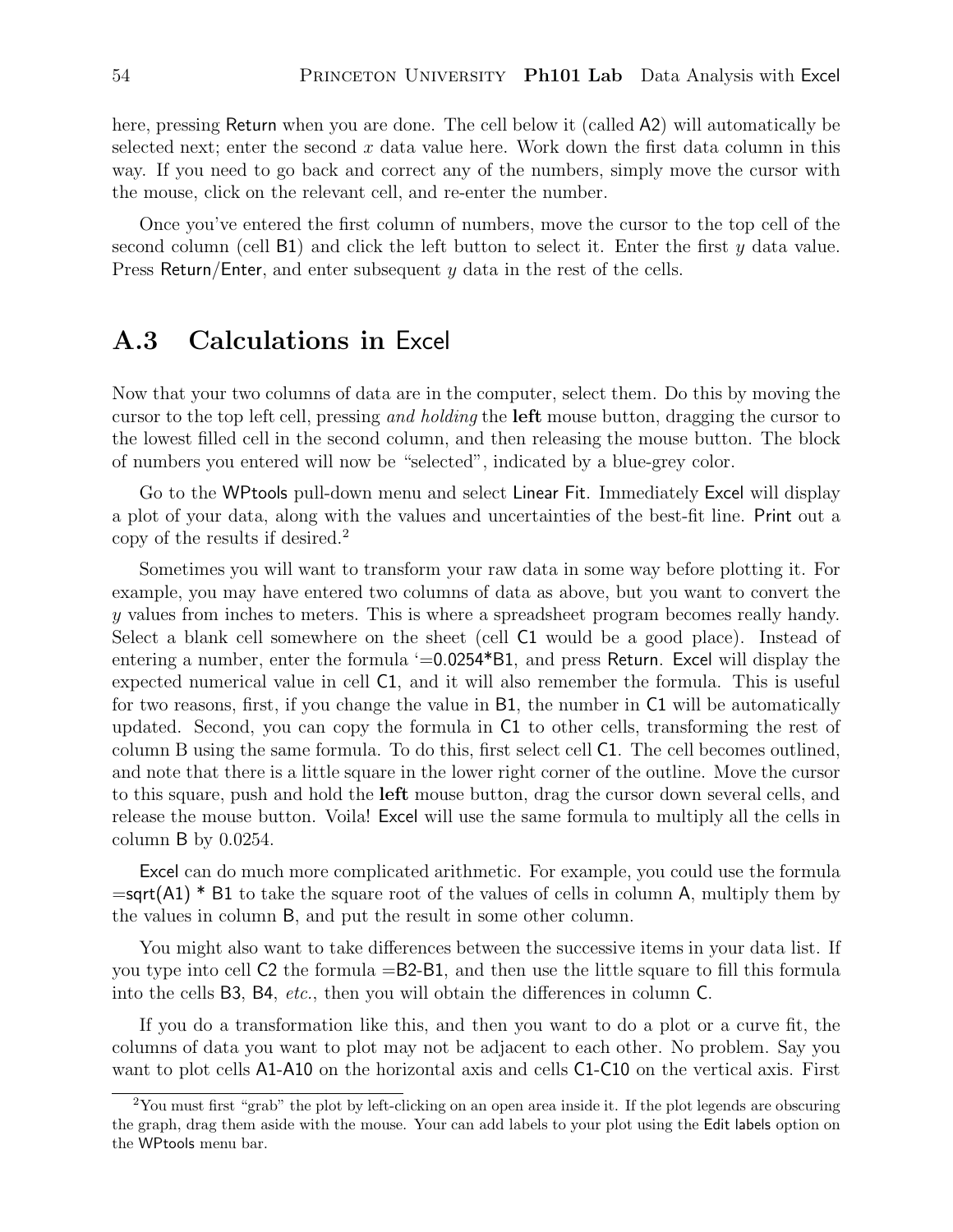here, pressing Return when you are done. The cell below it (called A2) will automatically be selected next; enter the second $x$ data value here. Work down the first data column in this way. If you need to go back and correct any of the numbers, simply move the cursor with the mouse, click on the relevant cell, and re-enter the number.

Once you've entered the first column of numbers, move the cursor to the top cell of the second column (cell B1) and click the left button to select it. Enter the first $y$ data value. Press Return/Enter, and enter subsequent $y$ data in the rest of the cells.

## A.3 Calculations in Excel

Now that your two columns of data are in the computer, select them. Do this by moving the cursor to the top left cell, pressing *and holding* the **left** mouse button, dragging the cursor to the lowest filled cell in the second column, and then releasing the mouse button. The block of numbers you entered will now be "selected", indicated by a blue-grey color.

Go to the WPtools pull-down menu and select Linear Fit. Immediately Excel will display a plot of your data, along with the values and uncertainties of the best-fit line. Print out a copy of the results if desired.[2]

Sometimes you will want to transform your raw data in some way before plotting it. For example, you may have entered two columns of data as above, but you want to convert the $y$ values from inches to meters. This is where a spreadsheet program becomes really handy. Select a blank cell somewhere on the sheet (cell C1 would be a good place). Instead of entering a number, enter the formula '=0.0254*B1, and press Return. Excel will display the expected numerical value in cell C1, and it will also remember the formula. This is useful for two reasons, first, if you change the value in B1, the number in C1 will be automatically updated. Second, you can copy the formula in C1 to other cells, transforming the rest of column B using the same formula. To do this, first select cell C1. The cell becomes outlined, and note that there is a little square in the lower right corner of the outline. Move the cursor to this square, push and hold the **left** mouse button, drag the cursor down several cells, and release the mouse button. Voila! Excel will use the same formula to multiply all the cells in column B by 0.0254.

Excel can do much more complicated arithmetic. For example, you could use the formula =sqrt(A1) * B1 to take the square root of the values of cells in column A, multiply them by the values in column B, and put the result in some other column.

You might also want to take differences between the successive items in your data list. If you type into cell C2 the formula =B2-B1, and then use the little square to fill this formula into the cells B3, B4, *etc.*, then you will obtain the differences in column C.

If you do a transformation like this, and then you want to do a plot or a curve fit, the columns of data you want to plot may not be adjacent to each other. No problem. Say you want to plot cells A1-A10 on the horizontal axis and cells C1-C10 on the vertical axis. First

---

[2] You must first "grab" the plot by left-clicking on an open area inside it. If the plot legends are obscuring the graph, drag them aside with the mouse. Your can add labels to your plot using the Edit labels option on the WPtools menu bar.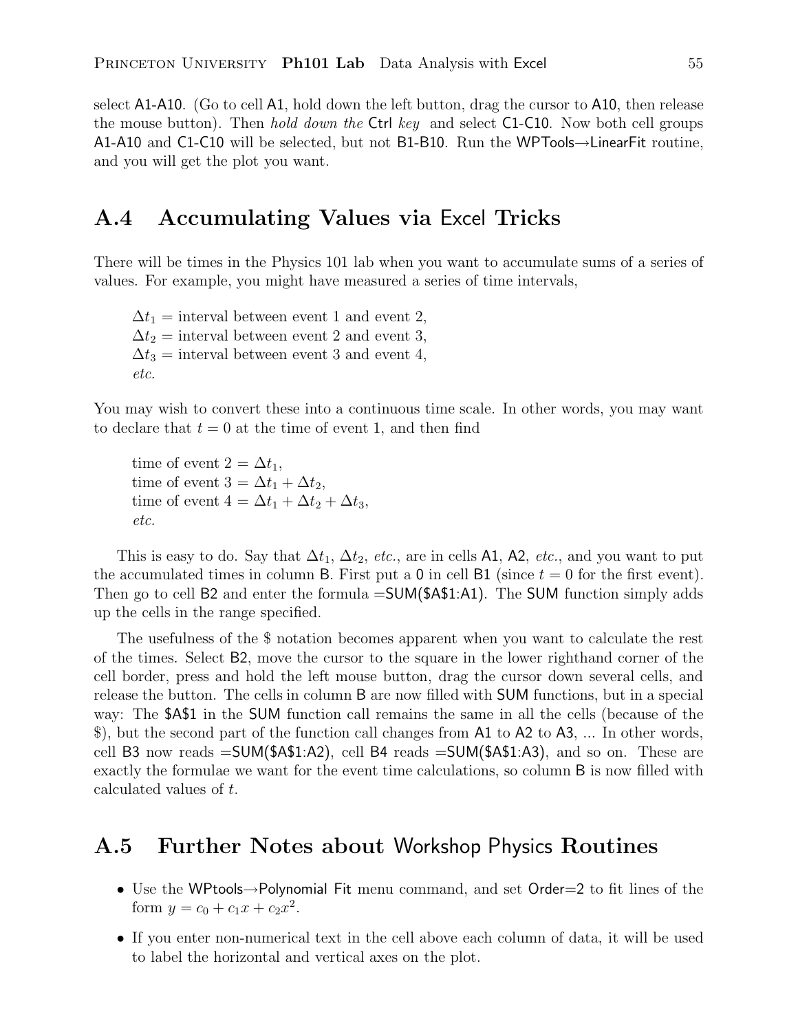select A1-A10. (Go to cell A1, hold down the left button, drag the cursor to A10, then release the mouse button). Then *hold down the* Ctrl *key* and select C1-C10. Now both cell groups A1-A10 and C1-C10 will be selected, but not B1-B10. Run the WPTools→LinearFit routine, and you will get the plot you want.

## A.4 Accumulating Values via Excel Tricks

There will be times in the Physics 101 lab when you want to accumulate sums of a series of values. For example, you might have measured a series of time intervals,

> $\Delta t_1$ = interval between event 1 and event 2,
> $\Delta t_2$ = interval between event 2 and event 3,
> $\Delta t_3$ = interval between event 3 and event 4,
> *etc.*

You may wish to convert these into a continuous time scale. In other words, you may want to declare that $t = 0$ at the time of event 1, and then find

> time of event 2 = $\Delta t_1$,
> time of event 3 = $\Delta t_1 + \Delta t_2$,
> time of event 4 = $\Delta t_1 + \Delta t_2 + \Delta t_3$,
> *etc.*

This is easy to do. Say that $\Delta t_1$, $\Delta t_2$, *etc.*, are in cells A1, A2, *etc.*, and you want to put the accumulated times in column B. First put a 0 in cell B1 (since $t = 0$ for the first event). Then go to cell B2 and enter the formula =SUM($A$1:A1). The SUM function simply adds up the cells in the range specified.

The usefulness of the $ notation becomes apparent when you want to calculate the rest of the times. Select B2, move the cursor to the square in the lower righthand corner of the cell border, press and hold the left mouse button, drag the cursor down several cells, and release the button. The cells in column B are now filled with SUM functions, but in a special way: The $A$1 in the SUM function call remains the same in all the cells (because of the $), but the second part of the function call changes from A1 to A2 to A3, ... In other words, cell B3 now reads =SUM($A$1:A2), cell B4 reads =SUM($A$1:A3), and so on. These are exactly the formulae we want for the event time calculations, so column B is now filled with calculated values of $t$.

## A.5 Further Notes about Workshop Physics Routines

- Use the WPtools→Polynomial Fit menu command, and set Order=2 to fit lines of the form $y = c_0 + c_1 x + c_2 x^2$.
- If you enter non-numerical text in the cell above each column of data, it will be used to label the horizontal and vertical axes on the plot.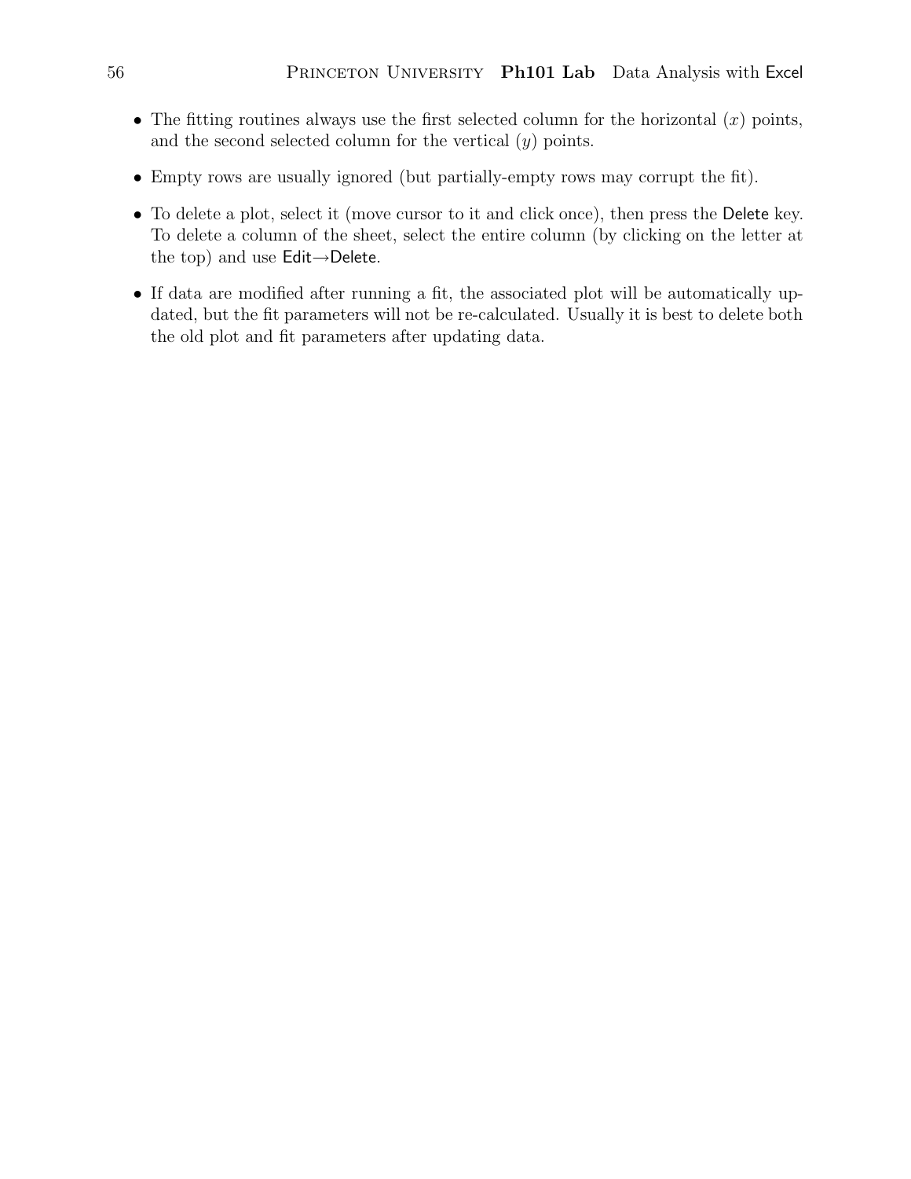- The fitting routines always use the first selected column for the horizontal ($x$) points, and the second selected column for the vertical ($y$) points.
- Empty rows are usually ignored (but partially-empty rows may corrupt the fit).
- To delete a plot, select it (move cursor to it and click once), then press the Delete key. To delete a column of the sheet, select the entire column (by clicking on the letter at the top) and use Edit→Delete.
- If data are modified after running a fit, the associated plot will be automatically updated, but the fit parameters will not be re-calculated. Usually it is best to delete both the old plot and fit parameters after updating data.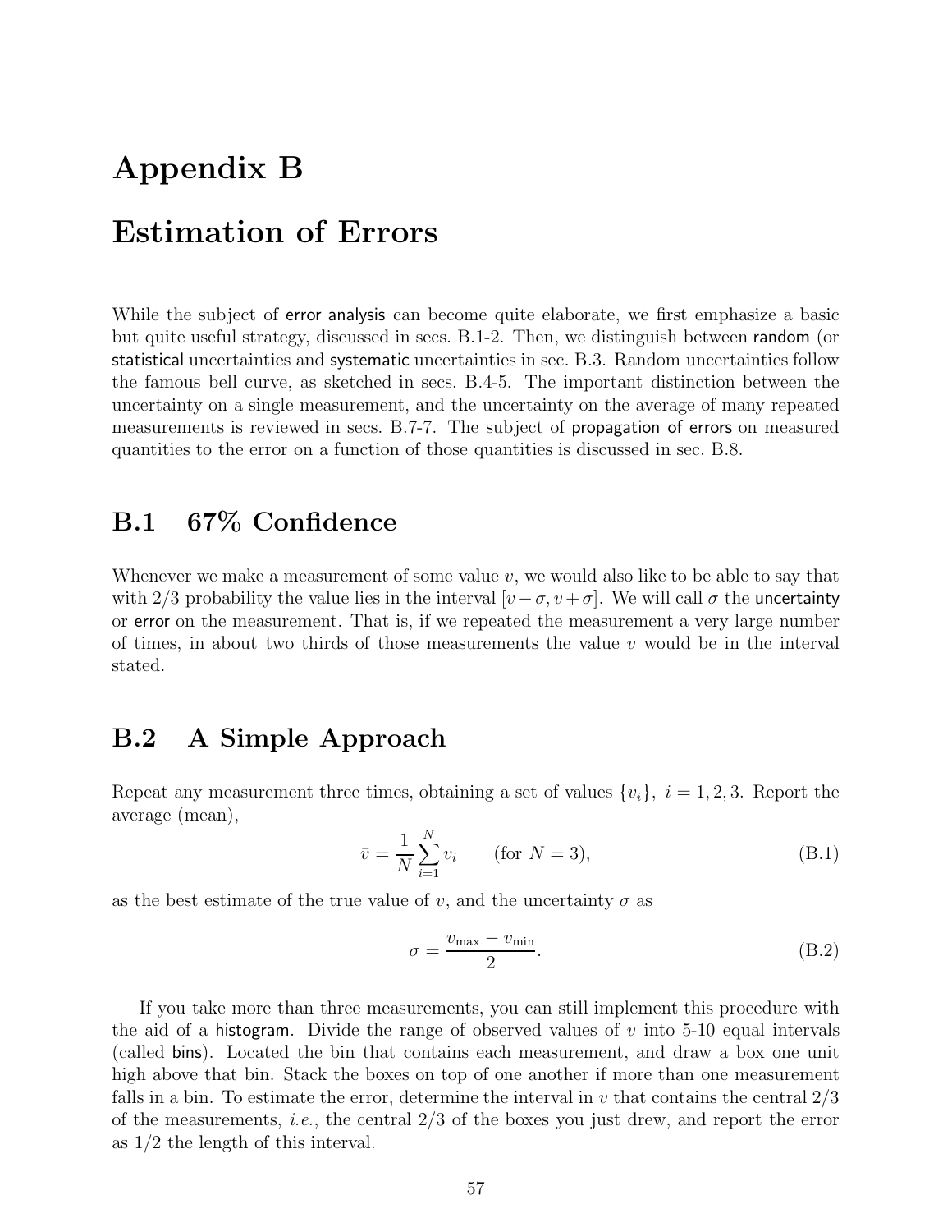# Appendix B

# Estimation of Errors

While the subject of error analysis can become quite elaborate, we first emphasize a basic but quite useful strategy, discussed in secs. B.1-2. Then, we distinguish between random (or statistical uncertainties and systematic uncertainties in sec. B.3. Random uncertainties follow the famous bell curve, as sketched in secs. B.4-5. The important distinction between the uncertainty on a single measurement, and the uncertainty on the average of many repeated measurements is reviewed in secs. B.7-7. The subject of propagation of errors on measured quantities to the error on a function of those quantities is discussed in sec. B.8.

## B.1 67% Confidence

Whenever we make a measurement of some value $v$, we would also like to be able to say that with 2/3 probability the value lies in the interval $[v - \sigma, v + \sigma]$. We will call $\sigma$ the uncertainty or error on the measurement. That is, if we repeated the measurement a very large number of times, in about two thirds of those measurements the value $v$ would be in the interval stated.

## B.2 A Simple Approach

Repeat any measurement three times, obtaining a set of values $\{v_i\},\ i = 1, 2, 3$. Report the average (mean),

$$\bar{v} = \frac{1}{N} \sum_{i=1}^{N} v_i \qquad \text{(for } N = 3\text{)}, \tag{B.1}$$

as the best estimate of the true value of $v$, and the uncertainty $\sigma$ as

$$\sigma = \frac{v_{\max} - v_{\min}}{2}. \tag{B.2}$$

If you take more than three measurements, you can still implement this procedure with the aid of a histogram. Divide the range of observed values of $v$ into 5-10 equal intervals (called bins). Located the bin that contains each measurement, and draw a box one unit high above that bin. Stack the boxes on top of one another if more than one measurement falls in a bin. To estimate the error, determine the interval in $v$ that contains the central 2/3 of the measurements, *i.e.*, the central 2/3 of the boxes you just drew, and report the error as 1/2 the length of this interval.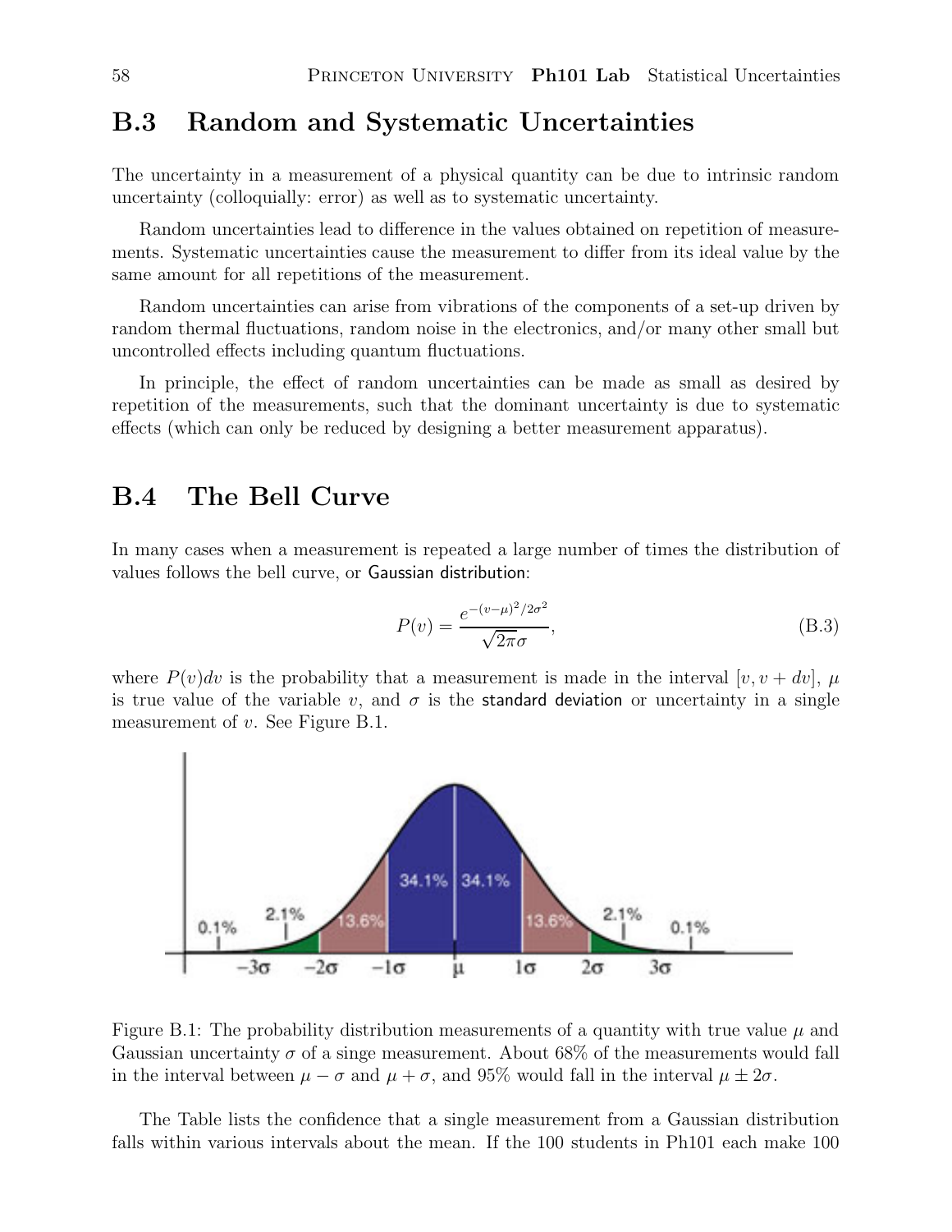## B.3 Random and Systematic Uncertainties

The uncertainty in a measurement of a physical quantity can be due to intrinsic random uncertainty (colloquially: error) as well as to systematic uncertainty.

Random uncertainties lead to difference in the values obtained on repetition of measurements. Systematic uncertainties cause the measurement to differ from its ideal value by the same amount for all repetitions of the measurement.

Random uncertainties can arise from vibrations of the components of a set-up driven by random thermal fluctuations, random noise in the electronics, and/or many other small but uncontrolled effects including quantum fluctuations.

In principle, the effect of random uncertainties can be made as small as desired by repetition of the measurements, such that the dominant uncertainty is due to systematic effects (which can only be reduced by designing a better measurement apparatus).

## B.4 The Bell Curve

In many cases when a measurement is repeated a large number of times the distribution of values follows the bell curve, or Gaussian distribution:

$$P(v) = \frac{e^{-(v-\mu)^2/2\sigma^2}}{\sqrt{2\pi}\sigma}, \tag{B.3}$$

where $P(v)dv$ is the probability that a measurement is made in the interval $[v, v + dv]$, $\mu$ is true value of the variable $v$, and $\sigma$ is the standard deviation or uncertainty in a single measurement of $v$. See Figure B.1.

Figure B.1: The probability distribution measurements of a quantity with true value $\mu$ and Gaussian uncertainty $\sigma$ of a singe measurement. About 68% of the measurements would fall in the interval between $\mu - \sigma$ and $\mu + \sigma$, and 95% would fall in the interval $\mu \pm 2\sigma$.

The Table lists the confidence that a single measurement from a Gaussian distribution falls within various intervals about the mean. If the 100 students in Ph101 each make 100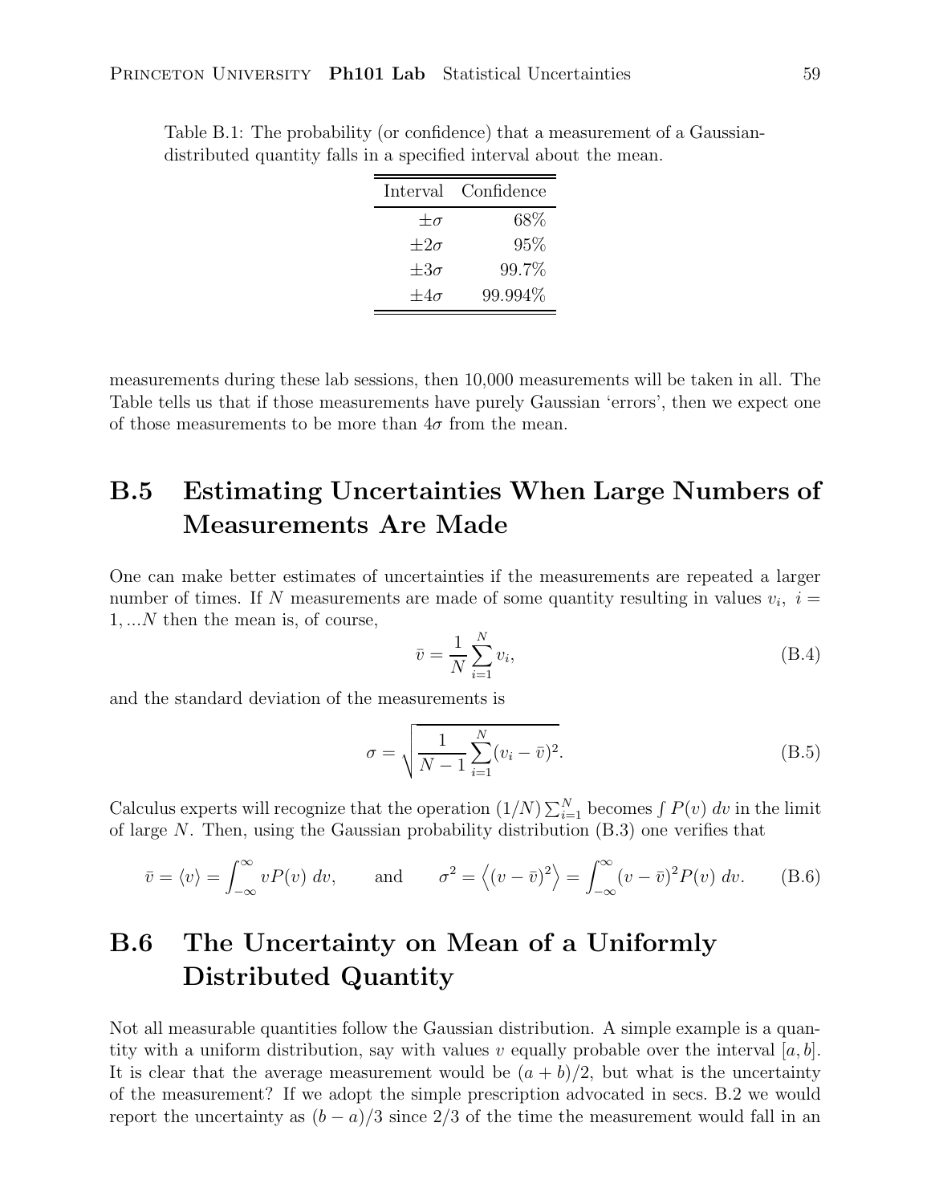Table B.1: The probability (or confidence) that a measurement of a Gaussian-distributed quantity falls in a specified interval about the mean.

| Interval | Confidence |
|---:|---:|
| $\pm\sigma$ | 68% |
| $\pm 2\sigma$ | 95% |
| $\pm 3\sigma$ | 99.7% |
| $\pm 4\sigma$ | 99.994% |

measurements during these lab sessions, then 10,000 measurements will be taken in all. The Table tells us that if those measurements have purely Gaussian 'errors', then we expect one of those measurements to be more than $4\sigma$ from the mean.

## B.5 Estimating Uncertainties When Large Numbers of Measurements Are Made

One can make better estimates of uncertainties if the measurements are repeated a larger number of times. If $N$ measurements are made of some quantity resulting in values $v_i,\ i = 1, ...N$ then the mean is, of course,

$$\bar{v} = \frac{1}{N}\sum_{i=1}^{N} v_i, \tag{B.4}$$

and the standard deviation of the measurements is

$$\sigma = \sqrt{\frac{1}{N-1}\sum_{i=1}^{N}(v_i - \bar{v})^2}. \tag{B.5}$$

Calculus experts will recognize that the operation $(1/N)\sum_{i=1}^{N}$ becomes $\int P(v)\ dv$ in the limit of large $N$. Then, using the Gaussian probability distribution (B.3) one verifies that

$$\bar{v} = \langle v \rangle = \int_{-\infty}^{\infty} vP(v)\ dv, \qquad \text{and} \qquad \sigma^2 = \left\langle (v-\bar{v})^2 \right\rangle = \int_{-\infty}^{\infty} (v-\bar{v})^2 P(v)\ dv. \tag{B.6}$$

## B.6 The Uncertainty on Mean of a Uniformly Distributed Quantity

Not all measurable quantities follow the Gaussian distribution. A simple example is a quantity with a uniform distribution, say with values $v$ equally probable over the interval $[a, b]$. It is clear that the average measurement would be $(a + b)/2$, but what is the uncertainty of the measurement? If we adopt the simple prescription advocated in secs. B.2 we would report the uncertainty as $(b - a)/3$ since 2/3 of the time the measurement would fall in an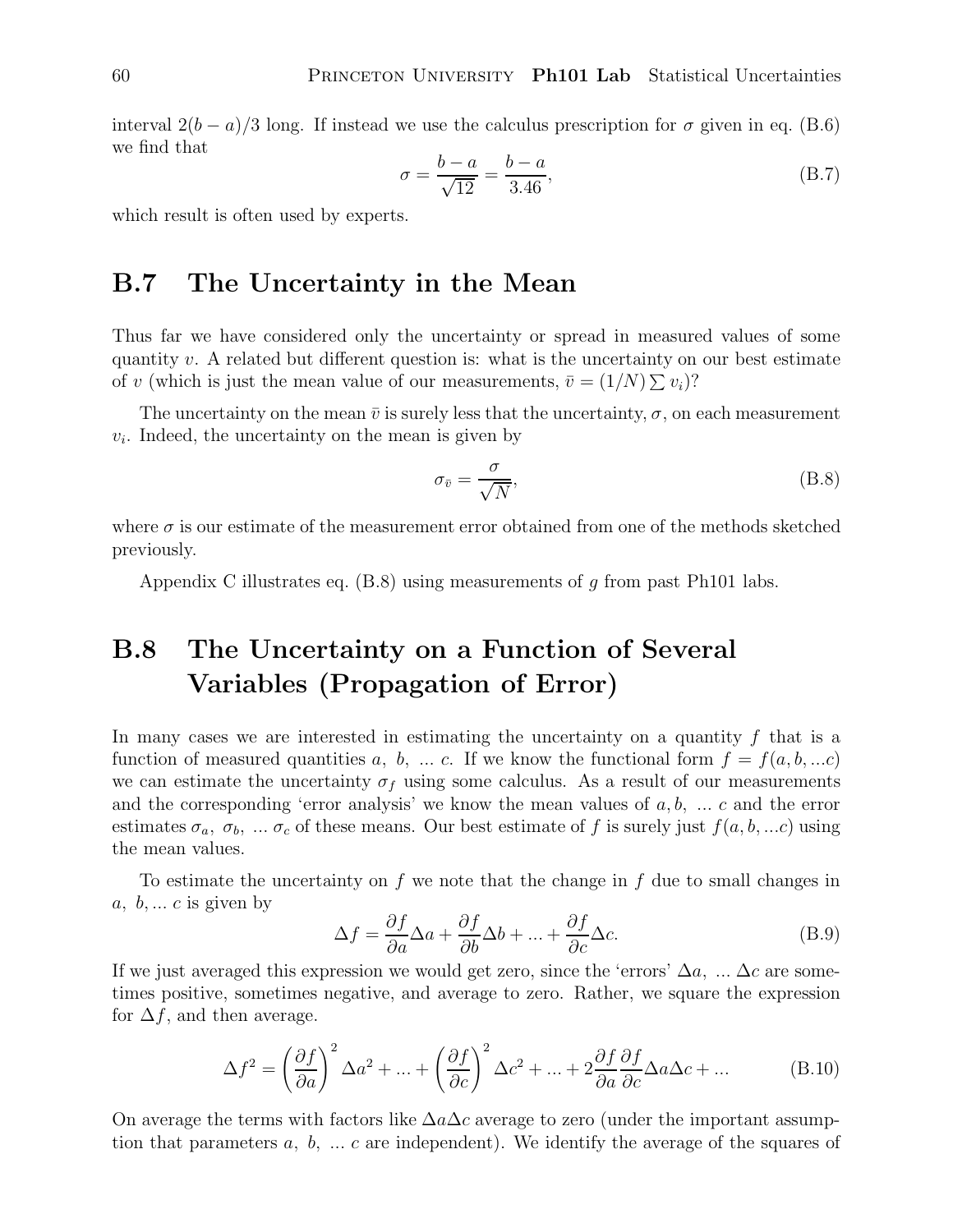interval $2(b-a)/3$ long. If instead we use the calculus prescription for $\sigma$ given in eq. (B.6) we find that

$$\sigma = \frac{b-a}{\sqrt{12}} = \frac{b-a}{3.46}, \tag{B.7}$$

which result is often used by experts.

## B.7 The Uncertainty in the Mean

Thus far we have considered only the uncertainty or spread in measured values of some quantity $v$. A related but different question is: what is the uncertainty on our best estimate of $v$ (which is just the mean value of our measurements, $\bar{v} = (1/N)\sum v_i$)?

The uncertainty on the mean $\bar{v}$ is surely less that the uncertainty, $\sigma$, on each measurement $v_i$. Indeed, the uncertainty on the mean is given by

$$\sigma_{\bar{v}} = \frac{\sigma}{\sqrt{N}}, \tag{B.8}$$

where $\sigma$ is our estimate of the measurement error obtained from one of the methods sketched previously.

Appendix C illustrates eq. (B.8) using measurements of $g$ from past Ph101 labs.

## B.8 The Uncertainty on a Function of Several Variables (Propagation of Error)

In many cases we are interested in estimating the uncertainty on a quantity $f$ that is a function of measured quantities $a,\ b,\ ...\ c$. If we know the functional form $f = f(a, b, ...c)$ we can estimate the uncertainty $\sigma_f$ using some calculus. As a result of our measurements and the corresponding 'error analysis' we know the mean values of $a, b,\ ...\ c$ and the error estimates $\sigma_a,\ \sigma_b,\ ...\ \sigma_c$ of these means. Our best estimate of $f$ is surely just $f(a, b, ...c)$ using the mean values.

To estimate the uncertainty on $f$ we note that the change in $f$ due to small changes in $a,\ b, ...\ c$ is given by

$$\Delta f = \frac{\partial f}{\partial a}\Delta a + \frac{\partial f}{\partial b}\Delta b + ... + \frac{\partial f}{\partial c}\Delta c. \tag{B.9}$$

If we just averaged this expression we would get zero, since the 'errors' $\Delta a,\ ...\ \Delta c$ are sometimes positive, sometimes negative, and average to zero. Rather, we square the expression for $\Delta f$, and then average.

$$\Delta f^2 = \left(\frac{\partial f}{\partial a}\right)^2 \Delta a^2 + ... + \left(\frac{\partial f}{\partial c}\right)^2 \Delta c^2 + ... + 2\frac{\partial f}{\partial a}\frac{\partial f}{\partial c}\Delta a \Delta c + ... \tag{B.10}$$

On average the terms with factors like $\Delta a \Delta c$ average to zero (under the important assumption that parameters $a,\ b,\ ...\ c$ are independent). We identify the average of the squares of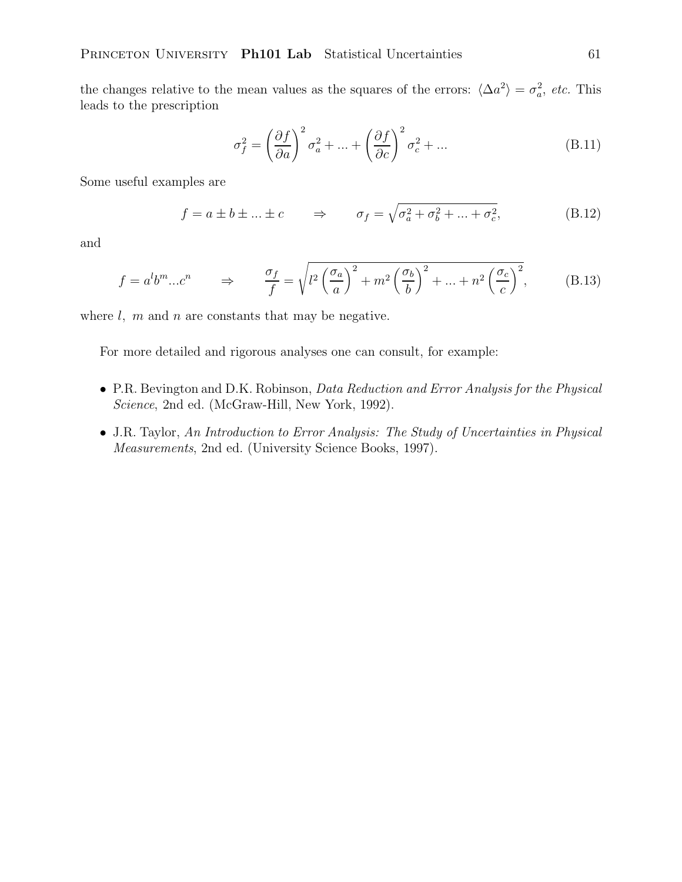the changes relative to the mean values as the squares of the errors: $\langle \Delta a^2 \rangle = \sigma_a^2$, *etc.* This leads to the prescription

$$\sigma_f^2 = \left(\frac{\partial f}{\partial a}\right)^2 \sigma_a^2 + ... + \left(\frac{\partial f}{\partial c}\right)^2 \sigma_c^2 + ... \tag{B.11}$$

Some useful examples are

$$f = a \pm b \pm ... \pm c \qquad \Rightarrow \qquad \sigma_f = \sqrt{\sigma_a^2 + \sigma_b^2 + ... + \sigma_c^2}, \tag{B.12}$$

and

$$f = a^l b^m ... c^n \qquad \Rightarrow \qquad \frac{\sigma_f}{f} = \sqrt{l^2 \left(\frac{\sigma_a}{a}\right)^2 + m^2 \left(\frac{\sigma_b}{b}\right)^2 + ... + n^2 \left(\frac{\sigma_c}{c}\right)^2}, \tag{B.13}$$

where $l$, $m$ and $n$ are constants that may be negative.

For more detailed and rigorous analyses one can consult, for example:

- P.R. Bevington and D.K. Robinson, *Data Reduction and Error Analysis for the Physical Science*, 2nd ed. (McGraw-Hill, New York, 1992).
- J.R. Taylor, *An Introduction to Error Analysis: The Study of Uncertainties in Physical Measurements*, 2nd ed. (University Science Books, 1997).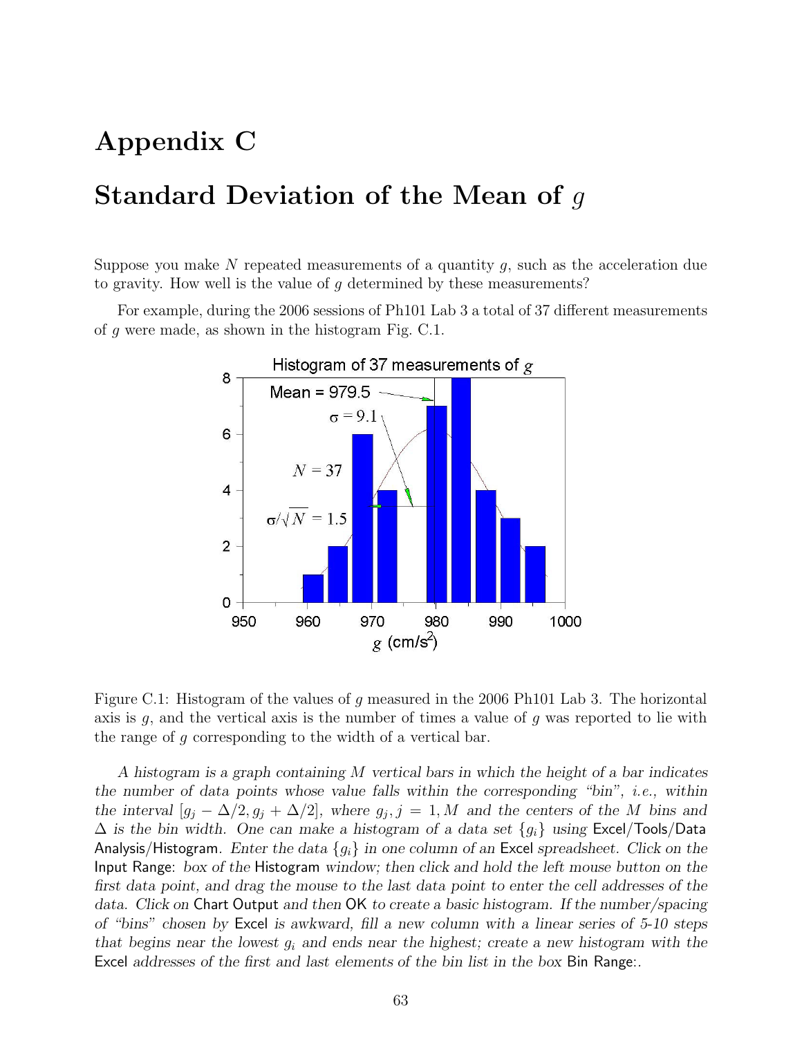# Appendix C

# Standard Deviation of the Mean of $g$

Suppose you make $N$ repeated measurements of a quantity $g$, such as the acceleration due to gravity. How well is the value of $g$ determined by these measurements?

For example, during the 2006 sessions of Ph101 Lab 3 a total of 37 different measurements of $g$ were made, as shown in the histogram Fig. C.1.

Figure C.1: Histogram of the values of $g$ measured in the 2006 Ph101 Lab 3. The horizontal axis is $g$, and the vertical axis is the number of times a value of $g$ was reported to lie with the range of $g$ corresponding to the width of a vertical bar.

*A histogram is a graph containing $M$ vertical bars in which the height of a bar indicates the number of data points whose value falls within the corresponding "bin", i.e., within the interval $[g_j - \Delta/2, g_j + \Delta/2]$, where $g_j, j = 1, M$ and the centers of the $M$ bins and $\Delta$ is the bin width. One can make a histogram of a data set $\{g_i\}$ using* Excel/Tools/Data Analysis/Histogram. *Enter the data $\{g_i\}$ in one column of an* Excel *spreadsheet. Click on the* Input Range: *box of the* Histogram *window; then click and hold the left mouse button on the first data point, and drag the mouse to the last data point to enter the cell addresses of the data. Click on* Chart Output *and then* OK *to create a basic histogram. If the number/spacing of "bins" chosen by* Excel *is awkward, fill a new column with a linear series of 5-10 steps that begins near the lowest $g_i$ and ends near the highest; create a new histogram with the* Excel *addresses of the first and last elements of the bin list in the box* Bin Range:.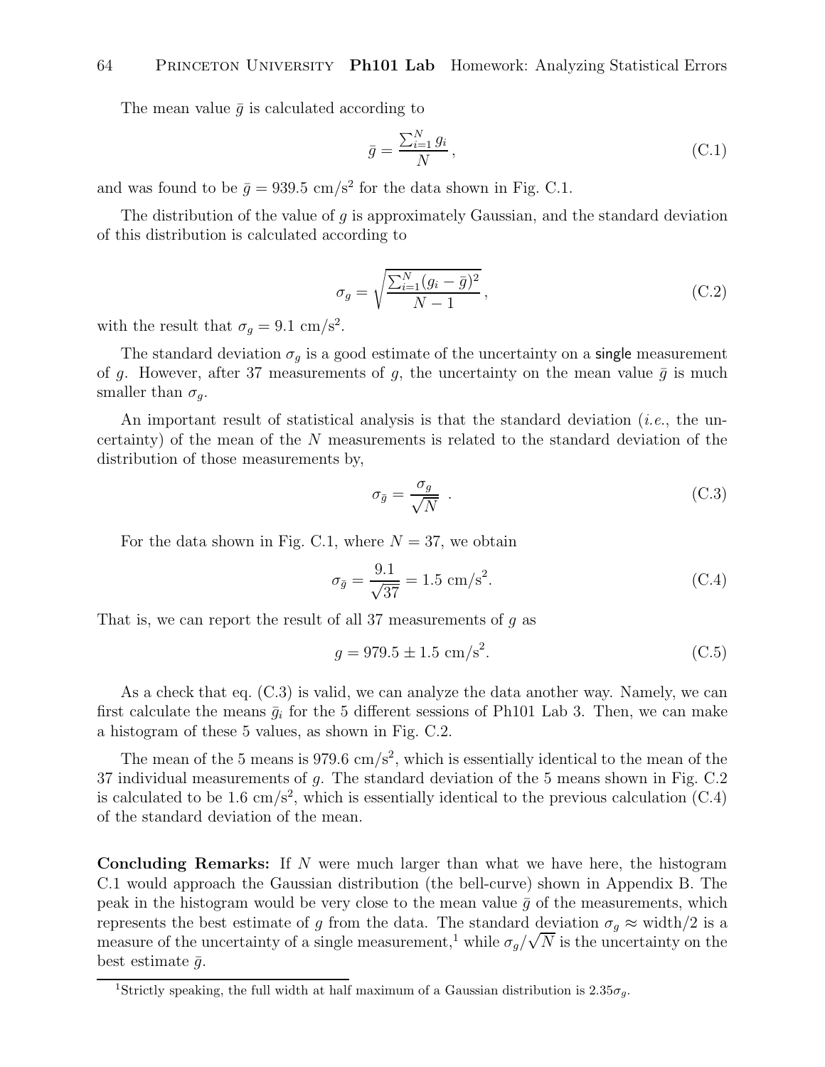The mean value $\bar{g}$ is calculated according to

$$\bar{g} = \frac{\sum_{i=1}^{N} g_i}{N}, \tag{C.1}$$

and was found to be $\bar{g} = 939.5$ cm/s$^2$ for the data shown in Fig. C.1.

The distribution of the value of $g$ is approximately Gaussian, and the standard deviation of this distribution is calculated according to

$$\sigma_g = \sqrt{\frac{\sum_{i=1}^{N}(g_i - \bar{g})^2}{N-1}}, \tag{C.2}$$

with the result that $\sigma_g = 9.1$ cm/s$^2$.

The standard deviation $\sigma_g$ is a good estimate of the uncertainty on a single measurement of $g$. However, after 37 measurements of $g$, the uncertainty on the mean value $\bar{g}$ is much smaller than $\sigma_g$.

An important result of statistical analysis is that the standard deviation (*i.e.*, the uncertainty) of the mean of the $N$ measurements is related to the standard deviation of the distribution of those measurements by,

$$\sigma_{\bar{g}} = \frac{\sigma_g}{\sqrt{N}} \ . \tag{C.3}$$

For the data shown in Fig. C.1, where $N = 37$, we obtain

$$\sigma_{\bar{g}} = \frac{9.1}{\sqrt{37}} = 1.5 \text{ cm/s}^2. \tag{C.4}$$

That is, we can report the result of all 37 measurements of $g$ as

$$g = 979.5 \pm 1.5 \text{ cm/s}^2. \tag{C.5}$$

As a check that eq. (C.3) is valid, we can analyze the data another way. Namely, we can first calculate the means $\bar{g}_i$ for the 5 different sessions of Ph101 Lab 3. Then, we can make a histogram of these 5 values, as shown in Fig. C.2.

The mean of the 5 means is 979.6 cm/s$^2$, which is essentially identical to the mean of the 37 individual measurements of $g$. The standard deviation of the 5 means shown in Fig. C.2 is calculated to be 1.6 cm/s$^2$, which is essentially identical to the previous calculation (C.4) of the standard deviation of the mean.

**Concluding Remarks:** If $N$ were much larger than what we have here, the histogram C.1 would approach the Gaussian distribution (the bell-curve) shown in Appendix B. The peak in the histogram would be very close to the mean value $\bar{g}$ of the measurements, which represents the best estimate of $g$ from the data. The standard deviation $\sigma_g \approx$ width/2 is a measure of the uncertainty of a single measurement,[1] while $\sigma_g/\sqrt{N}$ is the uncertainty on the best estimate $\bar{g}$.

[1] Strictly speaking, the full width at half maximum of a Gaussian distribution is $2.35\sigma_g$.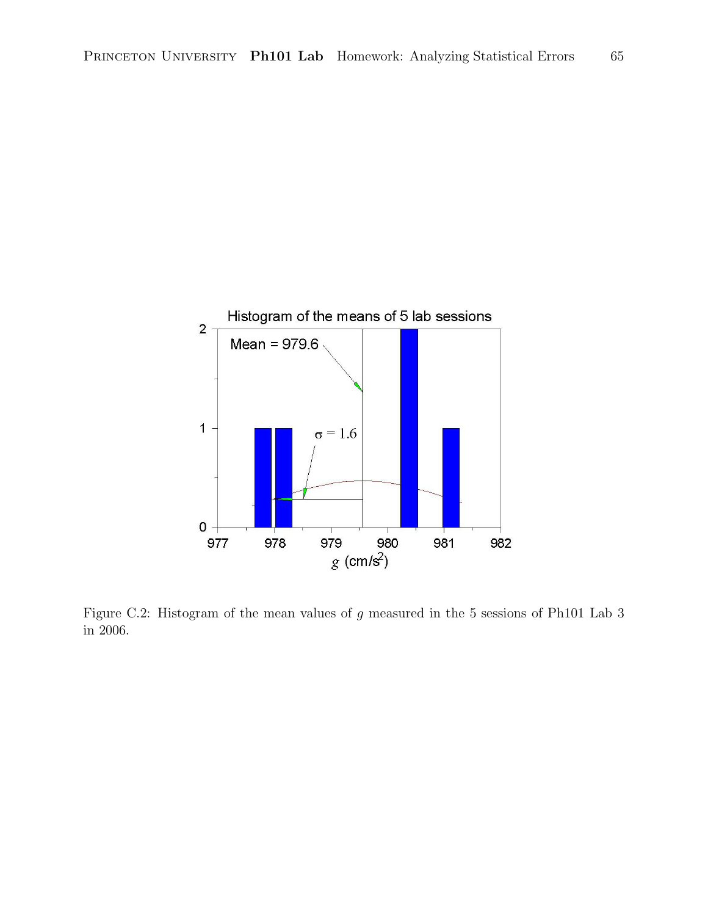Figure C.2: Histogram of the mean values of $g$ measured in the 5 sessions of Ph101 Lab 3 in 2006.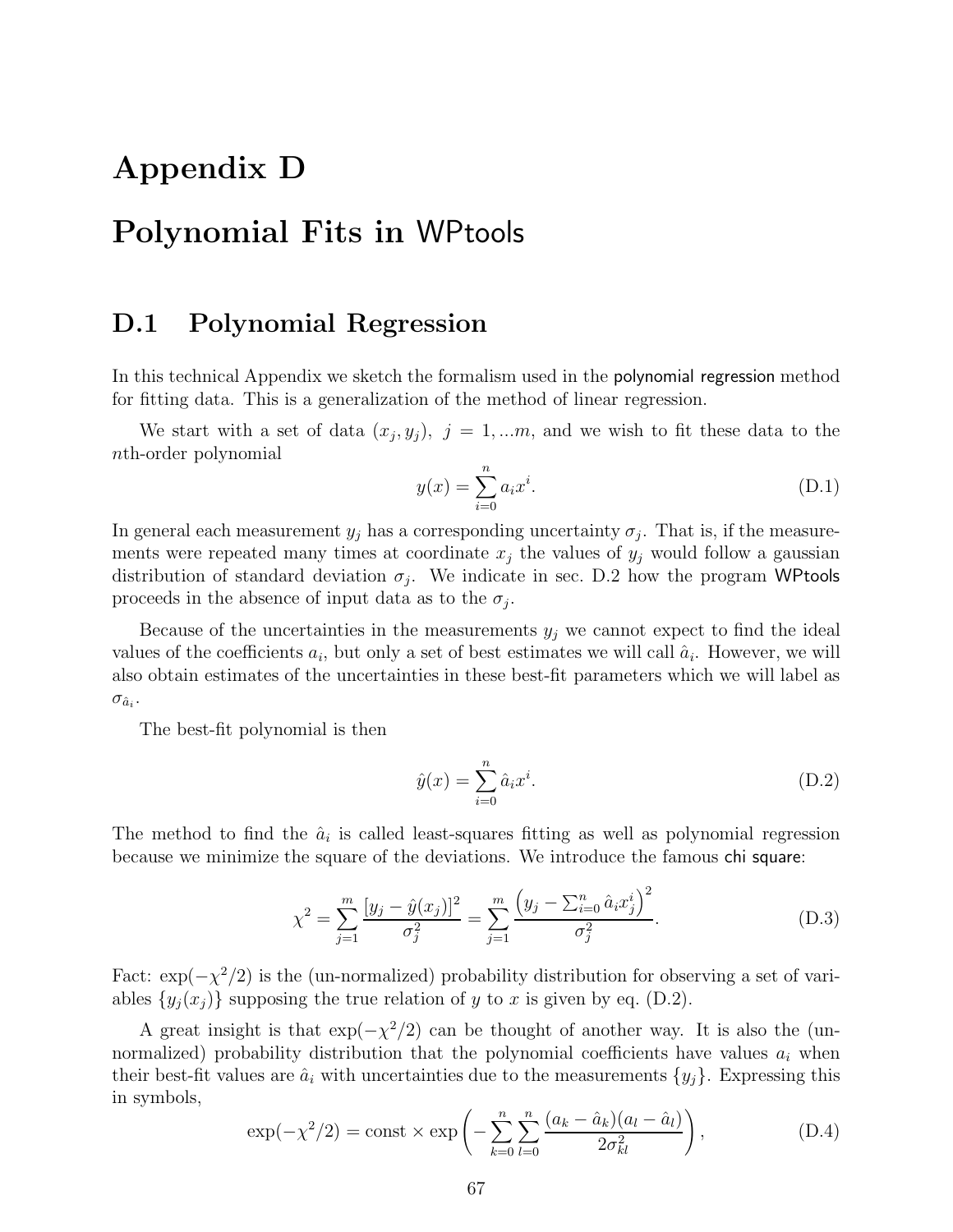# Appendix D

# Polynomial Fits in WPtools

## D.1 Polynomial Regression

In this technical Appendix we sketch the formalism used in the polynomial regression method for fitting data. This is a generalization of the method of linear regression.

We start with a set of data $(x_j, y_j),\ j = 1, ...m$, and we wish to fit these data to the $n$th-order polynomial

$$y(x) = \sum_{i=0}^{n} a_i x^i. \tag{D.1}$$

In general each measurement $y_j$ has a corresponding uncertainty $\sigma_j$. That is, if the measurements were repeated many times at coordinate $x_j$ the values of $y_j$ would follow a gaussian distribution of standard deviation $\sigma_j$. We indicate in sec. D.2 how the program WPtools proceeds in the absence of input data as to the $\sigma_j$.

Because of the uncertainties in the measurements $y_j$ we cannot expect to find the ideal values of the coefficients $a_i$, but only a set of best estimates we will call $\hat{a}_i$. However, we will also obtain estimates of the uncertainties in these best-fit parameters which we will label as $\sigma_{\hat{a}_i}$.

The best-fit polynomial is then

$$\hat{y}(x) = \sum_{i=0}^{n} \hat{a}_i x^i. \tag{D.2}$$

The method to find the $\hat{a}_i$ is called least-squares fitting as well as polynomial regression because we minimize the square of the deviations. We introduce the famous chi square:

$$\chi^2 = \sum_{j=1}^{m} \frac{[y_j - \hat{y}(x_j)]^2}{\sigma_j^2} = \sum_{j=1}^{m} \frac{\left(y_j - \sum_{i=0}^{n} \hat{a}_i x_j^i\right)^2}{\sigma_j^2}. \tag{D.3}$$

Fact: $\exp(-\chi^2/2)$ is the (un-normalized) probability distribution for observing a set of variables $\{y_j(x_j)\}$ supposing the true relation of $y$ to $x$ is given by eq. (D.2).

A great insight is that $\exp(-\chi^2/2)$ can be thought of another way. It is also the (un-normalized) probability distribution that the polynomial coefficients have values $a_i$ when their best-fit values are $\hat{a}_i$ with uncertainties due to the measurements $\{y_j\}$. Expressing this in symbols,

$$\exp(-\chi^2/2) = \text{const} \times \exp\left(-\sum_{k=0}^{n}\sum_{l=0}^{n} \frac{(a_k - \hat{a}_k)(a_l - \hat{a}_l)}{2\sigma_{kl}^2}\right), \tag{D.4}$$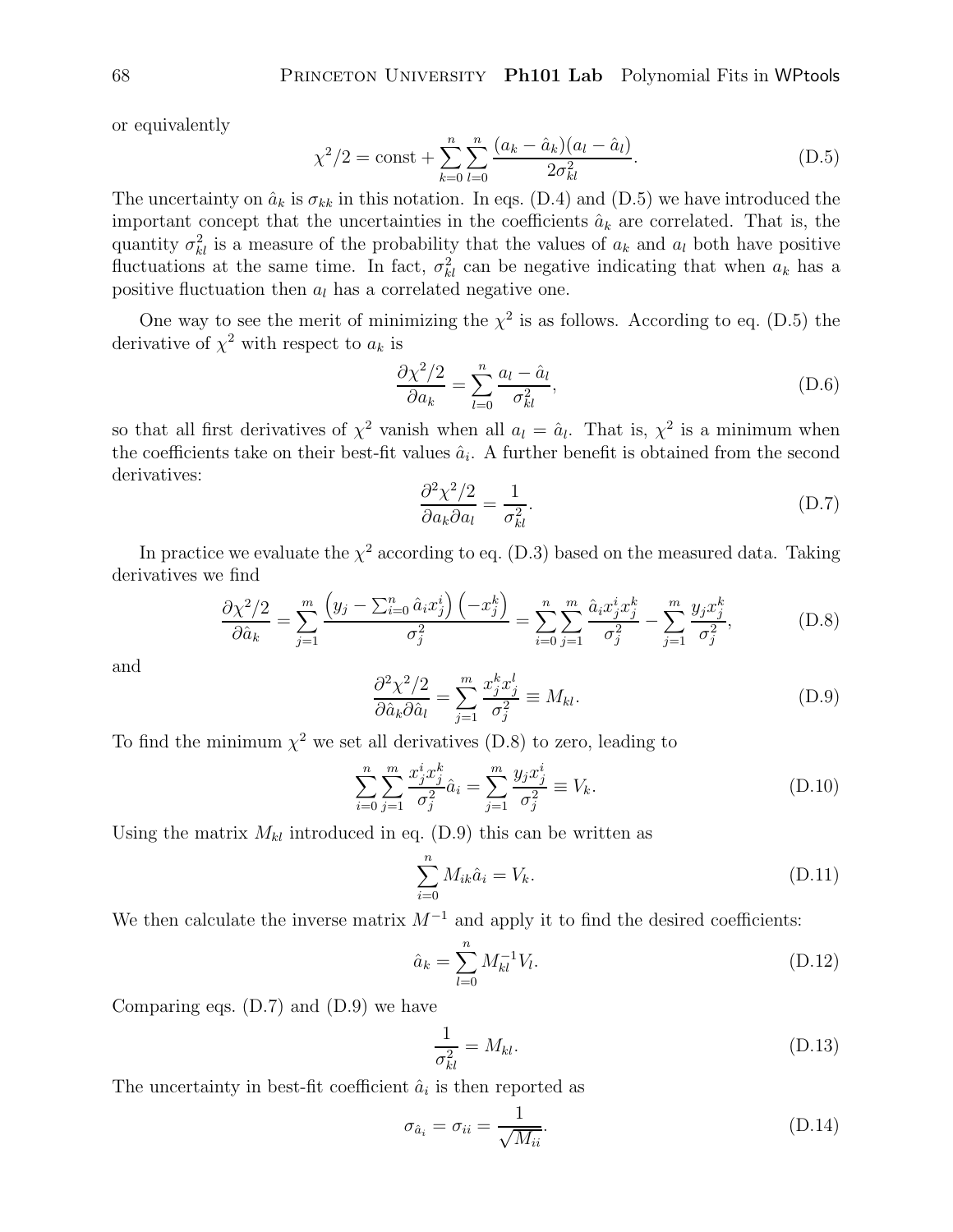or equivalently

$$\chi^2/2 = \text{const} + \sum_{k=0}^{n} \sum_{l=0}^{n} \frac{(a_k - \hat{a}_k)(a_l - \hat{a}_l)}{2\sigma_{kl}^2}. \tag{D.5}$$

The uncertainty on $\hat{a}_k$ is $\sigma_{kk}$ in this notation. In eqs. (D.4) and (D.5) we have introduced the important concept that the uncertainties in the coefficients $\hat{a}_k$ are correlated. That is, the quantity $\sigma_{kl}^2$ is a measure of the probability that the values of $a_k$ and $a_l$ both have positive fluctuations at the same time. In fact, $\sigma_{kl}^2$ can be negative indicating that when $a_k$ has a positive fluctuation then $a_l$ has a correlated negative one.

One way to see the merit of minimizing the $\chi^2$ is as follows. According to eq. (D.5) the derivative of $\chi^2$ with respect to $a_k$ is

$$\frac{\partial \chi^2/2}{\partial a_k} = \sum_{l=0}^{n} \frac{a_l - \hat{a}_l}{\sigma_{kl}^2}, \tag{D.6}$$

so that all first derivatives of $\chi^2$ vanish when all $a_l = \hat{a}_l$. That is, $\chi^2$ is a minimum when the coefficients take on their best-fit values $\hat{a}_i$. A further benefit is obtained from the second derivatives:

$$\frac{\partial^2 \chi^2/2}{\partial a_k \partial a_l} = \frac{1}{\sigma_{kl}^2}. \tag{D.7}$$

In practice we evaluate the $\chi^2$ according to eq. (D.3) based on the measured data. Taking derivatives we find

$$\frac{\partial \chi^2/2}{\partial \hat{a}_k} = \sum_{j=1}^{m} \frac{\left(y_j - \sum_{i=0}^{n} \hat{a}_i x_j^i\right)\left(-x_j^k\right)}{\sigma_j^2} = \sum_{i=0}^{n} \sum_{j=1}^{m} \frac{\hat{a}_i x_j^i x_j^k}{\sigma_j^2} - \sum_{j=1}^{m} \frac{y_j x_j^k}{\sigma_j^2}, \tag{D.8}$$

and

$$\frac{\partial^2 \chi^2/2}{\partial \hat{a}_k \partial \hat{a}_l} = \sum_{j=1}^{m} \frac{x_j^k x_j^l}{\sigma_j^2} \equiv M_{kl}. \tag{D.9}$$

To find the minimum $\chi^2$ we set all derivatives (D.8) to zero, leading to

$$\sum_{i=0}^{n} \sum_{j=1}^{m} \frac{x_j^i x_j^k}{\sigma_j^2} \hat{a}_i = \sum_{j=1}^{m} \frac{y_j x_j^i}{\sigma_j^2} \equiv V_k. \tag{D.10}$$

Using the matrix $M_{kl}$ introduced in eq. (D.9) this can be written as

$$\sum_{i=0}^{n} M_{ik} \hat{a}_i = V_k. \tag{D.11}$$

We then calculate the inverse matrix $M^{-1}$ and apply it to find the desired coefficients:

$$\hat{a}_k = \sum_{l=0}^{n} M_{kl}^{-1} V_l. \tag{D.12}$$

Comparing eqs. (D.7) and (D.9) we have

$$\frac{1}{\sigma_{kl}^2} = M_{kl}. \tag{D.13}$$

The uncertainty in best-fit coefficient $\hat{a}_i$ is then reported as

$$\sigma_{\hat{a}_i} = \sigma_{ii} = \frac{1}{\sqrt{M_{ii}}}. \tag{D.14}$$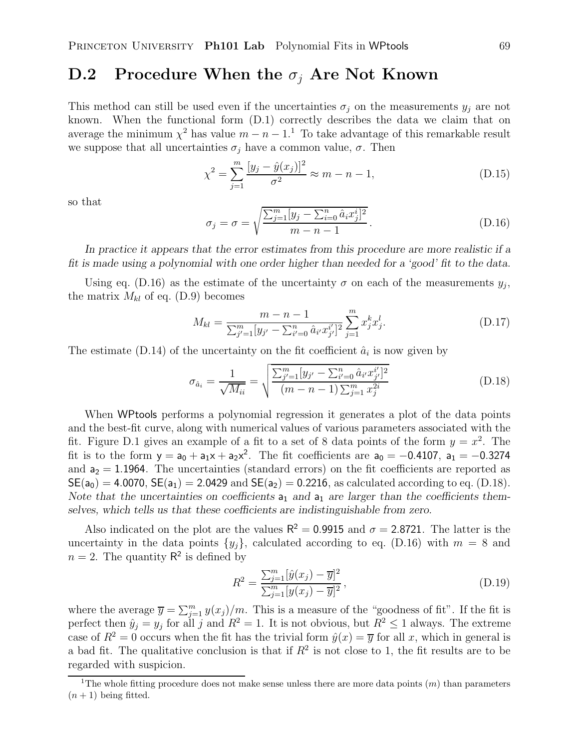## D.2 Procedure When the $\sigma_j$ Are Not Known

This method can still be used even if the uncertainties $\sigma_j$ on the measurements $y_j$ are not known. When the functional form (D.1) correctly describes the data we claim that on average the minimum $\chi^2$ has value $m - n - 1$.[1] To take advantage of this remarkable result we suppose that all uncertainties $\sigma_j$ have a common value, $\sigma$. Then

$$\chi^2 = \sum_{j=1}^{m} \frac{[y_j - \hat{y}(x_j)]^2}{\sigma^2} \approx m - n - 1, \tag{D.15}$$

so that

$$\sigma_j = \sigma = \sqrt{\frac{\sum_{j=1}^{m}[y_j - \sum_{i=0}^{n} \hat{a}_i x_j^i]^2}{m - n - 1}}\,. \tag{D.16}$$

*In practice it appears that the error estimates from this procedure are more realistic if a fit is made using a polynomial with one order higher than needed for a 'good' fit to the data.*

Using eq. (D.16) as the estimate of the uncertainty $\sigma$ on each of the measurements $y_j$, the matrix $M_{kl}$ of eq. (D.9) becomes

$$M_{kl} = \frac{m - n - 1}{\sum_{j'=1}^{m}[y_{j'} - \sum_{i'=0}^{n} \hat{a}_{i'} x_{j'}^{i'}]^2} \sum_{j=1}^{m} x_j^k x_j^l. \tag{D.17}$$

The estimate (D.14) of the uncertainty on the fit coefficient $\hat{a}_i$ is now given by

$$\sigma_{\hat{a}_i} = \frac{1}{\sqrt{M_{ii}}} = \sqrt{\frac{\sum_{j'=1}^{m}[y_{j'} - \sum_{i'=0}^{n} \hat{a}_{i'} x_{j'}^{i'}]^2}{(m - n - 1)\sum_{j=1}^{m} x_j^{2i}}} \tag{D.18}$$

When WPtools performs a polynomial regression it generates a plot of the data points and the best-fit curve, along with numerical values of various parameters associated with the fit. Figure D.1 gives an example of a fit to a set of 8 data points of the form $y = x^2$. The fit is to the form $y = a_0 + a_1 x + a_2 x^2$. The fit coefficients are $a_0 = -0.4107$, $a_1 = -0.3274$ and $a_2 = 1.1964$. The uncertainties (standard errors) on the fit coefficients are reported as $SE(a_0) = 4.0070$, $SE(a_1) = 2.0429$ and $SE(a_2) = 0.2216$, as calculated according to eq. (D.18). *Note that the uncertainties on coefficients $a_1$ and $a_1$ are larger than the coefficients themselves, which tells us that these coefficients are indistinguishable from zero.*

Also indicated on the plot are the values $R^2 = 0.9915$ and $\sigma = 2.8721$. The latter is the uncertainty in the data points $\{y_j\}$, calculated according to eq. (D.16) with $m = 8$ and $n = 2$. The quantity $R^2$ is defined by

$$R^2 = \frac{\sum_{j=1}^{m}[\hat{y}(x_j) - \overline{y}]^2}{\sum_{j=1}^{m}[y(x_j) - \overline{y}]^2}\,, \tag{D.19}$$

where the average $\overline{y} = \sum_{j=1}^{m} y(x_j)/m$. This is a measure of the "goodness of fit". If the fit is perfect then $\hat{y}_j = y_j$ for all $j$ and $R^2 = 1$. It is not obvious, but $R^2 \le 1$ always. The extreme case of $R^2 = 0$ occurs when the fit has the trivial form $\hat{y}(x) = \overline{y}$ for all $x$, which in general is a bad fit. The qualitative conclusion is that if $R^2$ is not close to 1, the fit results are to be regarded with suspicion.

[1] The whole fitting procedure does not make sense unless there are more data points ($m$) than parameters ($n + 1$) being fitted.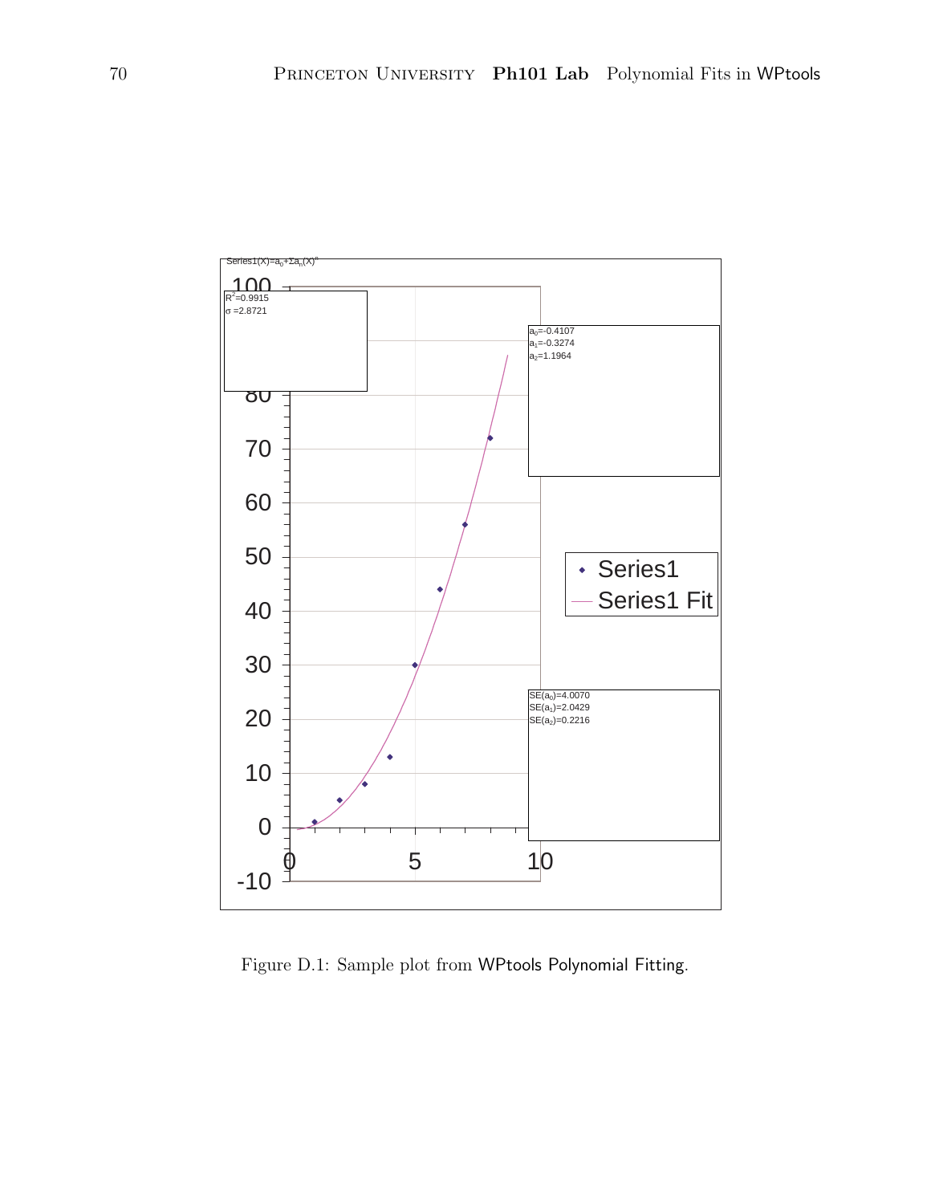Series1(X)=$a_0+\Sigma a_n(X)^n$

$R^2$=0.9915
σ =2.8721

$a_0$=-0.4107
$a_1$=-0.3274
$a_2$=1.1964

Series1
Series1 Fit

SE($a_0$)=4.0070
SE($a_1$)=2.0429
SE($a_2$)=0.2216

100
80
70
60
50
40
30
20
10
0
-10

0
5
10

Figure D.1: Sample plot from WPtools Polynomial Fitting.